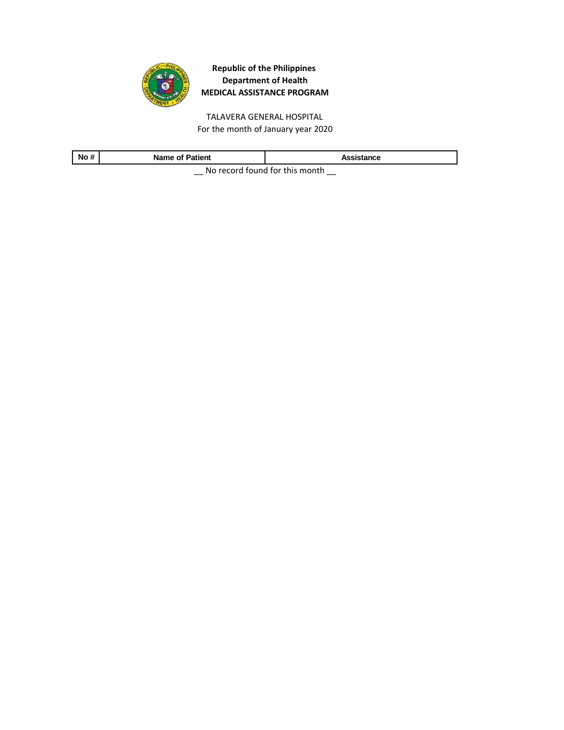**Republic of the Philippines**
**Department of Health**
**MEDICAL ASSISTANCE PROGRAM**

TALAVERA GENERAL HOSPITAL
For the month of January year 2020

| No # | Name of Patient | Assistance |
|---|---|---|

__ No record found for this month __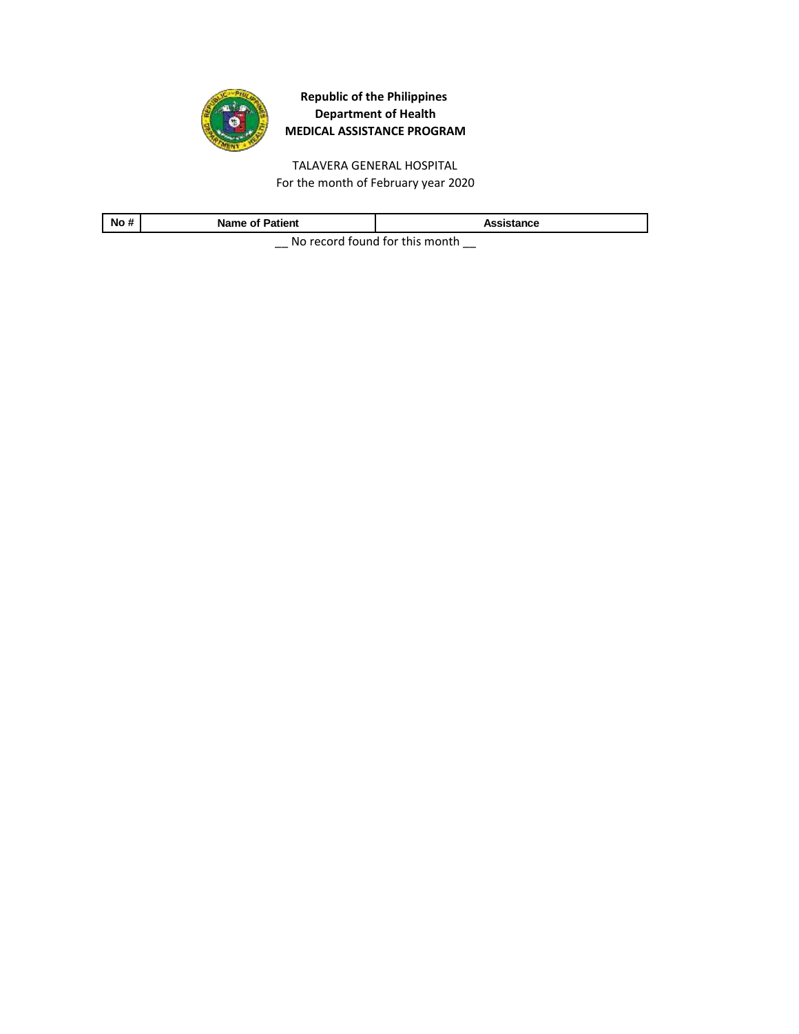**Republic of the Philippines**
**Department of Health**
**MEDICAL ASSISTANCE PROGRAM**

TALAVERA GENERAL HOSPITAL
For the month of February year 2020

| No # | Name of Patient | Assistance |
| --- | --- | --- |

__ No record found for this month __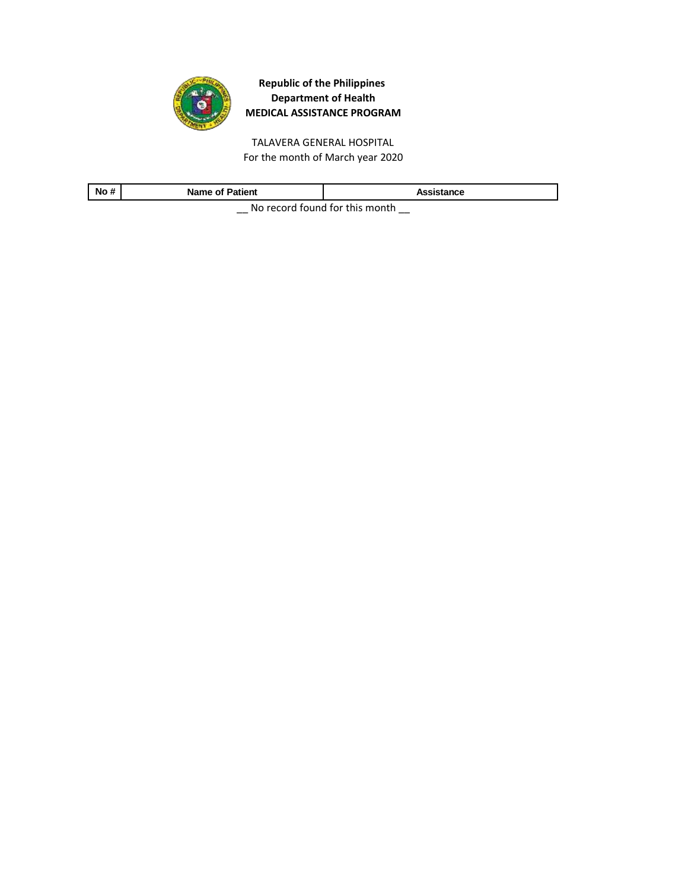**Republic of the Philippines**
**Department of Health**
**MEDICAL ASSISTANCE PROGRAM**

TALAVERA GENERAL HOSPITAL
For the month of March year 2020

| No # | Name of Patient | Assistance |
|---|---|---|

__ No record found for this month __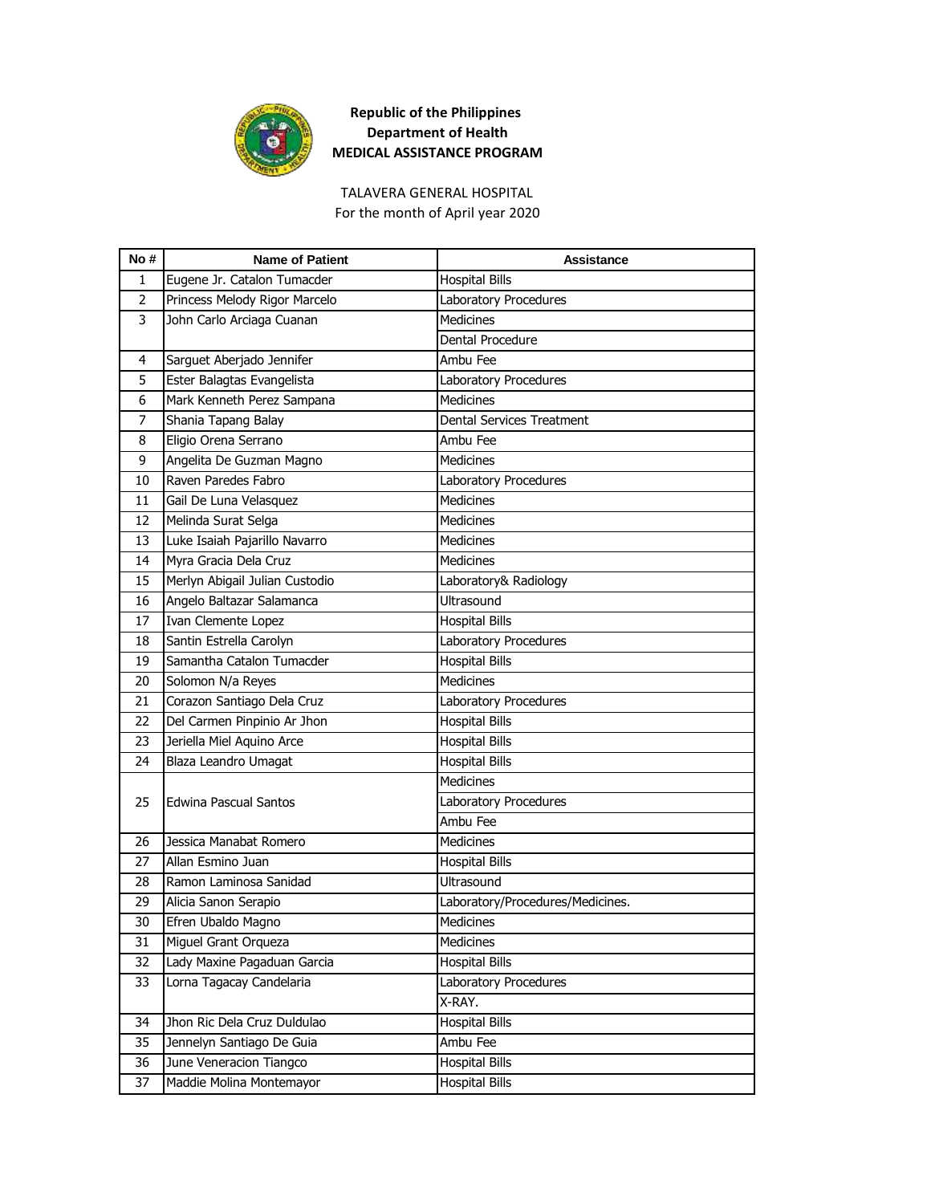**Republic of the Philippines**
**Department of Health**
**MEDICAL ASSISTANCE PROGRAM**

TALAVERA GENERAL HOSPITAL
For the month of April year 2020

| No # | Name of Patient | Assistance |
|---|---|---|
| 1 | Eugene Jr. Catalon Tumacder | Hospital Bills |
| 2 | Princess Melody Rigor Marcelo | Laboratory Procedures |
| 3 | John Carlo Arciaga Cuanan | Medicines |
| | | Dental Procedure |
| 4 | Sarguet Aberjado Jennifer | Ambu Fee |
| 5 | Ester Balagtas Evangelista | Laboratory Procedures |
| 6 | Mark Kenneth Perez Sampana | Medicines |
| 7 | Shania Tapang Balay | Dental Services Treatment |
| 8 | Eligio Orena Serrano | Ambu Fee |
| 9 | Angelita De Guzman Magno | Medicines |
| 10 | Raven Paredes Fabro | Laboratory Procedures |
| 11 | Gail De Luna Velasquez | Medicines |
| 12 | Melinda Surat Selga | Medicines |
| 13 | Luke Isaiah Pajarillo Navarro | Medicines |
| 14 | Myra Gracia Dela Cruz | Medicines |
| 15 | Merlyn Abigail Julian Custodio | Laboratory& Radiology |
| 16 | Angelo Baltazar Salamanca | Ultrasound |
| 17 | Ivan Clemente Lopez | Hospital Bills |
| 18 | Santin Estrella Carolyn | Laboratory Procedures |
| 19 | Samantha Catalon Tumacder | Hospital Bills |
| 20 | Solomon N/a Reyes | Medicines |
| 21 | Corazon Santiago Dela Cruz | Laboratory Procedures |
| 22 | Del Carmen Pinpinio Ar Jhon | Hospital Bills |
| 23 | Jeriella Miel Aquino Arce | Hospital Bills |
| 24 | Blaza Leandro Umagat | Hospital Bills |
| 25 | Edwina Pascual Santos | Medicines |
| | | Laboratory Procedures |
| | | Ambu Fee |
| 26 | Jessica Manabat Romero | Medicines |
| 27 | Allan Esmino Juan | Hospital Bills |
| 28 | Ramon Laminosa Sanidad | Ultrasound |
| 29 | Alicia Sanon Serapio | Laboratory/Procedures/Medicines. |
| 30 | Efren Ubaldo Magno | Medicines |
| 31 | Miguel Grant Orqueza | Medicines |
| 32 | Lady Maxine Pagaduan Garcia | Hospital Bills |
| 33 | Lorna Tagacay Candelaria | Laboratory Procedures |
| | | X-RAY. |
| 34 | Jhon Ric Dela Cruz Duldulao | Hospital Bills |
| 35 | Jennelyn Santiago De Guia | Ambu Fee |
| 36 | June Veneracion Tiangco | Hospital Bills |
| 37 | Maddie Molina Montemayor | Hospital Bills |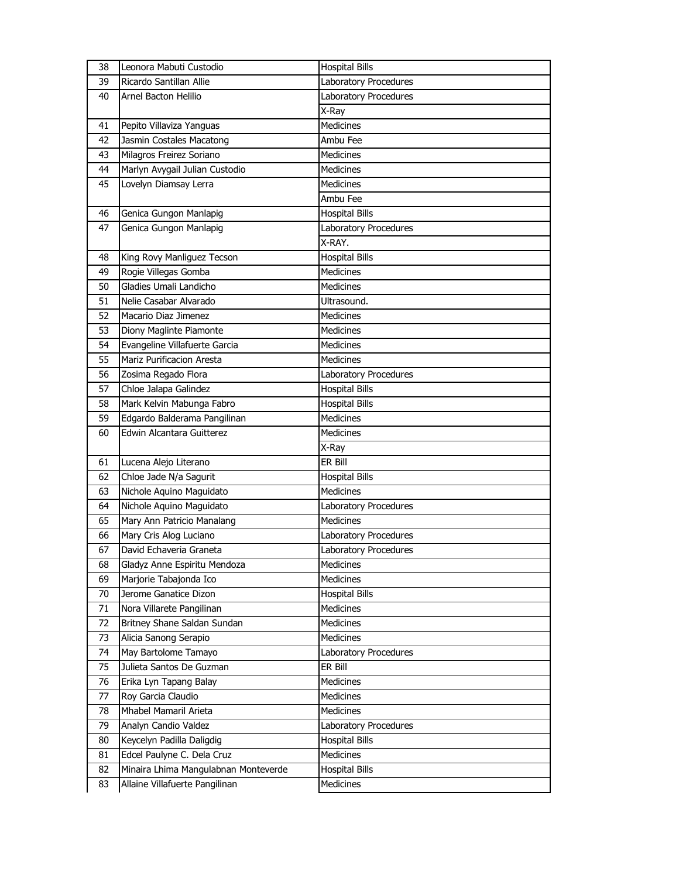| 38 | Leonora Mabuti Custodio | Hospital Bills |
|---|---|---|
| 39 | Ricardo Santillan Allie | Laboratory Procedures |
| 40 | Arnel Bacton Helilio | Laboratory Procedures |
| | | X-Ray |
| 41 | Pepito Villaviza Yanguas | Medicines |
| 42 | Jasmin Costales Macatong | Ambu Fee |
| 43 | Milagros Freirez Soriano | Medicines |
| 44 | Marlyn Avygail Julian Custodio | Medicines |
| 45 | Lovelyn Diamsay Lerra | Medicines |
| | | Ambu Fee |
| 46 | Genica Gungon Manlapig | Hospital Bills |
| 47 | Genica Gungon Manlapig | Laboratory Procedures |
| | | X-RAY. |
| 48 | King Rovy Manliguez Tecson | Hospital Bills |
| 49 | Rogie Villegas Gomba | Medicines |
| 50 | Gladies Umali Landicho | Medicines |
| 51 | Nelie Casabar Alvarado | Ultrasound. |
| 52 | Macario Diaz Jimenez | Medicines |
| 53 | Diony Maglinte Piamonte | Medicines |
| 54 | Evangeline Villafuerte Garcia | Medicines |
| 55 | Mariz Purificacion Aresta | Medicines |
| 56 | Zosima Regado Flora | Laboratory Procedures |
| 57 | Chloe Jalapa Galindez | Hospital Bills |
| 58 | Mark Kelvin Mabunga Fabro | Hospital Bills |
| 59 | Edgardo Balderama Pangilinan | Medicines |
| 60 | Edwin Alcantara Guitterez | Medicines |
| | | X-Ray |
| 61 | Lucena Alejo Literano | ER Bill |
| 62 | Chloe Jade N/a Sagurit | Hospital Bills |
| 63 | Nichole Aquino Maguidato | Medicines |
| 64 | Nichole Aquino Maguidato | Laboratory Procedures |
| 65 | Mary Ann Patricio Manalang | Medicines |
| 66 | Mary Cris Alog Luciano | Laboratory Procedures |
| 67 | David Echaveria Graneta | Laboratory Procedures |
| 68 | Gladyz Anne Espiritu Mendoza | Medicines |
| 69 | Marjorie Tabajonda Ico | Medicines |
| 70 | Jerome Ganatice Dizon | Hospital Bills |
| 71 | Nora Villarete Pangilinan | Medicines |
| 72 | Britney Shane Saldan Sundan | Medicines |
| 73 | Alicia Sanong Serapio | Medicines |
| 74 | May Bartolome Tamayo | Laboratory Procedures |
| 75 | Julieta Santos De Guzman | ER Bill |
| 76 | Erika Lyn Tapang Balay | Medicines |
| 77 | Roy Garcia Claudio | Medicines |
| 78 | Mhabel Mamaril Arieta | Medicines |
| 79 | Analyn Candio Valdez | Laboratory Procedures |
| 80 | Keycelyn Padilla Daligdig | Hospital Bills |
| 81 | Edcel Paulyne C. Dela Cruz | Medicines |
| 82 | Minaira Lhima Mangulabnan Monteverde | Hospital Bills |
| 83 | Allaine Villafuerte Pangilinan | Medicines |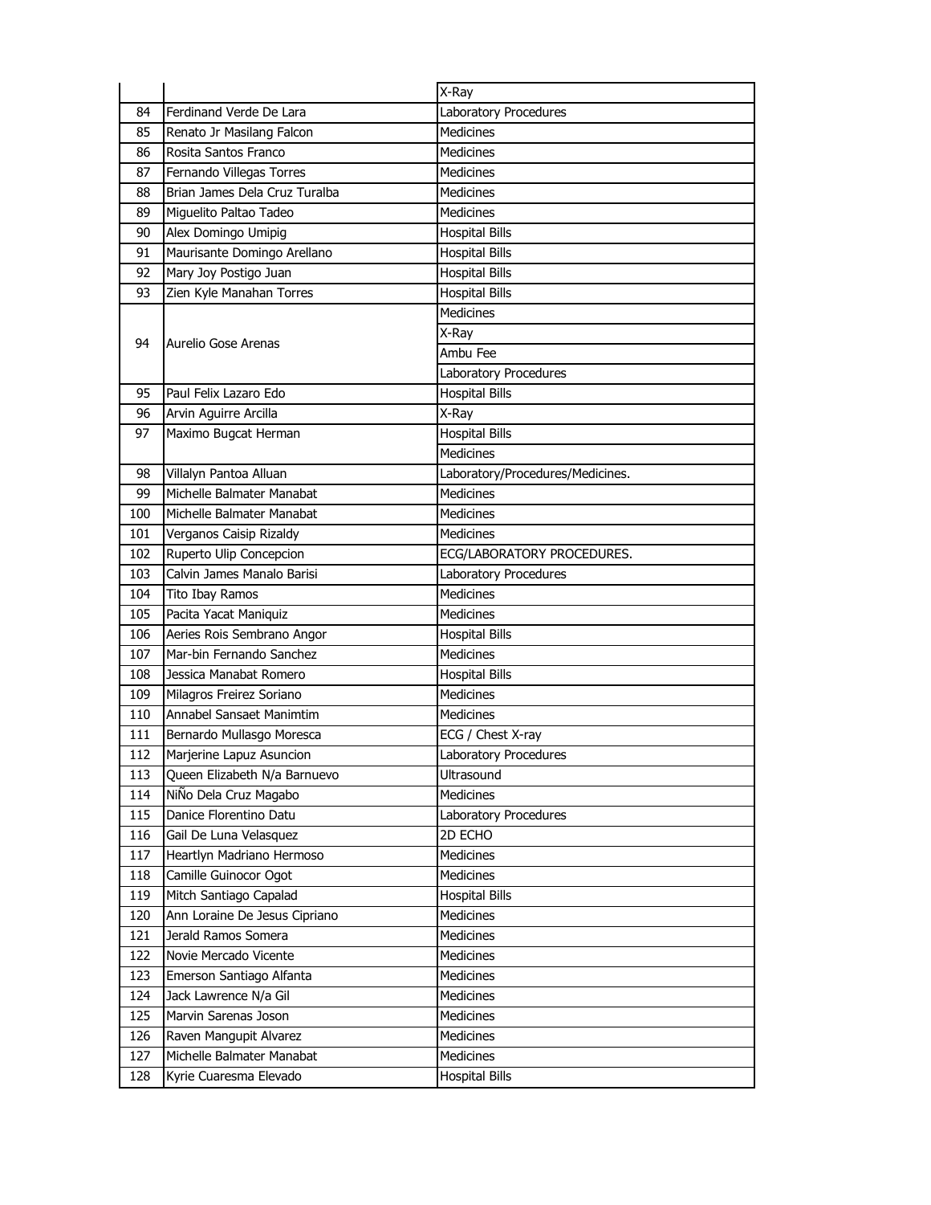| | | |
|---|---|---|
| | | X-Ray |
| 84 | Ferdinand Verde De Lara | Laboratory Procedures |
| 85 | Renato Jr Masilang Falcon | Medicines |
| 86 | Rosita Santos Franco | Medicines |
| 87 | Fernando Villegas Torres | Medicines |
| 88 | Brian James Dela Cruz Turalba | Medicines |
| 89 | Miguelito Paltao Tadeo | Medicines |
| 90 | Alex Domingo Umipig | Hospital Bills |
| 91 | Maurisante Domingo Arellano | Hospital Bills |
| 92 | Mary Joy Postigo Juan | Hospital Bills |
| 93 | Zien Kyle Manahan Torres | Hospital Bills |
| 94 | Aurelio Gose Arenas | Medicines |
| | | X-Ray |
| | | Ambu Fee |
| | | Laboratory Procedures |
| 95 | Paul Felix Lazaro Edo | Hospital Bills |
| 96 | Arvin Aguirre Arcilla | X-Ray |
| 97 | Maximo Bugcat Herman | Hospital Bills |
| | | Medicines |
| 98 | Villalyn Pantoa Alluan | Laboratory/Procedures/Medicines. |
| 99 | Michelle Balmater Manabat | Medicines |
| 100 | Michelle Balmater Manabat | Medicines |
| 101 | Verganos Caisip Rizaldy | Medicines |
| 102 | Ruperto Ulip Concepcion | ECG/LABORATORY PROCEDURES. |
| 103 | Calvin James Manalo Barisi | Laboratory Procedures |
| 104 | Tito Ibay Ramos | Medicines |
| 105 | Pacita Yacat Maniquiz | Medicines |
| 106 | Aeries Rois Sembrano Angor | Hospital Bills |
| 107 | Mar-bin Fernando Sanchez | Medicines |
| 108 | Jessica Manabat Romero | Hospital Bills |
| 109 | Milagros Freirez Soriano | Medicines |
| 110 | Annabel Sansaet Manimtim | Medicines |
| 111 | Bernardo Mullasgo Moresca | ECG / Chest X-ray |
| 112 | Marjerine Lapuz Asuncion | Laboratory Procedures |
| 113 | Queen Elizabeth N/a Barnuevo | Ultrasound |
| 114 | NiÑo Dela Cruz Magabo | Medicines |
| 115 | Danice Florentino Datu | Laboratory Procedures |
| 116 | Gail De Luna Velasquez | 2D ECHO |
| 117 | Heartlyn Madriano Hermoso | Medicines |
| 118 | Camille Guinocor Ogot | Medicines |
| 119 | Mitch Santiago Capalad | Hospital Bills |
| 120 | Ann Loraine De Jesus Cipriano | Medicines |
| 121 | Jerald Ramos Somera | Medicines |
| 122 | Novie Mercado Vicente | Medicines |
| 123 | Emerson Santiago Alfanta | Medicines |
| 124 | Jack Lawrence N/a Gil | Medicines |
| 125 | Marvin Sarenas Joson | Medicines |
| 126 | Raven Mangupit Alvarez | Medicines |
| 127 | Michelle Balmater Manabat | Medicines |
| 128 | Kyrie Cuaresma Elevado | Hospital Bills |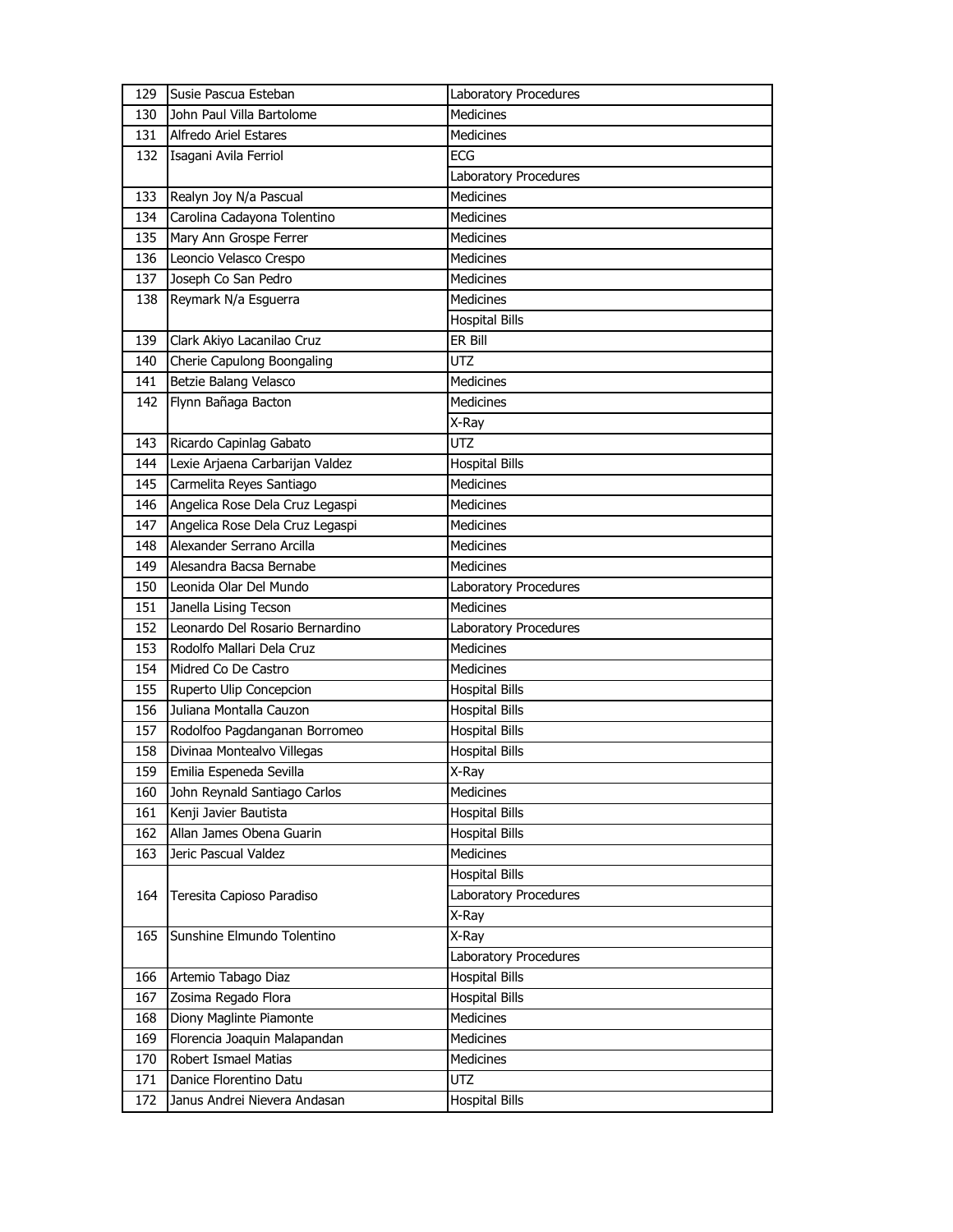| | | |
|---|---|---|
| 129 | Susie Pascua Esteban | Laboratory Procedures |
| 130 | John Paul Villa Bartolome | Medicines |
| 131 | Alfredo Ariel Estares | Medicines |
| 132 | Isagani Avila Ferriol | ECG |
| | | Laboratory Procedures |
| 133 | Realyn Joy N/a Pascual | Medicines |
| 134 | Carolina Cadayona Tolentino | Medicines |
| 135 | Mary Ann Grospe Ferrer | Medicines |
| 136 | Leoncio Velasco Crespo | Medicines |
| 137 | Joseph Co San Pedro | Medicines |
| 138 | Reymark N/a Esguerra | Medicines |
| | | Hospital Bills |
| 139 | Clark Akiyo Lacanilao Cruz | ER Bill |
| 140 | Cherie Capulong Boongaling | UTZ |
| 141 | Betzie Balang Velasco | Medicines |
| 142 | Flynn Bañaga Bacton | Medicines |
| | | X-Ray |
| 143 | Ricardo Capinlag Gabato | UTZ |
| 144 | Lexie Arjaena Carbarijan Valdez | Hospital Bills |
| 145 | Carmelita Reyes Santiago | Medicines |
| 146 | Angelica Rose Dela Cruz Legaspi | Medicines |
| 147 | Angelica Rose Dela Cruz Legaspi | Medicines |
| 148 | Alexander Serrano Arcilla | Medicines |
| 149 | Alesandra Bacsa Bernabe | Medicines |
| 150 | Leonida Olar Del Mundo | Laboratory Procedures |
| 151 | Janella Lising Tecson | Medicines |
| 152 | Leonardo Del Rosario Bernardino | Laboratory Procedures |
| 153 | Rodolfo Mallari Dela Cruz | Medicines |
| 154 | Midred Co De Castro | Medicines |
| 155 | Ruperto Ulip Concepcion | Hospital Bills |
| 156 | Juliana Montalla Cauzon | Hospital Bills |
| 157 | Rodolfoo Pagdanganan Borromeo | Hospital Bills |
| 158 | Divinaa Montealvo Villegas | Hospital Bills |
| 159 | Emilia Espeneda Sevilla | X-Ray |
| 160 | John Reynald Santiago Carlos | Medicines |
| 161 | Kenji Javier Bautista | Hospital Bills |
| 162 | Allan James Obena Guarin | Hospital Bills |
| 163 | Jeric Pascual Valdez | Medicines |
| 164 | Teresita Capioso Paradiso | Hospital Bills |
| | | Laboratory Procedures |
| | | X-Ray |
| 165 | Sunshine Elmundo Tolentino | X-Ray |
| | | Laboratory Procedures |
| 166 | Artemio Tabago Diaz | Hospital Bills |
| 167 | Zosima Regado Flora | Hospital Bills |
| 168 | Diony Maglinte Piamonte | Medicines |
| 169 | Florencia Joaquin Malapandan | Medicines |
| 170 | Robert Ismael Matias | Medicines |
| 171 | Danice Florentino Datu | UTZ |
| 172 | Janus Andrei Nievera Andasan | Hospital Bills |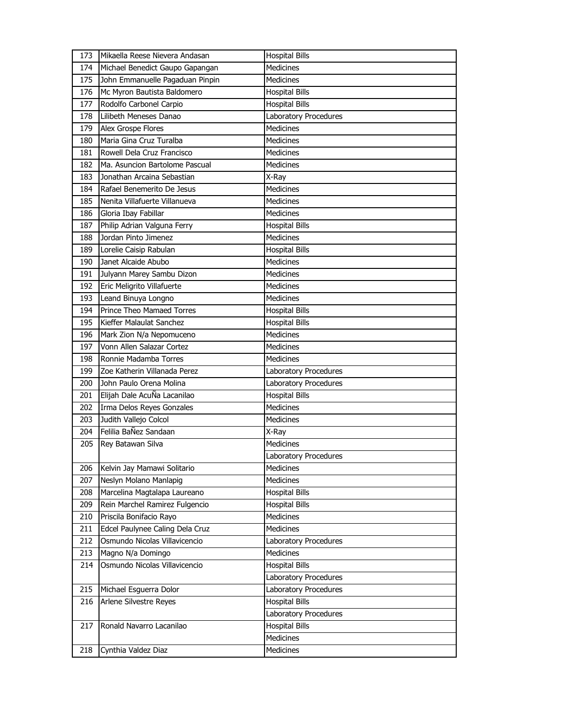| | | |
|---|---|---|
| 173 | Mikaella Reese Nievera Andasan | Hospital Bills |
| 174 | Michael Benedict Gaupo Gapangan | Medicines |
| 175 | John Emmanuelle Pagaduan Pinpin | Medicines |
| 176 | Mc Myron Bautista Baldomero | Hospital Bills |
| 177 | Rodolfo Carbonel Carpio | Hospital Bills |
| 178 | Lilibeth Meneses Danao | Laboratory Procedures |
| 179 | Alex Grospe Flores | Medicines |
| 180 | Maria Gina Cruz Turalba | Medicines |
| 181 | Rowell Dela Cruz Francisco | Medicines |
| 182 | Ma. Asuncion Bartolome Pascual | Medicines |
| 183 | Jonathan Arcaina Sebastian | X-Ray |
| 184 | Rafael Benemerito De Jesus | Medicines |
| 185 | Nenita Villafuerte Villanueva | Medicines |
| 186 | Gloria Ibay Fabillar | Medicines |
| 187 | Philip Adrian Valguna Ferry | Hospital Bills |
| 188 | Jordan Pinto Jimenez | Medicines |
| 189 | Lorelie Caisip Rabulan | Hospital Bills |
| 190 | Janet Alcaide Abubo | Medicines |
| 191 | Julyann Marey Sambu Dizon | Medicines |
| 192 | Eric Meligrito Villafuerte | Medicines |
| 193 | Leand Binuya Longno | Medicines |
| 194 | Prince Theo Mamaed Torres | Hospital Bills |
| 195 | Kieffer Malaulat Sanchez | Hospital Bills |
| 196 | Mark Zion N/a Nepomuceno | Medicines |
| 197 | Vonn Allen Salazar Cortez | Medicines |
| 198 | Ronnie Madamba Torres | Medicines |
| 199 | Zoe Katherin Villanada Perez | Laboratory Procedures |
| 200 | John Paulo Orena Molina | Laboratory Procedures |
| 201 | Elijah Dale AcuÑa Lacanilao | Hospital Bills |
| 202 | Irma Delos Reyes Gonzales | Medicines |
| 203 | Judith Vallejo Colcol | Medicines |
| 204 | Felilia BaÑez Sandaan | X-Ray |
| 205 | Rey Batawan Silva | Medicines |
| | | Laboratory Procedures |
| 206 | Kelvin Jay Mamawi Solitario | Medicines |
| 207 | Neslyn Molano Manlapig | Medicines |
| 208 | Marcelina Magtalapa Laureano | Hospital Bills |
| 209 | Rein Marchel Ramirez Fulgencio | Hospital Bills |
| 210 | Priscila Bonifacio Rayo | Medicines |
| 211 | Edcel Paulynee Caling Dela Cruz | Medicines |
| 212 | Osmundo Nicolas Villavicencio | Laboratory Procedures |
| 213 | Magno N/a Domingo | Medicines |
| 214 | Osmundo Nicolas Villavicencio | Hospital Bills |
| | | Laboratory Procedures |
| 215 | Michael Esguerra Dolor | Laboratory Procedures |
| 216 | Arlene Silvestre Reyes | Hospital Bills |
| | | Laboratory Procedures |
| 217 | Ronald Navarro Lacanilao | Hospital Bills |
| | | Medicines |
| 218 | Cynthia Valdez Diaz | Medicines |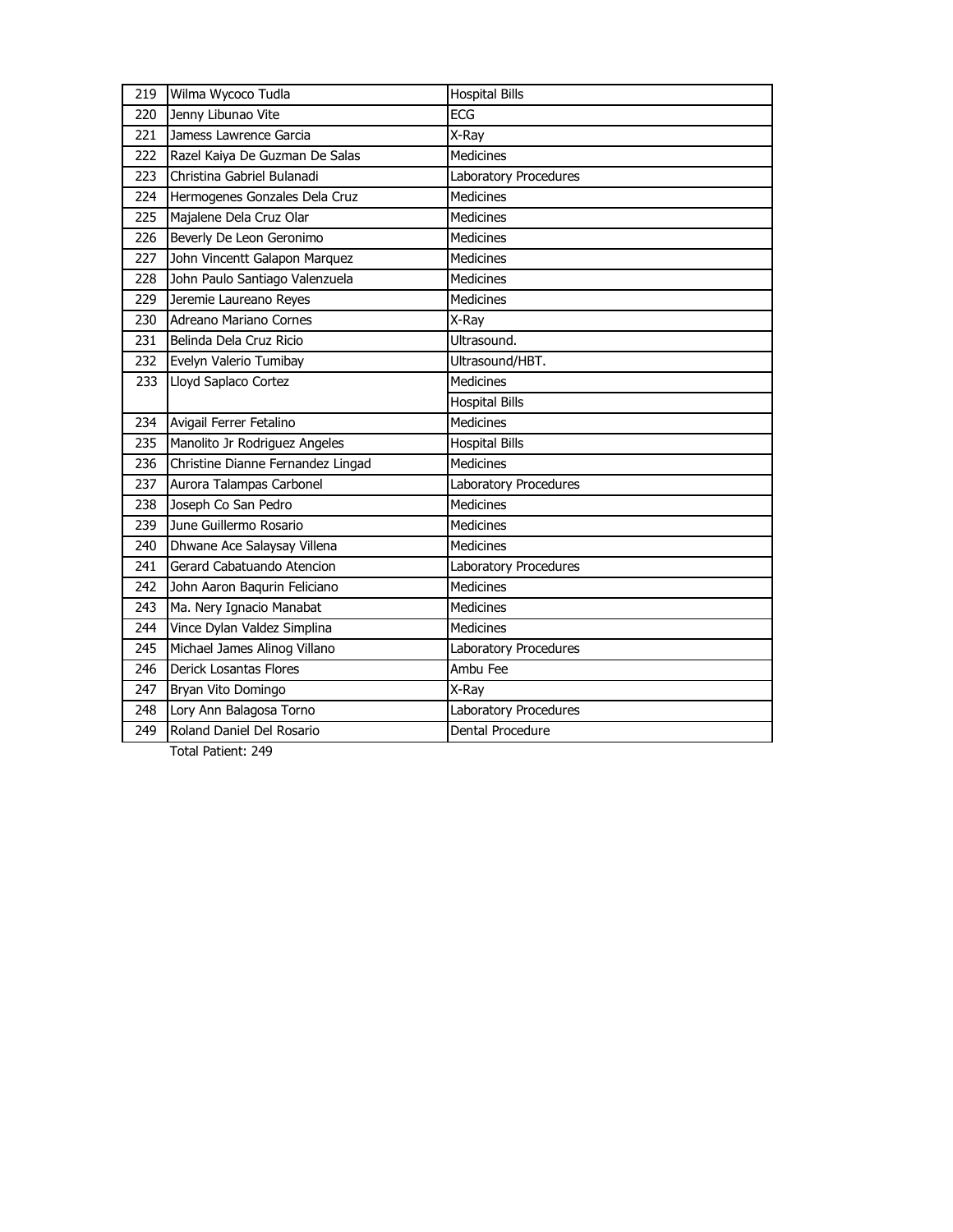| | | |
|---|---|---|
| 219 | Wilma Wycoco Tudla | Hospital Bills |
| 220 | Jenny Libunao Vite | ECG |
| 221 | Jamess Lawrence Garcia | X-Ray |
| 222 | Razel Kaiya De Guzman De Salas | Medicines |
| 223 | Christina Gabriel Bulanadi | Laboratory Procedures |
| 224 | Hermogenes Gonzales Dela Cruz | Medicines |
| 225 | Majalene Dela Cruz Olar | Medicines |
| 226 | Beverly De Leon Geronimo | Medicines |
| 227 | John Vincentt Galapon Marquez | Medicines |
| 228 | John Paulo Santiago Valenzuela | Medicines |
| 229 | Jeremie Laureano Reyes | Medicines |
| 230 | Adreano Mariano Cornes | X-Ray |
| 231 | Belinda Dela Cruz Ricio | Ultrasound. |
| 232 | Evelyn Valerio Tumibay | Ultrasound/HBT. |
| 233 | Lloyd Saplaco Cortez | Medicines |
| | | Hospital Bills |
| 234 | Avigail Ferrer Fetalino | Medicines |
| 235 | Manolito Jr Rodriguez Angeles | Hospital Bills |
| 236 | Christine Dianne Fernandez Lingad | Medicines |
| 237 | Aurora Talampas Carbonel | Laboratory Procedures |
| 238 | Joseph Co San Pedro | Medicines |
| 239 | June Guillermo Rosario | Medicines |
| 240 | Dhwane Ace Salaysay Villena | Medicines |
| 241 | Gerard Cabatuando Atencion | Laboratory Procedures |
| 242 | John Aaron Baqurin Feliciano | Medicines |
| 243 | Ma. Nery Ignacio Manabat | Medicines |
| 244 | Vince Dylan Valdez Simplina | Medicines |
| 245 | Michael James Alinog Villano | Laboratory Procedures |
| 246 | Derick Losantas Flores | Ambu Fee |
| 247 | Bryan Vito Domingo | X-Ray |
| 248 | Lory Ann Balagosa Torno | Laboratory Procedures |
| 249 | Roland Daniel Del Rosario | Dental Procedure |

Total Patient: 249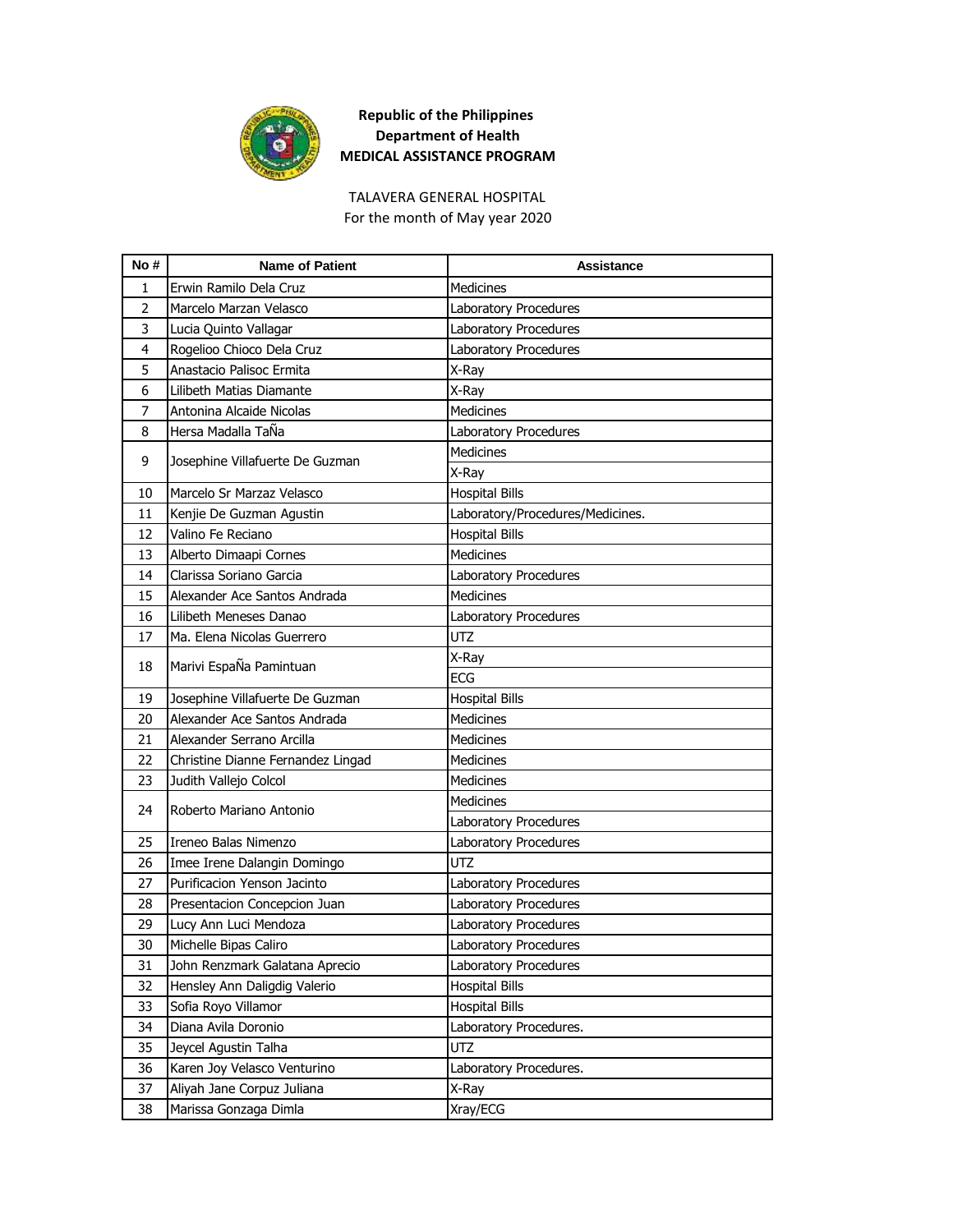**Republic of the Philippines**
**Department of Health**
**MEDICAL ASSISTANCE PROGRAM**

TALAVERA GENERAL HOSPITAL
For the month of May year 2020

| No # | Name of Patient | Assistance |
|---|---|---|
| 1 | Erwin Ramilo Dela Cruz | Medicines |
| 2 | Marcelo Marzan Velasco | Laboratory Procedures |
| 3 | Lucia Quinto Vallagar | Laboratory Procedures |
| 4 | Rogelioo Chioco Dela Cruz | Laboratory Procedures |
| 5 | Anastacio Palisoc Ermita | X-Ray |
| 6 | Lilibeth Matias Diamante | X-Ray |
| 7 | Antonina Alcaide Nicolas | Medicines |
| 8 | Hersa Madalla TaÑa | Laboratory Procedures |
| 9 | Josephine Villafuerte De Guzman | Medicines |
| | | X-Ray |
| 10 | Marcelo Sr Marzaz Velasco | Hospital Bills |
| 11 | Kenjie De Guzman Agustin | Laboratory/Procedures/Medicines. |
| 12 | Valino Fe Reciano | Hospital Bills |
| 13 | Alberto Dimaapi Cornes | Medicines |
| 14 | Clarissa Soriano Garcia | Laboratory Procedures |
| 15 | Alexander Ace Santos Andrada | Medicines |
| 16 | Lilibeth Meneses Danao | Laboratory Procedures |
| 17 | Ma. Elena Nicolas Guerrero | UTZ |
| 18 | Marivi EspaÑa Pamintuan | X-Ray |
| | | ECG |
| 19 | Josephine Villafuerte De Guzman | Hospital Bills |
| 20 | Alexander Ace Santos Andrada | Medicines |
| 21 | Alexander Serrano Arcilla | Medicines |
| 22 | Christine Dianne Fernandez Lingad | Medicines |
| 23 | Judith Vallejo Colcol | Medicines |
| 24 | Roberto Mariano Antonio | Medicines |
| | | Laboratory Procedures |
| 25 | Ireneo Balas Nimenzo | Laboratory Procedures |
| 26 | Imee Irene Dalangin Domingo | UTZ |
| 27 | Purificacion Yenson Jacinto | Laboratory Procedures |
| 28 | Presentacion Concepcion Juan | Laboratory Procedures |
| 29 | Lucy Ann Luci Mendoza | Laboratory Procedures |
| 30 | Michelle Bipas Caliro | Laboratory Procedures |
| 31 | John Renzmark Galatana Aprecio | Laboratory Procedures |
| 32 | Hensley Ann Daligdig Valerio | Hospital Bills |
| 33 | Sofia Royo Villamor | Hospital Bills |
| 34 | Diana Avila Doronio | Laboratory Procedures. |
| 35 | Jeycel Agustin Talha | UTZ |
| 36 | Karen Joy Velasco Venturino | Laboratory Procedures. |
| 37 | Aliyah Jane Corpuz Juliana | X-Ray |
| 38 | Marissa Gonzaga Dimla | Xray/ECG |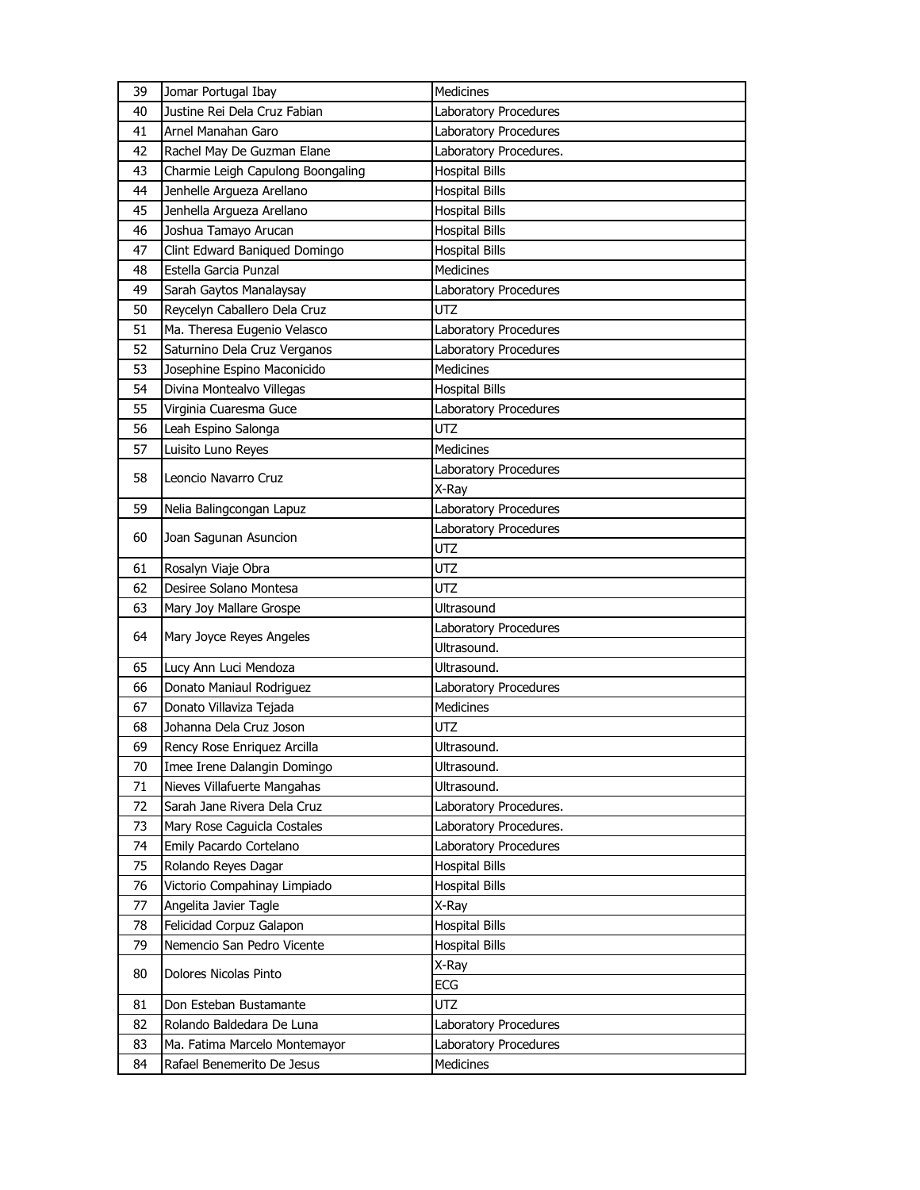| 39 | Jomar Portugal Ibay | Medicines |
|---|---|---|
| 40 | Justine Rei Dela Cruz Fabian | Laboratory Procedures |
| 41 | Arnel Manahan Garo | Laboratory Procedures |
| 42 | Rachel May De Guzman Elane | Laboratory Procedures. |
| 43 | Charmie Leigh Capulong Boongaling | Hospital Bills |
| 44 | Jenhelle Argueza Arellano | Hospital Bills |
| 45 | Jenhella Argueza Arellano | Hospital Bills |
| 46 | Joshua Tamayo Arucan | Hospital Bills |
| 47 | Clint Edward Baniqued Domingo | Hospital Bills |
| 48 | Estella Garcia Punzal | Medicines |
| 49 | Sarah Gaytos Manalaysay | Laboratory Procedures |
| 50 | Reycelyn Caballero Dela Cruz | UTZ |
| 51 | Ma. Theresa Eugenio Velasco | Laboratory Procedures |
| 52 | Saturnino Dela Cruz Verganos | Laboratory Procedures |
| 53 | Josephine Espino Maconicido | Medicines |
| 54 | Divina Montealvo Villegas | Hospital Bills |
| 55 | Virginia Cuaresma Guce | Laboratory Procedures |
| 56 | Leah Espino Salonga | UTZ |
| 57 | Luisito Luno Reyes | Medicines |
| 58 | Leoncio Navarro Cruz | Laboratory Procedures |
| | | X-Ray |
| 59 | Nelia Balingcongan Lapuz | Laboratory Procedures |
| 60 | Joan Sagunan Asuncion | Laboratory Procedures |
| | | UTZ |
| 61 | Rosalyn Viaje Obra | UTZ |
| 62 | Desiree Solano Montesa | UTZ |
| 63 | Mary Joy Mallare Grospe | Ultrasound |
| 64 | Mary Joyce Reyes Angeles | Laboratory Procedures |
| | | Ultrasound. |
| 65 | Lucy Ann Luci Mendoza | Ultrasound. |
| 66 | Donato Maniaul Rodriguez | Laboratory Procedures |
| 67 | Donato Villaviza Tejada | Medicines |
| 68 | Johanna Dela Cruz Joson | UTZ |
| 69 | Rency Rose Enriquez Arcilla | Ultrasound. |
| 70 | Imee Irene Dalangin Domingo | Ultrasound. |
| 71 | Nieves Villafuerte Mangahas | Ultrasound. |
| 72 | Sarah Jane Rivera Dela Cruz | Laboratory Procedures. |
| 73 | Mary Rose Caguicla Costales | Laboratory Procedures. |
| 74 | Emily Pacardo Cortelano | Laboratory Procedures |
| 75 | Rolando Reyes Dagar | Hospital Bills |
| 76 | Victorio Compahinay Limpiado | Hospital Bills |
| 77 | Angelita Javier Tagle | X-Ray |
| 78 | Felicidad Corpuz Galapon | Hospital Bills |
| 79 | Nemencio San Pedro Vicente | Hospital Bills |
| 80 | Dolores Nicolas Pinto | X-Ray |
| | | ECG |
| 81 | Don Esteban Bustamante | UTZ |
| 82 | Rolando Baldedara De Luna | Laboratory Procedures |
| 83 | Ma. Fatima Marcelo Montemayor | Laboratory Procedures |
| 84 | Rafael Benemerito De Jesus | Medicines |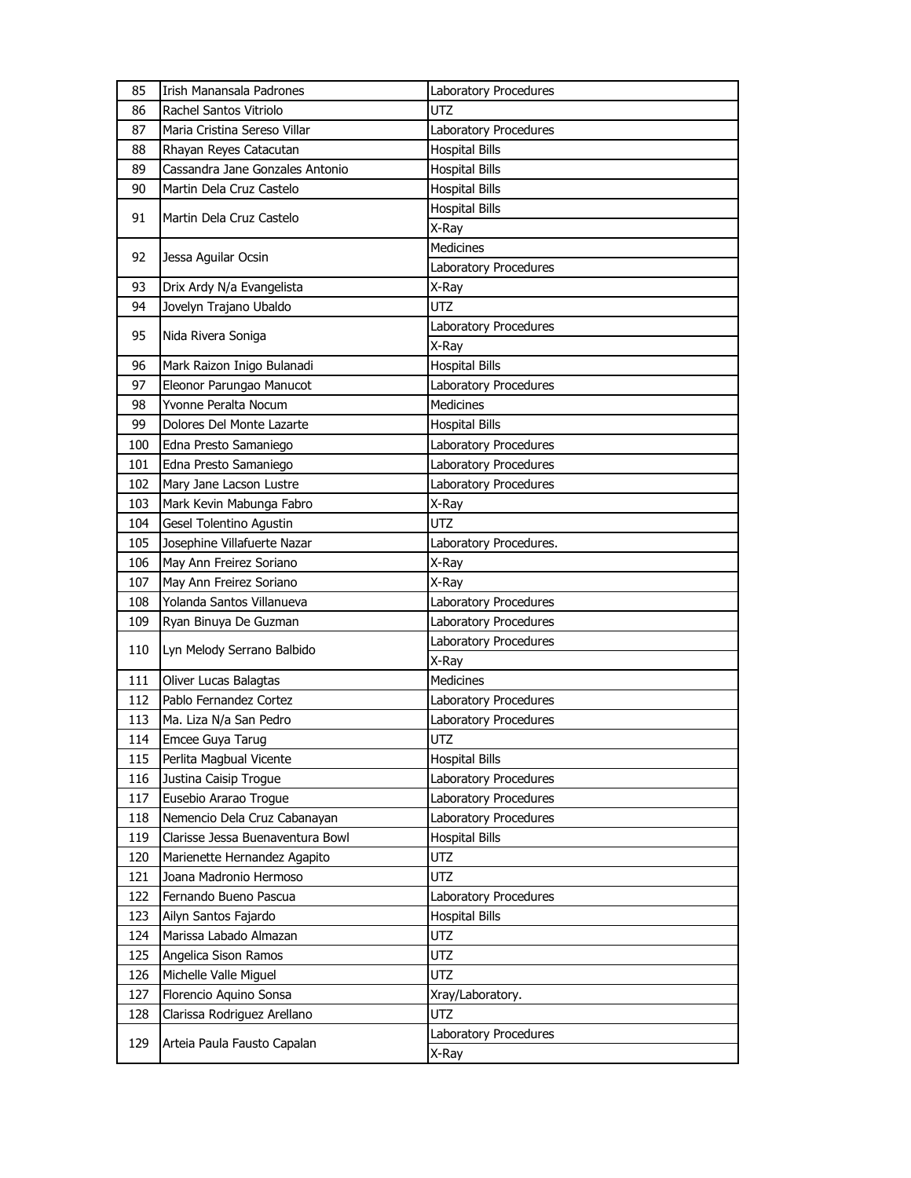| 85 | Irish Manansala Padrones | Laboratory Procedures |
|---|---|---|
| 86 | Rachel Santos Vitriolo | UTZ |
| 87 | Maria Cristina Sereso Villar | Laboratory Procedures |
| 88 | Rhayan Reyes Catacutan | Hospital Bills |
| 89 | Cassandra Jane Gonzales Antonio | Hospital Bills |
| 90 | Martin Dela Cruz Castelo | Hospital Bills |
| 91 | Martin Dela Cruz Castelo | Hospital Bills |
| | | X-Ray |
| 92 | Jessa Aguilar Ocsin | Medicines |
| | | Laboratory Procedures |
| 93 | Drix Ardy N/a Evangelista | X-Ray |
| 94 | Jovelyn Trajano Ubaldo | UTZ |
| 95 | Nida Rivera Soniga | Laboratory Procedures |
| | | X-Ray |
| 96 | Mark Raizon Inigo Bulanadi | Hospital Bills |
| 97 | Eleonor Parungao Manucot | Laboratory Procedures |
| 98 | Yvonne Peralta Nocum | Medicines |
| 99 | Dolores Del Monte Lazarte | Hospital Bills |
| 100 | Edna Presto Samaniego | Laboratory Procedures |
| 101 | Edna Presto Samaniego | Laboratory Procedures |
| 102 | Mary Jane Lacson Lustre | Laboratory Procedures |
| 103 | Mark Kevin Mabunga Fabro | X-Ray |
| 104 | Gesel Tolentino Agustin | UTZ |
| 105 | Josephine Villafuerte Nazar | Laboratory Procedures. |
| 106 | May Ann Freirez Soriano | X-Ray |
| 107 | May Ann Freirez Soriano | X-Ray |
| 108 | Yolanda Santos Villanueva | Laboratory Procedures |
| 109 | Ryan Binuya De Guzman | Laboratory Procedures |
| 110 | Lyn Melody Serrano Balbido | Laboratory Procedures |
| | | X-Ray |
| 111 | Oliver Lucas Balagtas | Medicines |
| 112 | Pablo Fernandez Cortez | Laboratory Procedures |
| 113 | Ma. Liza N/a San Pedro | Laboratory Procedures |
| 114 | Emcee Guya Tarug | UTZ |
| 115 | Perlita Magbual Vicente | Hospital Bills |
| 116 | Justina Caisip Trogue | Laboratory Procedures |
| 117 | Eusebio Ararao Trogue | Laboratory Procedures |
| 118 | Nemencio Dela Cruz Cabanayan | Laboratory Procedures |
| 119 | Clarisse Jessa Buenaventura Bowl | Hospital Bills |
| 120 | Marienette Hernandez Agapito | UTZ |
| 121 | Joana Madronio Hermoso | UTZ |
| 122 | Fernando Bueno Pascua | Laboratory Procedures |
| 123 | Ailyn Santos Fajardo | Hospital Bills |
| 124 | Marissa Labado Almazan | UTZ |
| 125 | Angelica Sison Ramos | UTZ |
| 126 | Michelle Valle Miguel | UTZ |
| 127 | Florencio Aquino Sonsa | Xray/Laboratory. |
| 128 | Clarissa Rodriguez Arellano | UTZ |
| 129 | Arteia Paula Fausto Capalan | Laboratory Procedures |
| | | X-Ray |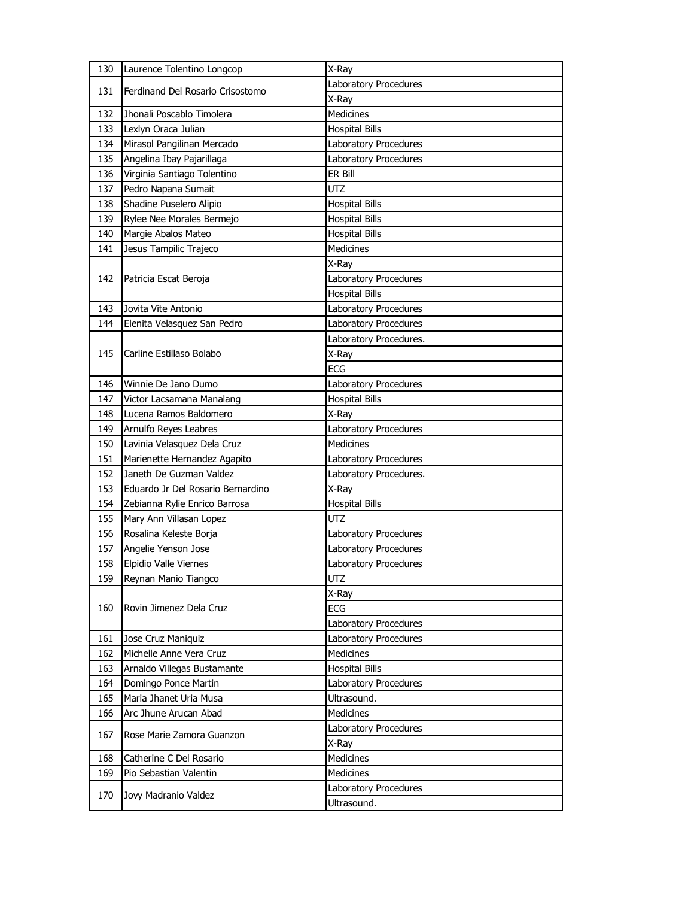| 130 | Laurence Tolentino Longcop | X-Ray |
|---|---|---|
| 131 | Ferdinand Del Rosario Crisostomo | Laboratory Procedures |
| | | X-Ray |
| 132 | Jhonali Poscablo Timolera | Medicines |
| 133 | Lexlyn Oraca Julian | Hospital Bills |
| 134 | Mirasol Pangilinan Mercado | Laboratory Procedures |
| 135 | Angelina Ibay Pajarillaga | Laboratory Procedures |
| 136 | Virginia Santiago Tolentino | ER Bill |
| 137 | Pedro Napana Sumait | UTZ |
| 138 | Shadine Puselero Alipio | Hospital Bills |
| 139 | Rylee Nee Morales Bermejo | Hospital Bills |
| 140 | Margie Abalos Mateo | Hospital Bills |
| 141 | Jesus Tampilic Trajeco | Medicines |
| 142 | Patricia Escat Beroja | X-Ray |
| | | Laboratory Procedures |
| | | Hospital Bills |
| 143 | Jovita Vite Antonio | Laboratory Procedures |
| 144 | Elenita Velasquez San Pedro | Laboratory Procedures |
| 145 | Carline Estillaso Bolabo | Laboratory Procedures. |
| | | X-Ray |
| | | ECG |
| 146 | Winnie De Jano Dumo | Laboratory Procedures |
| 147 | Victor Lacsamana Manalang | Hospital Bills |
| 148 | Lucena Ramos Baldomero | X-Ray |
| 149 | Arnulfo Reyes Leabres | Laboratory Procedures |
| 150 | Lavinia Velasquez Dela Cruz | Medicines |
| 151 | Marienette Hernandez Agapito | Laboratory Procedures |
| 152 | Janeth De Guzman Valdez | Laboratory Procedures. |
| 153 | Eduardo Jr Del Rosario Bernardino | X-Ray |
| 154 | Zebianna Rylie Enrico Barrosa | Hospital Bills |
| 155 | Mary Ann Villasan Lopez | UTZ |
| 156 | Rosalina Keleste Borja | Laboratory Procedures |
| 157 | Angelie Yenson Jose | Laboratory Procedures |
| 158 | Elpidio Valle Viernes | Laboratory Procedures |
| 159 | Reynan Manio Tiangco | UTZ |
| 160 | Rovin Jimenez Dela Cruz | X-Ray |
| | | ECG |
| | | Laboratory Procedures |
| 161 | Jose Cruz Maniquiz | Laboratory Procedures |
| 162 | Michelle Anne Vera Cruz | Medicines |
| 163 | Arnaldo Villegas Bustamante | Hospital Bills |
| 164 | Domingo Ponce Martin | Laboratory Procedures |
| 165 | Maria Jhanet Uria Musa | Ultrasound. |
| 166 | Arc Jhune Arucan Abad | Medicines |
| 167 | Rose Marie Zamora Guanzon | Laboratory Procedures |
| | | X-Ray |
| 168 | Catherine C Del Rosario | Medicines |
| 169 | Pio Sebastian Valentin | Medicines |
| 170 | Jovy Madranio Valdez | Laboratory Procedures |
| | | Ultrasound. |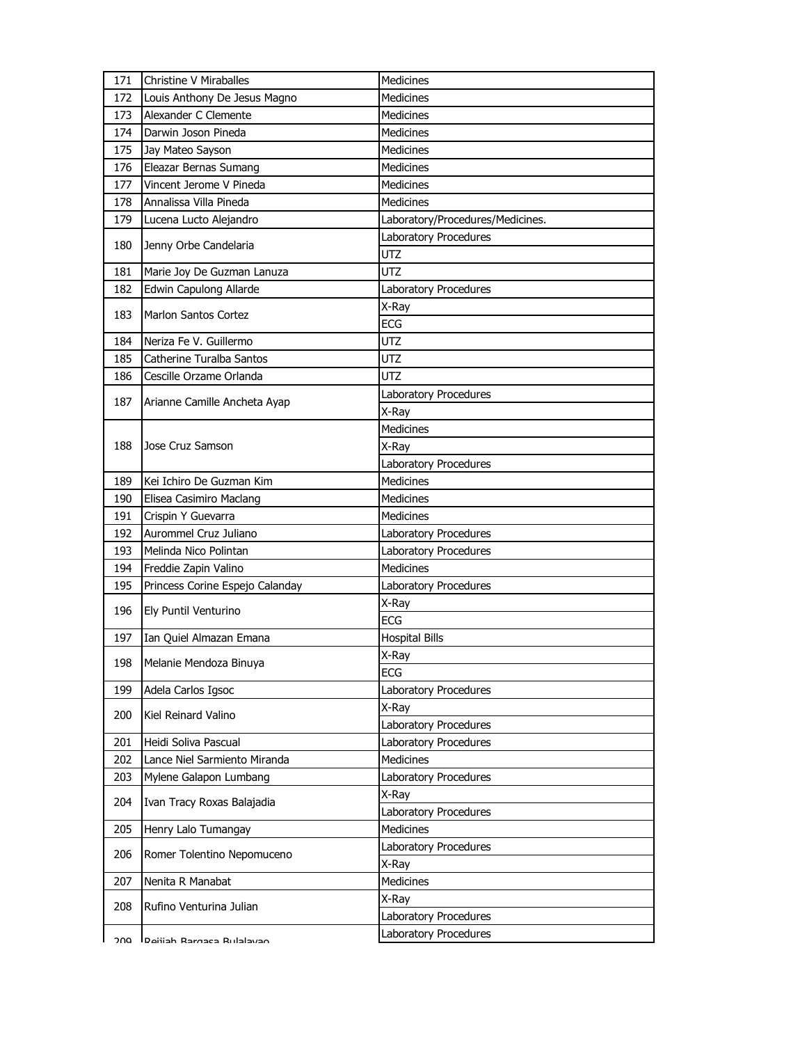| | | |
|---|---|---|
| 171 | Christine V Miraballes | Medicines |
| 172 | Louis Anthony De Jesus Magno | Medicines |
| 173 | Alexander C Clemente | Medicines |
| 174 | Darwin Joson Pineda | Medicines |
| 175 | Jay Mateo Sayson | Medicines |
| 176 | Eleazar Bernas Sumang | Medicines |
| 177 | Vincent Jerome V Pineda | Medicines |
| 178 | Annalissa Villa Pineda | Medicines |
| 179 | Lucena Lucto Alejandro | Laboratory/Procedures/Medicines. |
| 180 | Jenny Orbe Candelaria | Laboratory Procedures |
| | | UTZ |
| 181 | Marie Joy De Guzman Lanuza | UTZ |
| 182 | Edwin Capulong Allarde | Laboratory Procedures |
| 183 | Marlon Santos Cortez | X-Ray |
| | | ECG |
| 184 | Neriza Fe V. Guillermo | UTZ |
| 185 | Catherine Turalba Santos | UTZ |
| 186 | Cescille Orzame Orlanda | UTZ |
| 187 | Arianne Camille Ancheta Ayap | Laboratory Procedures |
| | | X-Ray |
| 188 | Jose Cruz Samson | Medicines |
| | | X-Ray |
| | | Laboratory Procedures |
| 189 | Kei Ichiro De Guzman Kim | Medicines |
| 190 | Elisea Casimiro Maclang | Medicines |
| 191 | Crispin Y Guevarra | Medicines |
| 192 | Aurommel Cruz Juliano | Laboratory Procedures |
| 193 | Melinda Nico Polintan | Laboratory Procedures |
| 194 | Freddie Zapin Valino | Medicines |
| 195 | Princess Corine Espejo Calanday | Laboratory Procedures |
| 196 | Ely Puntil Venturino | X-Ray |
| | | ECG |
| 197 | Ian Quiel Almazan Emana | Hospital Bills |
| 198 | Melanie Mendoza Binuya | X-Ray |
| | | ECG |
| 199 | Adela Carlos Igsoc | Laboratory Procedures |
| 200 | Kiel Reinard Valino | X-Ray |
| | | Laboratory Procedures |
| 201 | Heidi Soliva Pascual | Laboratory Procedures |
| 202 | Lance Niel Sarmiento Miranda | Medicines |
| 203 | Mylene Galapon Lumbang | Laboratory Procedures |
| 204 | Ivan Tracy Roxas Balajadia | X-Ray |
| | | Laboratory Procedures |
| 205 | Henry Lalo Tumangay | Medicines |
| 206 | Romer Tolentino Nepomuceno | Laboratory Procedures |
| | | X-Ray |
| 207 | Nenita R Manabat | Medicines |
| 208 | Rufino Venturina Julian | X-Ray |
| | | Laboratory Procedures |
| 209 | Reijiah Bargasa Bulalayao | Laboratory Procedures |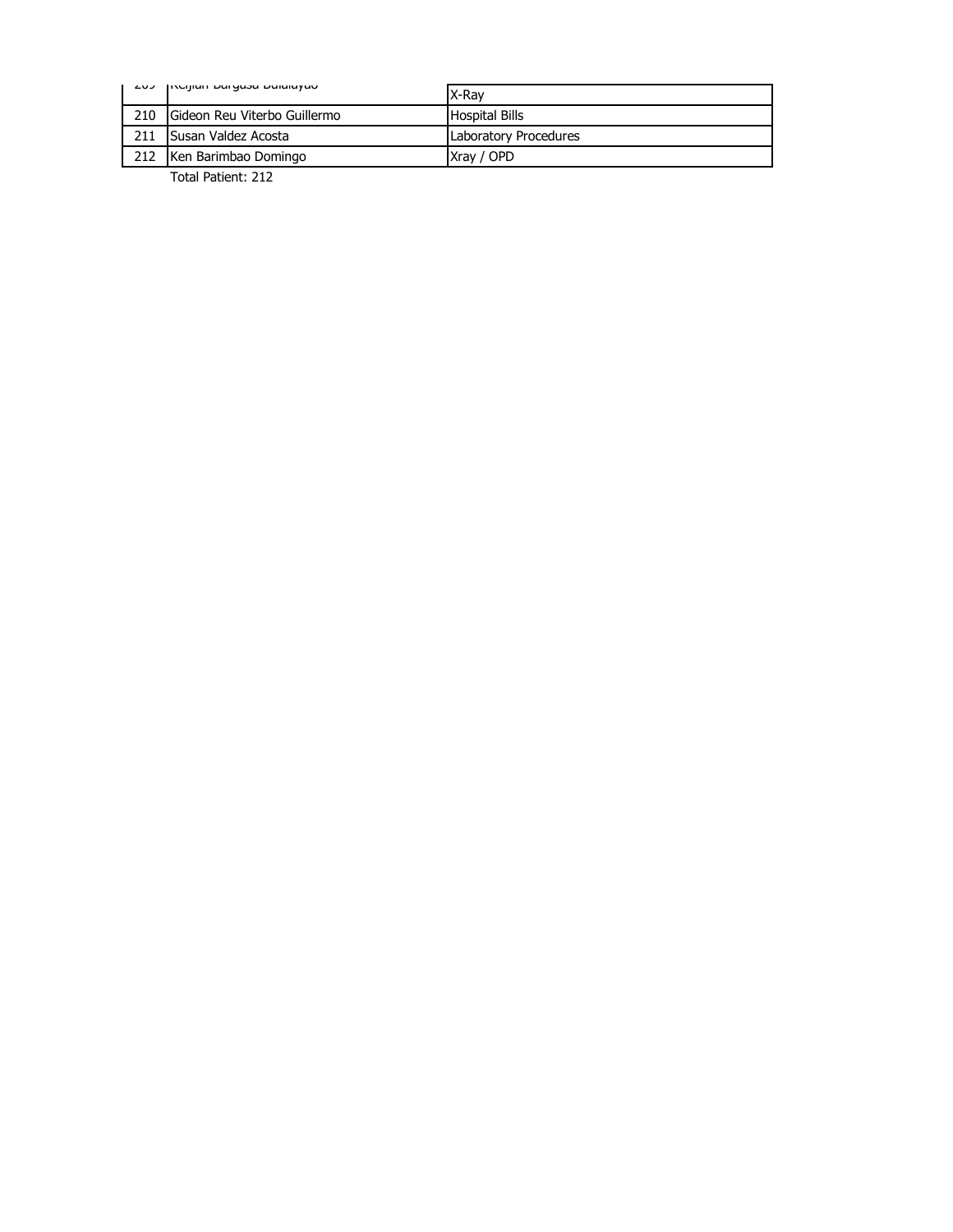| | | |
|---|---|---|
| 209 | Keijian Bargasa Dulalayao | X-Ray |
| 210 | Gideon Reu Viterbo Guillermo | Hospital Bills |
| 211 | Susan Valdez Acosta | Laboratory Procedures |
| 212 | Ken Barimbao Domingo | Xray / OPD |

Total Patient: 212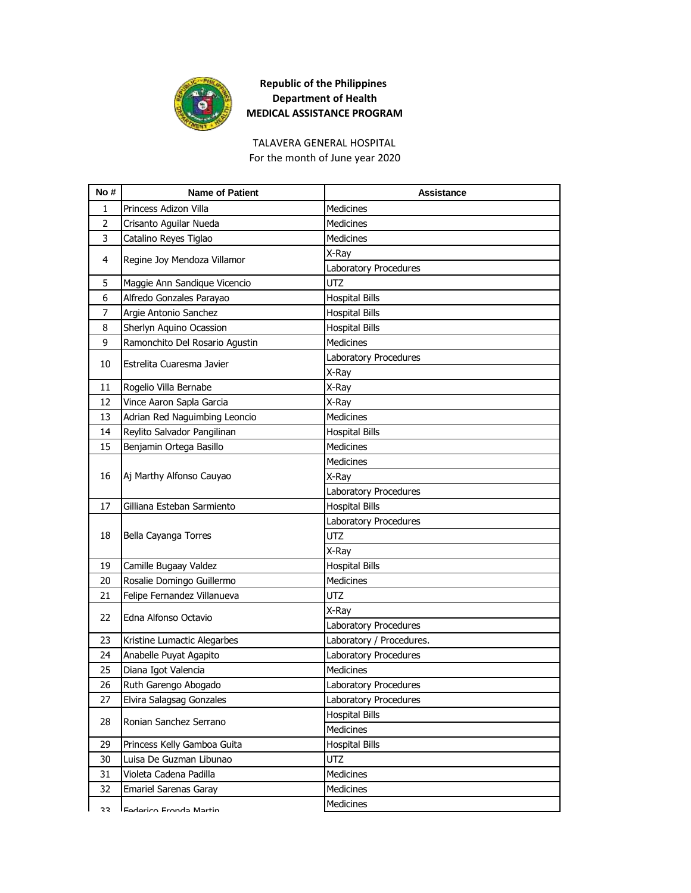**Republic of the Philippines**
**Department of Health**
**MEDICAL ASSISTANCE PROGRAM**

TALAVERA GENERAL HOSPITAL
For the month of June year 2020

| No # | Name of Patient | Assistance |
|---|---|---|
| 1 | Princess Adizon Villa | Medicines |
| 2 | Crisanto Aguilar Nueda | Medicines |
| 3 | Catalino Reyes Tiglao | Medicines |
| 4 | Regine Joy Mendoza Villamor | X-Ray |
| | | Laboratory Procedures |
| 5 | Maggie Ann Sandique Vicencio | UTZ |
| 6 | Alfredo Gonzales Parayao | Hospital Bills |
| 7 | Argie Antonio Sanchez | Hospital Bills |
| 8 | Sherlyn Aquino Ocassion | Hospital Bills |
| 9 | Ramonchito Del Rosario Agustin | Medicines |
| 10 | Estrelita Cuaresma Javier | Laboratory Procedures |
| | | X-Ray |
| 11 | Rogelio Villa Bernabe | X-Ray |
| 12 | Vince Aaron Sapla Garcia | X-Ray |
| 13 | Adrian Red Naguimbing Leoncio | Medicines |
| 14 | Reylito Salvador Pangilinan | Hospital Bills |
| 15 | Benjamin Ortega Basillo | Medicines |
| 16 | Aj Marthy Alfonso Cauyao | Medicines |
| | | X-Ray |
| | | Laboratory Procedures |
| 17 | Gilliana Esteban Sarmiento | Hospital Bills |
| 18 | Bella Cayanga Torres | Laboratory Procedures |
| | | UTZ |
| | | X-Ray |
| 19 | Camille Bugaay Valdez | Hospital Bills |
| 20 | Rosalie Domingo Guillermo | Medicines |
| 21 | Felipe Fernandez Villanueva | UTZ |
| 22 | Edna Alfonso Octavio | X-Ray |
| | | Laboratory Procedures |
| 23 | Kristine Lumactic Alegarbes | Laboratory / Procedures. |
| 24 | Anabelle Puyat Agapito | Laboratory Procedures |
| 25 | Diana Igot Valencia | Medicines |
| 26 | Ruth Garengo Abogado | Laboratory Procedures |
| 27 | Elvira Salagsag Gonzales | Laboratory Procedures |
| 28 | Ronian Sanchez Serrano | Hospital Bills |
| | | Medicines |
| 29 | Princess Kelly Gamboa Guita | Hospital Bills |
| 30 | Luisa De Guzman Libunao | UTZ |
| 31 | Violeta Cadena Padilla | Medicines |
| 32 | Emariel Sarenas Garay | Medicines |
| 33 | Federico Fronda Martin | Medicines |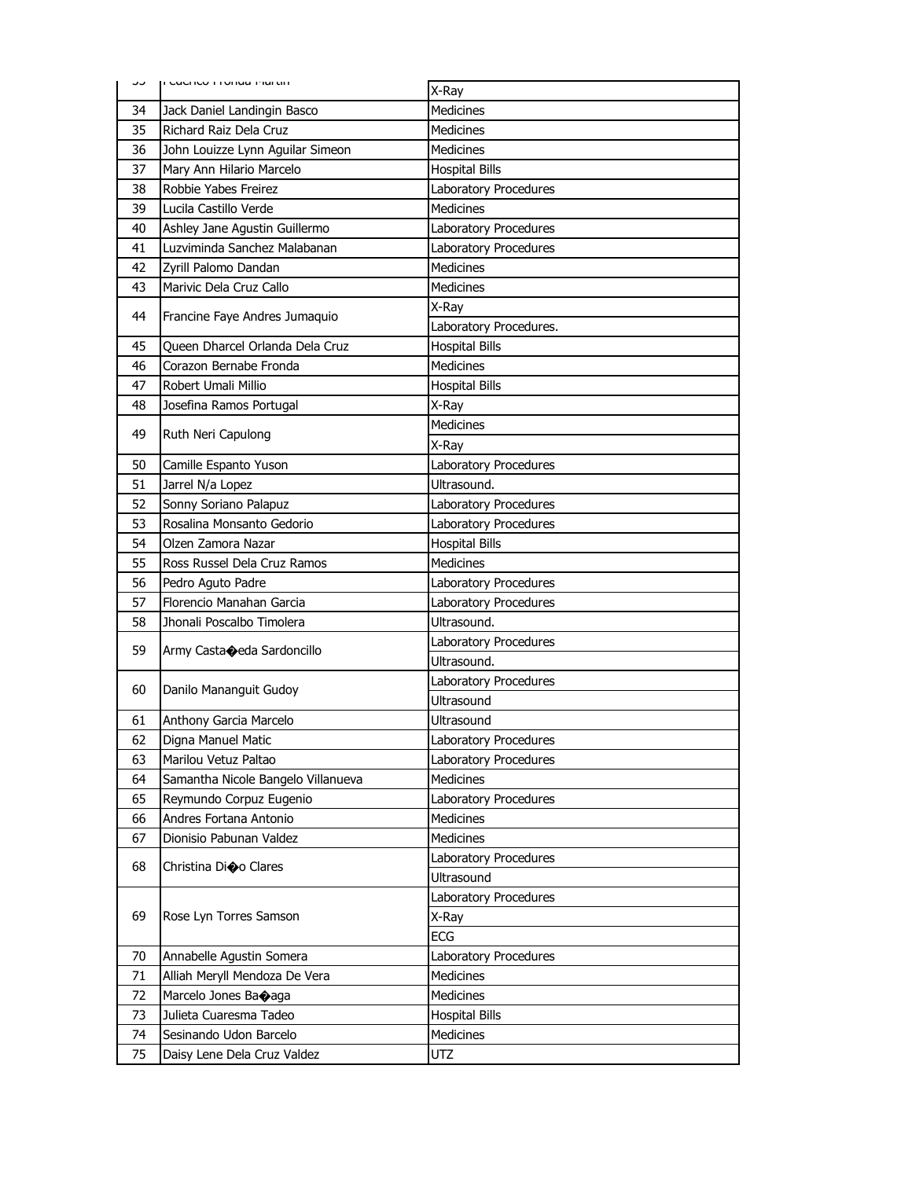| 33 | Federico Fronda Martin | X-Ray |
|---|---|---|
| 34 | Jack Daniel Landingin Basco | Medicines |
| 35 | Richard Raiz Dela Cruz | Medicines |
| 36 | John Louizze Lynn Aguilar Simeon | Medicines |
| 37 | Mary Ann Hilario Marcelo | Hospital Bills |
| 38 | Robbie Yabes Freirez | Laboratory Procedures |
| 39 | Lucila Castillo Verde | Medicines |
| 40 | Ashley Jane Agustin Guillermo | Laboratory Procedures |
| 41 | Luzviminda Sanchez Malabanan | Laboratory Procedures |
| 42 | Zyrill Palomo Dandan | Medicines |
| 43 | Marivic Dela Cruz Callo | Medicines |
| 44 | Francine Faye Andres Jumaquio | X-Ray |
| | | Laboratory Procedures. |
| 45 | Queen Dharcel Orlanda Dela Cruz | Hospital Bills |
| 46 | Corazon Bernabe Fronda | Medicines |
| 47 | Robert Umali Millio | Hospital Bills |
| 48 | Josefina Ramos Portugal | X-Ray |
| 49 | Ruth Neri Capulong | Medicines |
| | | X-Ray |
| 50 | Camille Espanto Yuson | Laboratory Procedures |
| 51 | Jarrel N/a Lopez | Ultrasound. |
| 52 | Sonny Soriano Palapuz | Laboratory Procedures |
| 53 | Rosalina Monsanto Gedorio | Laboratory Procedures |
| 54 | Olzen Zamora Nazar | Hospital Bills |
| 55 | Ross Russel Dela Cruz Ramos | Medicines |
| 56 | Pedro Aguto Padre | Laboratory Procedures |
| 57 | Florencio Manahan Garcia | Laboratory Procedures |
| 58 | Jhonali Poscalbo Timolera | Ultrasound. |
| 59 | Army Casta�eda Sardoncillo | Laboratory Procedures |
| | | Ultrasound. |
| 60 | Danilo Mananguit Gudoy | Laboratory Procedures |
| | | Ultrasound |
| 61 | Anthony Garcia Marcelo | Ultrasound |
| 62 | Digna Manuel Matic | Laboratory Procedures |
| 63 | Marilou Vetuz Paltao | Laboratory Procedures |
| 64 | Samantha Nicole Bangelo Villanueva | Medicines |
| 65 | Reymundo Corpuz Eugenio | Laboratory Procedures |
| 66 | Andres Fortana Antonio | Medicines |
| 67 | Dionisio Pabunan Valdez | Medicines |
| 68 | Christina Di�o Clares | Laboratory Procedures |
| | | Ultrasound |
| 69 | Rose Lyn Torres Samson | Laboratory Procedures |
| | | X-Ray |
| | | ECG |
| 70 | Annabelle Agustin Somera | Laboratory Procedures |
| 71 | Alliah Meryll Mendoza De Vera | Medicines |
| 72 | Marcelo Jones Ba�aga | Medicines |
| 73 | Julieta Cuaresma Tadeo | Hospital Bills |
| 74 | Sesinando Udon Barcelo | Medicines |
| 75 | Daisy Lene Dela Cruz Valdez | UTZ |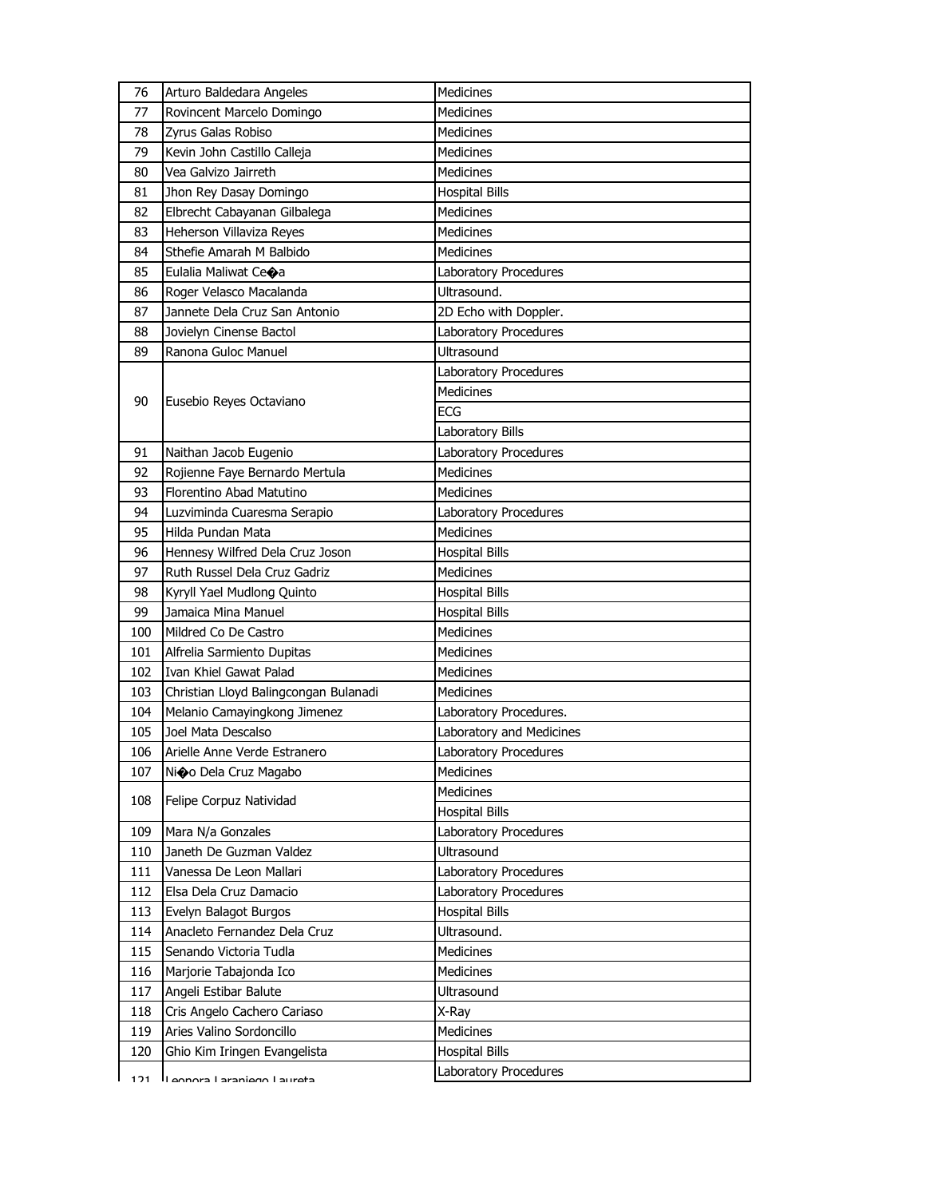| 76 | Arturo Baldedara Angeles | Medicines |
|---|---|---|
| 77 | Rovincent Marcelo Domingo | Medicines |
| 78 | Zyrus Galas Robiso | Medicines |
| 79 | Kevin John Castillo Calleja | Medicines |
| 80 | Vea Galvizo Jairreth | Medicines |
| 81 | Jhon Rey Dasay Domingo | Hospital Bills |
| 82 | Elbrecht Cabayanan Gilbalega | Medicines |
| 83 | Heherson Villaviza Reyes | Medicines |
| 84 | Sthefie Amarah M Balbido | Medicines |
| 85 | Eulalia Maliwat Ce�a | Laboratory Procedures |
| 86 | Roger Velasco Macalanda | Ultrasound. |
| 87 | Jannete Dela Cruz San Antonio | 2D Echo with Doppler. |
| 88 | Jovielyn Cinense Bactol | Laboratory Procedures |
| 89 | Ranona Guloc Manuel | Ultrasound |
| 90 | Eusebio Reyes Octaviano | Laboratory Procedures |
| | | Medicines |
| | | ECG |
| | | Laboratory Bills |
| 91 | Naithan Jacob Eugenio | Laboratory Procedures |
| 92 | Rojienne Faye Bernardo Mertula | Medicines |
| 93 | Florentino Abad Matutino | Medicines |
| 94 | Luzviminda Cuaresma Serapio | Laboratory Procedures |
| 95 | Hilda Pundan Mata | Medicines |
| 96 | Hennesy Wilfred Dela Cruz Joson | Hospital Bills |
| 97 | Ruth Russel Dela Cruz Gadriz | Medicines |
| 98 | Kyryll Yael Mudlong Quinto | Hospital Bills |
| 99 | Jamaica Mina Manuel | Hospital Bills |
| 100 | Mildred Co De Castro | Medicines |
| 101 | Alfrelia Sarmiento Dupitas | Medicines |
| 102 | Ivan Khiel Gawat Palad | Medicines |
| 103 | Christian Lloyd Balingcongan Bulanadi | Medicines |
| 104 | Melanio Camayingkong Jimenez | Laboratory Procedures. |
| 105 | Joel Mata Descalso | Laboratory and Medicines |
| 106 | Arielle Anne Verde Estranero | Laboratory Procedures |
| 107 | Ni�o Dela Cruz Magabo | Medicines |
| 108 | Felipe Corpuz Natividad | Medicines |
| | | Hospital Bills |
| 109 | Mara N/a Gonzales | Laboratory Procedures |
| 110 | Janeth De Guzman Valdez | Ultrasound |
| 111 | Vanessa De Leon Mallari | Laboratory Procedures |
| 112 | Elsa Dela Cruz Damacio | Laboratory Procedures |
| 113 | Evelyn Balagot Burgos | Hospital Bills |
| 114 | Anacleto Fernandez Dela Cruz | Ultrasound. |
| 115 | Senando Victoria Tudla | Medicines |
| 116 | Marjorie Tabajonda Ico | Medicines |
| 117 | Angeli Estibar Balute | Ultrasound |
| 118 | Cris Angelo Cachero Cariaso | X-Ray |
| 119 | Aries Valino Sordoncillo | Medicines |
| 120 | Ghio Kim Iringen Evangelista | Hospital Bills |
| 121 | Leonora Laraniego Laureta | Laboratory Procedures |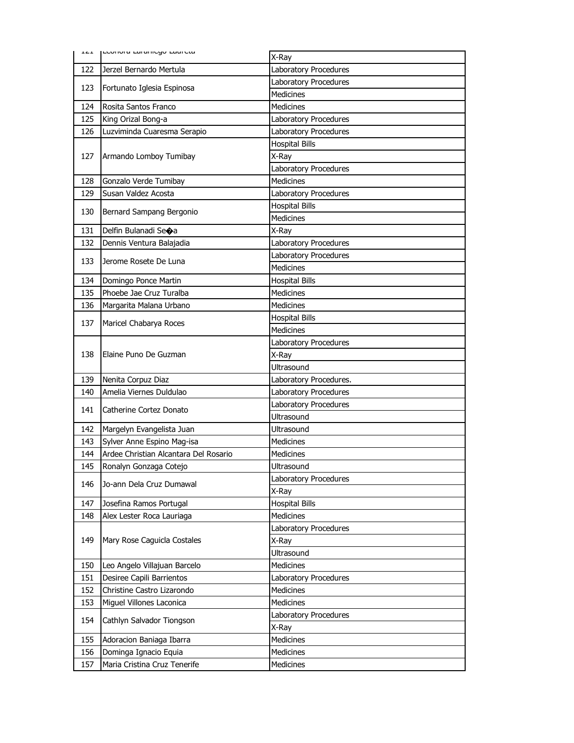| | | |
|---|---|---|
| 121 | Leonora Laranlego Laureta | X-Ray |
| 122 | Jerzel Bernardo Mertula | Laboratory Procedures |
| 123 | Fortunato Iglesia Espinosa | Laboratory Procedures |
| | | Medicines |
| 124 | Rosita Santos Franco | Medicines |
| 125 | King Orizal Bong-a | Laboratory Procedures |
| 126 | Luzviminda Cuaresma Serapio | Laboratory Procedures |
| 127 | Armando Lomboy Tumibay | Hospital Bills |
| | | X-Ray |
| | | Laboratory Procedures |
| 128 | Gonzalo Verde Tumibay | Medicines |
| 129 | Susan Valdez Acosta | Laboratory Procedures |
| 130 | Bernard Sampang Bergonio | Hospital Bills |
| | | Medicines |
| 131 | Delfin Bulanadi Se�a | X-Ray |
| 132 | Dennis Ventura Balajadia | Laboratory Procedures |
| 133 | Jerome Rosete De Luna | Laboratory Procedures |
| | | Medicines |
| 134 | Domingo Ponce Martin | Hospital Bills |
| 135 | Phoebe Jae Cruz Turalba | Medicines |
| 136 | Margarita Malana Urbano | Medicines |
| 137 | Maricel Chabarya Roces | Hospital Bills |
| | | Medicines |
| 138 | Elaine Puno De Guzman | Laboratory Procedures |
| | | X-Ray |
| | | Ultrasound |
| 139 | Nenita Corpuz Diaz | Laboratory Procedures. |
| 140 | Amelia Viernes Duldulao | Laboratory Procedures |
| 141 | Catherine Cortez Donato | Laboratory Procedures |
| | | Ultrasound |
| 142 | Margelyn Evangelista Juan | Ultrasound |
| 143 | Sylver Anne Espino Mag-isa | Medicines |
| 144 | Ardee Christian Alcantara Del Rosario | Medicines |
| 145 | Ronalyn Gonzaga Cotejo | Ultrasound |
| 146 | Jo-ann Dela Cruz Dumawal | Laboratory Procedures |
| | | X-Ray |
| 147 | Josefina Ramos Portugal | Hospital Bills |
| 148 | Alex Lester Roca Lauriaga | Medicines |
| 149 | Mary Rose Caguicla Costales | Laboratory Procedures |
| | | X-Ray |
| | | Ultrasound |
| 150 | Leo Angelo Villajuan Barcelo | Medicines |
| 151 | Desiree Capili Barrientos | Laboratory Procedures |
| 152 | Christine Castro Lizarondo | Medicines |
| 153 | Miguel Villones Laconica | Medicines |
| 154 | Cathlyn Salvador Tiongson | Laboratory Procedures |
| | | X-Ray |
| 155 | Adoracion Baniaga Ibarra | Medicines |
| 156 | Dominga Ignacio Equia | Medicines |
| 157 | Maria Cristina Cruz Tenerife | Medicines |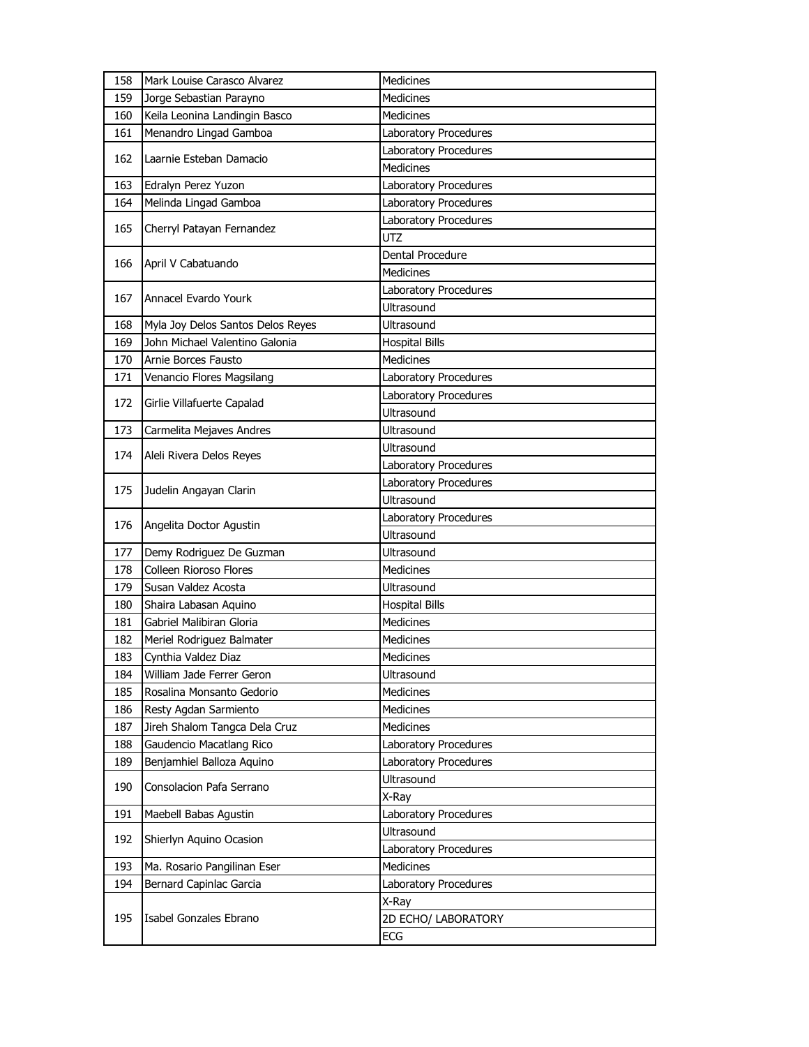| 158 | Mark Louise Carasco Alvarez | Medicines |
|---|---|---|
| 159 | Jorge Sebastian Parayno | Medicines |
| 160 | Keila Leonina Landingin Basco | Medicines |
| 161 | Menandro Lingad Gamboa | Laboratory Procedures |
| 162 | Laarnie Esteban Damacio | Laboratory Procedures |
| | | Medicines |
| 163 | Edralyn Perez Yuzon | Laboratory Procedures |
| 164 | Melinda Lingad Gamboa | Laboratory Procedures |
| 165 | Cherryl Patayan Fernandez | Laboratory Procedures |
| | | UTZ |
| 166 | April V Cabatuando | Dental Procedure |
| | | Medicines |
| 167 | Annacel Evardo Yourk | Laboratory Procedures |
| | | Ultrasound |
| 168 | Myla Joy Delos Santos Delos Reyes | Ultrasound |
| 169 | John Michael Valentino Galonia | Hospital Bills |
| 170 | Arnie Borces Fausto | Medicines |
| 171 | Venancio Flores Magsilang | Laboratory Procedures |
| 172 | Girlie Villafuerte Capalad | Laboratory Procedures |
| | | Ultrasound |
| 173 | Carmelita Mejaves Andres | Ultrasound |
| 174 | Aleli Rivera Delos Reyes | Ultrasound |
| | | Laboratory Procedures |
| 175 | Judelin Angayan Clarin | Laboratory Procedures |
| | | Ultrasound |
| 176 | Angelita Doctor Agustin | Laboratory Procedures |
| | | Ultrasound |
| 177 | Demy Rodriguez De Guzman | Ultrasound |
| 178 | Colleen Rioroso Flores | Medicines |
| 179 | Susan Valdez Acosta | Ultrasound |
| 180 | Shaira Labasan Aquino | Hospital Bills |
| 181 | Gabriel Malibiran Gloria | Medicines |
| 182 | Meriel Rodriguez Balmater | Medicines |
| 183 | Cynthia Valdez Diaz | Medicines |
| 184 | William Jade Ferrer Geron | Ultrasound |
| 185 | Rosalina Monsanto Gedorio | Medicines |
| 186 | Resty Agdan Sarmiento | Medicines |
| 187 | Jireh Shalom Tangca Dela Cruz | Medicines |
| 188 | Gaudencio Macatlang Rico | Laboratory Procedures |
| 189 | Benjamhiel Balloza Aquino | Laboratory Procedures |
| 190 | Consolacion Pafa Serrano | Ultrasound |
| | | X-Ray |
| 191 | Maebell Babas Agustin | Laboratory Procedures |
| 192 | Shierlyn Aquino Ocasion | Ultrasound |
| | | Laboratory Procedures |
| 193 | Ma. Rosario Pangilinan Eser | Medicines |
| 194 | Bernard Capinlac Garcia | Laboratory Procedures |
| 195 | Isabel Gonzales Ebrano | X-Ray |
| | | 2D ECHO/ LABORATORY |
| | | ECG |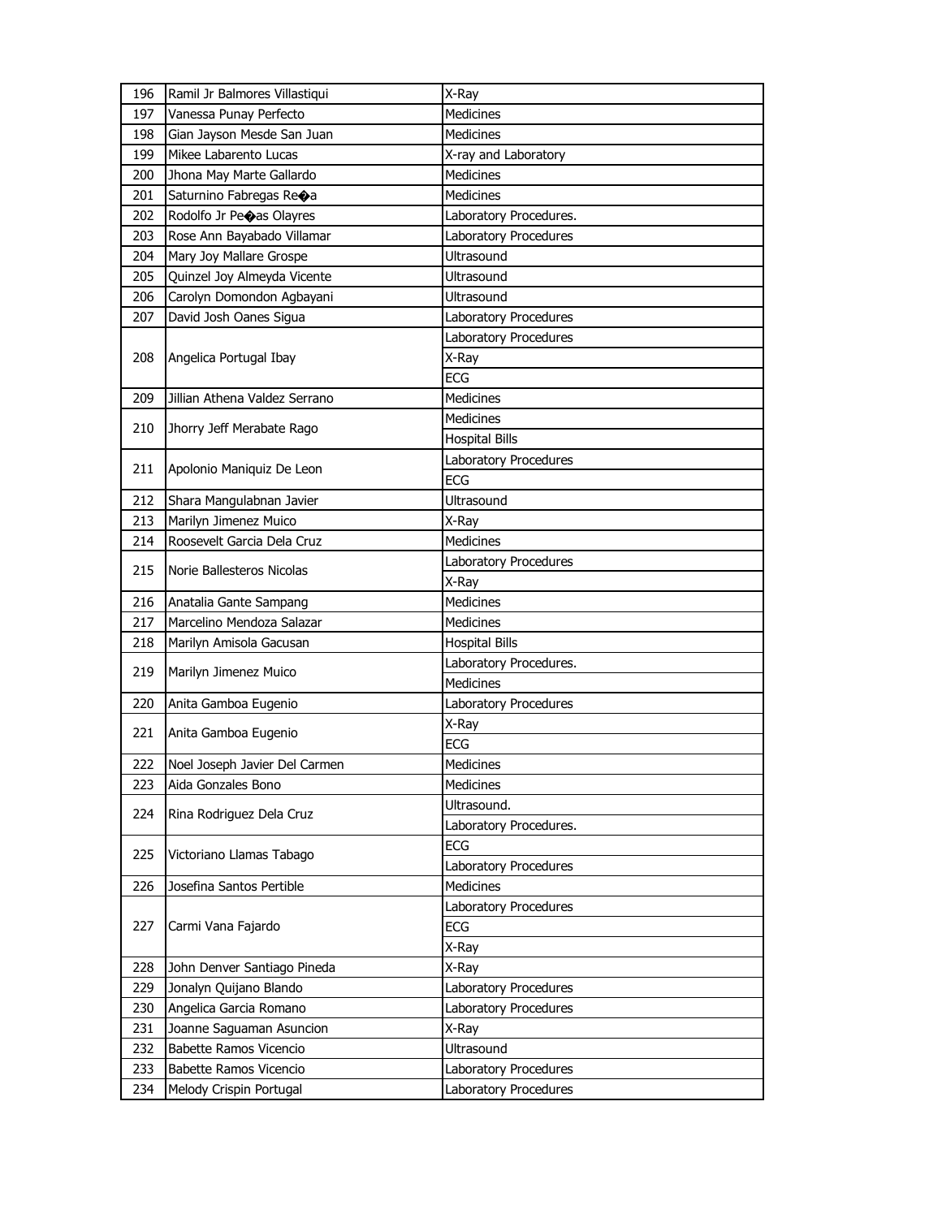| 196 | Ramil Jr Balmores Villastiqui | X-Ray |
|---|---|---|
| 197 | Vanessa Punay Perfecto | Medicines |
| 198 | Gian Jayson Mesde San Juan | Medicines |
| 199 | Mikee Labarento Lucas | X-ray and Laboratory |
| 200 | Jhona May Marte Gallardo | Medicines |
| 201 | Saturnino Fabregas Re�a | Medicines |
| 202 | Rodolfo Jr Pe�as Olayres | Laboratory Procedures. |
| 203 | Rose Ann Bayabado Villamar | Laboratory Procedures |
| 204 | Mary Joy Mallare Grospe | Ultrasound |
| 205 | Quinzel Joy Almeyda Vicente | Ultrasound |
| 206 | Carolyn Domondon Agbayani | Ultrasound |
| 207 | David Josh Oanes Sigua | Laboratory Procedures |
| 208 | Angelica Portugal Ibay | Laboratory Procedures |
| | | X-Ray |
| | | ECG |
| 209 | Jillian Athena Valdez Serrano | Medicines |
| 210 | Jhorry Jeff Merabate Rago | Medicines |
| | | Hospital Bills |
| 211 | Apolonio Maniquiz De Leon | Laboratory Procedures |
| | | ECG |
| 212 | Shara Mangulabnan Javier | Ultrasound |
| 213 | Marilyn Jimenez Muico | X-Ray |
| 214 | Roosevelt Garcia Dela Cruz | Medicines |
| 215 | Norie Ballesteros Nicolas | Laboratory Procedures |
| | | X-Ray |
| 216 | Anatalia Gante Sampang | Medicines |
| 217 | Marcelino Mendoza Salazar | Medicines |
| 218 | Marilyn Amisola Gacusan | Hospital Bills |
| 219 | Marilyn Jimenez Muico | Laboratory Procedures. |
| | | Medicines |
| 220 | Anita Gamboa Eugenio | Laboratory Procedures |
| 221 | Anita Gamboa Eugenio | X-Ray |
| | | ECG |
| 222 | Noel Joseph Javier Del Carmen | Medicines |
| 223 | Aida Gonzales Bono | Medicines |
| 224 | Rina Rodriguez Dela Cruz | Ultrasound. |
| | | Laboratory Procedures. |
| 225 | Victoriano Llamas Tabago | ECG |
| | | Laboratory Procedures |
| 226 | Josefina Santos Pertible | Medicines |
| 227 | Carmi Vana Fajardo | Laboratory Procedures |
| | | ECG |
| | | X-Ray |
| 228 | John Denver Santiago Pineda | X-Ray |
| 229 | Jonalyn Quijano Blando | Laboratory Procedures |
| 230 | Angelica Garcia Romano | Laboratory Procedures |
| 231 | Joanne Saguaman Asuncion | X-Ray |
| 232 | Babette Ramos Vicencio | Ultrasound |
| 233 | Babette Ramos Vicencio | Laboratory Procedures |
| 234 | Melody Crispin Portugal | Laboratory Procedures |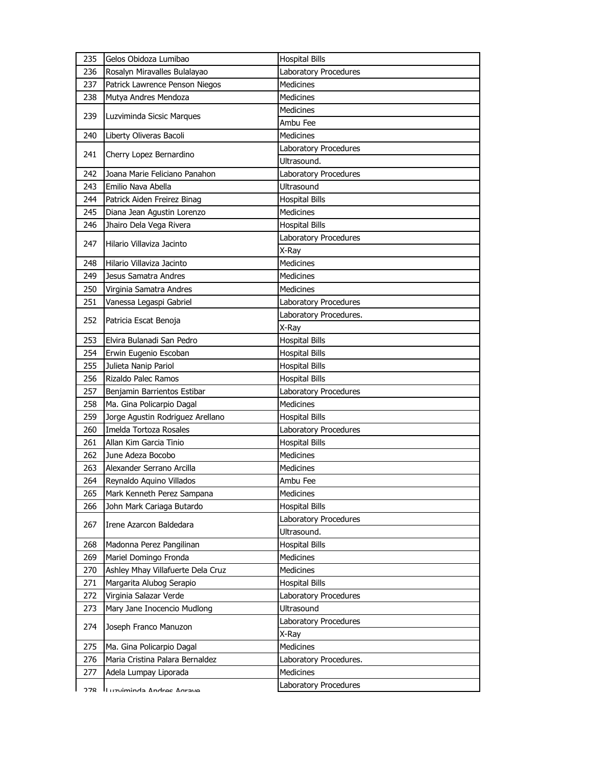| | | |
|---|---|---|
| 235 | Gelos Obidoza Lumibao | Hospital Bills |
| 236 | Rosalyn Miravalles Bulalayao | Laboratory Procedures |
| 237 | Patrick Lawrence Penson Niegos | Medicines |
| 238 | Mutya Andres Mendoza | Medicines |
| 239 | Luzviminda Sicsic Marques | Medicines |
| | | Ambu Fee |
| 240 | Liberty Oliveras Bacoli | Medicines |
| 241 | Cherry Lopez Bernardino | Laboratory Procedures |
| | | Ultrasound. |
| 242 | Joana Marie Feliciano Panahon | Laboratory Procedures |
| 243 | Emilio Nava Abella | Ultrasound |
| 244 | Patrick Aiden Freirez Binag | Hospital Bills |
| 245 | Diana Jean Agustin Lorenzo | Medicines |
| 246 | Jhairo Dela Vega Rivera | Hospital Bills |
| 247 | Hilario Villaviza Jacinto | Laboratory Procedures |
| | | X-Ray |
| 248 | Hilario Villaviza Jacinto | Medicines |
| 249 | Jesus Samatra Andres | Medicines |
| 250 | Virginia Samatra Andres | Medicines |
| 251 | Vanessa Legaspi Gabriel | Laboratory Procedures |
| 252 | Patricia Escat Benoja | Laboratory Procedures. |
| | | X-Ray |
| 253 | Elvira Bulanadi San Pedro | Hospital Bills |
| 254 | Erwin Eugenio Escoban | Hospital Bills |
| 255 | Julieta Nanip Pariol | Hospital Bills |
| 256 | Rizaldo Palec Ramos | Hospital Bills |
| 257 | Benjamin Barrientos Estibar | Laboratory Procedures |
| 258 | Ma. Gina Policarpio Dagal | Medicines |
| 259 | Jorge Agustin Rodriguez Arellano | Hospital Bills |
| 260 | Imelda Tortoza Rosales | Laboratory Procedures |
| 261 | Allan Kim Garcia Tinio | Hospital Bills |
| 262 | June Adeza Bocobo | Medicines |
| 263 | Alexander Serrano Arcilla | Medicines |
| 264 | Reynaldo Aquino Villados | Ambu Fee |
| 265 | Mark Kenneth Perez Sampana | Medicines |
| 266 | John Mark Cariaga Butardo | Hospital Bills |
| 267 | Irene Azarcon Baldedara | Laboratory Procedures |
| | | Ultrasound. |
| 268 | Madonna Perez Pangilinan | Hospital Bills |
| 269 | Mariel Domingo Fronda | Medicines |
| 270 | Ashley Mhay Villafuerte Dela Cruz | Medicines |
| 271 | Margarita Alubog Serapio | Hospital Bills |
| 272 | Virginia Salazar Verde | Laboratory Procedures |
| 273 | Mary Jane Inocencio Mudlong | Ultrasound |
| 274 | Joseph Franco Manuzon | Laboratory Procedures |
| | | X-Ray |
| 275 | Ma. Gina Policarpio Dagal | Medicines |
| 276 | Maria Cristina Palara Bernaldez | Laboratory Procedures. |
| 277 | Adela Lumpay Liporada | Medicines |
| 278 | Luzviminda Andres Agrave | Laboratory Procedures |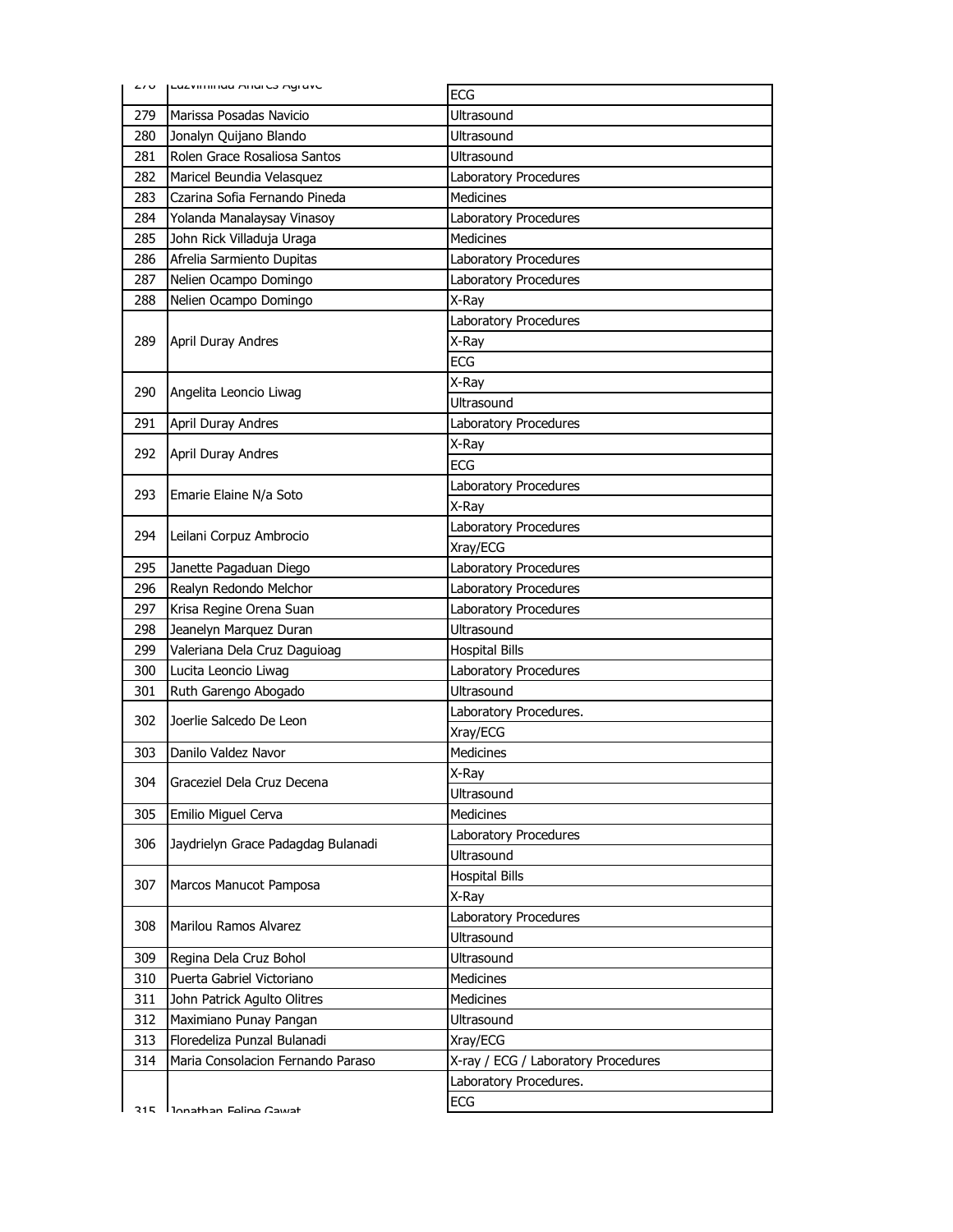| 278 | Luzviminda Andres Agrave | ECG |
|---|---|---|
| 279 | Marissa Posadas Navicio | Ultrasound |
| 280 | Jonalyn Quijano Blando | Ultrasound |
| 281 | Rolen Grace Rosaliosa Santos | Ultrasound |
| 282 | Maricel Beundia Velasquez | Laboratory Procedures |
| 283 | Czarina Sofia Fernando Pineda | Medicines |
| 284 | Yolanda Manalaysay Vinasoy | Laboratory Procedures |
| 285 | John Rick Villaduja Uraga | Medicines |
| 286 | Afrelia Sarmiento Dupitas | Laboratory Procedures |
| 287 | Nelien Ocampo Domingo | Laboratory Procedures |
| 288 | Nelien Ocampo Domingo | X-Ray |
| 289 | April Duray Andres | Laboratory Procedures |
| | | X-Ray |
| | | ECG |
| 290 | Angelita Leoncio Liwag | X-Ray |
| | | Ultrasound |
| 291 | April Duray Andres | Laboratory Procedures |
| 292 | April Duray Andres | X-Ray |
| | | ECG |
| 293 | Emarie Elaine N/a Soto | Laboratory Procedures |
| | | X-Ray |
| 294 | Leilani Corpuz Ambrocio | Laboratory Procedures |
| | | Xray/ECG |
| 295 | Janette Pagaduan Diego | Laboratory Procedures |
| 296 | Realyn Redondo Melchor | Laboratory Procedures |
| 297 | Krisa Regine Orena Suan | Laboratory Procedures |
| 298 | Jeanelyn Marquez Duran | Ultrasound |
| 299 | Valeriana Dela Cruz Daguioag | Hospital Bills |
| 300 | Lucita Leoncio Liwag | Laboratory Procedures |
| 301 | Ruth Garengo Abogado | Ultrasound |
| 302 | Joerlie Salcedo De Leon | Laboratory Procedures. |
| | | Xray/ECG |
| 303 | Danilo Valdez Navor | Medicines |
| 304 | Graceziel Dela Cruz Decena | X-Ray |
| | | Ultrasound |
| 305 | Emilio Miguel Cerva | Medicines |
| 306 | Jaydrielyn Grace Padagdag Bulanadi | Laboratory Procedures |
| | | Ultrasound |
| 307 | Marcos Manucot Pamposa | Hospital Bills |
| | | X-Ray |
| 308 | Marilou Ramos Alvarez | Laboratory Procedures |
| | | Ultrasound |
| 309 | Regina Dela Cruz Bohol | Ultrasound |
| 310 | Puerta Gabriel Victoriano | Medicines |
| 311 | John Patrick Agulto Olitres | Medicines |
| 312 | Maximiano Punay Pangan | Ultrasound |
| 313 | Floredeliza Punzal Bulanadi | Xray/ECG |
| 314 | Maria Consolacion Fernando Paraso | X-ray / ECG / Laboratory Procedures |
| 315 | Jonathan Feline Gawat | Laboratory Procedures. |
| | | ECG |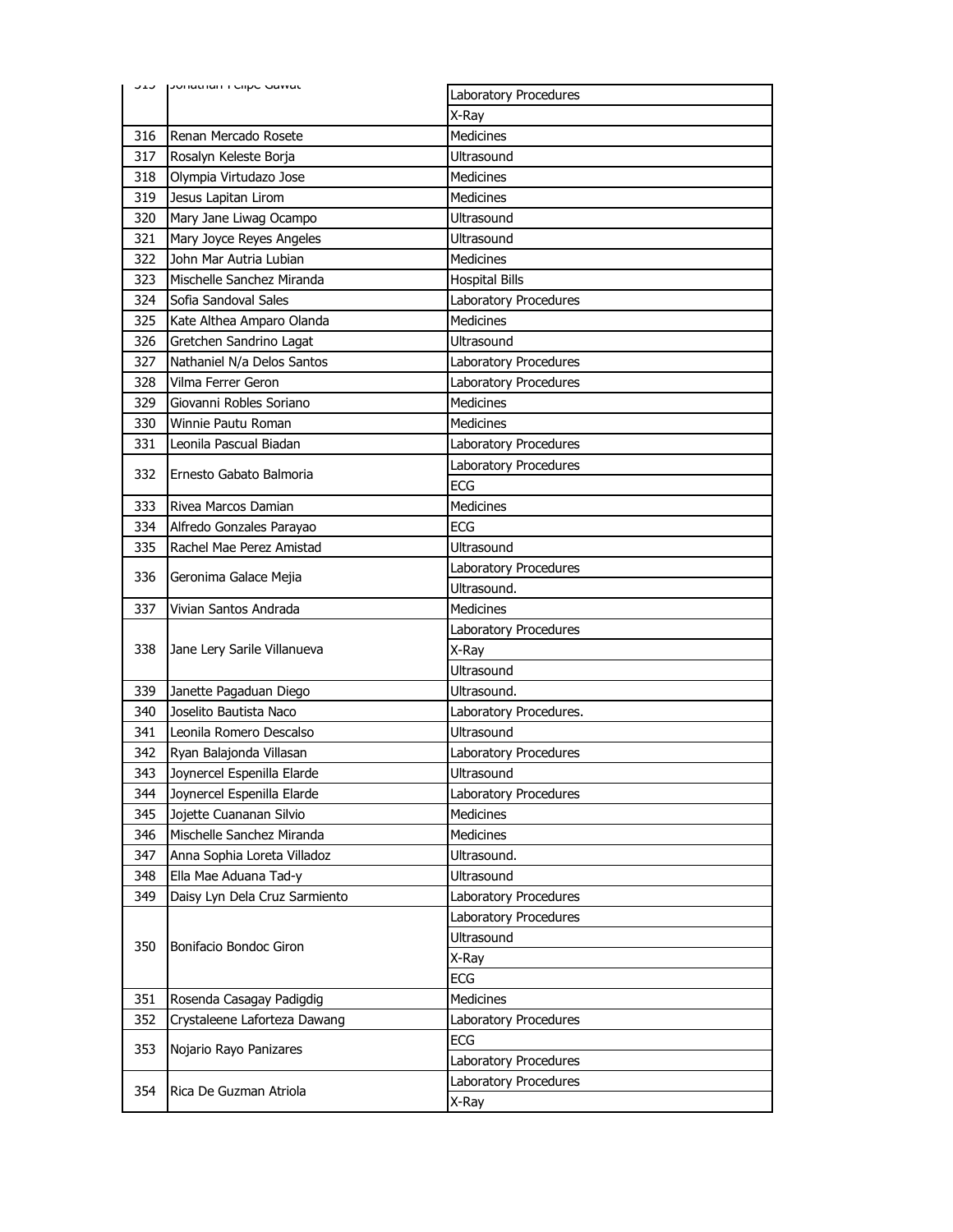| 315 | Jonathan Felipe Gawat | Laboratory Procedures |
|---|---|---|
| | | X-Ray |
| 316 | Renan Mercado Rosete | Medicines |
| 317 | Rosalyn Keleste Borja | Ultrasound |
| 318 | Olympia Virtudazo Jose | Medicines |
| 319 | Jesus Lapitan Lirom | Medicines |
| 320 | Mary Jane Liwag Ocampo | Ultrasound |
| 321 | Mary Joyce Reyes Angeles | Ultrasound |
| 322 | John Mar Autria Lubian | Medicines |
| 323 | Mischelle Sanchez Miranda | Hospital Bills |
| 324 | Sofia Sandoval Sales | Laboratory Procedures |
| 325 | Kate Althea Amparo Olanda | Medicines |
| 326 | Gretchen Sandrino Lagat | Ultrasound |
| 327 | Nathaniel N/a Delos Santos | Laboratory Procedures |
| 328 | Vilma Ferrer Geron | Laboratory Procedures |
| 329 | Giovanni Robles Soriano | Medicines |
| 330 | Winnie Pautu Roman | Medicines |
| 331 | Leonila Pascual Biadan | Laboratory Procedures |
| 332 | Ernesto Gabato Balmoria | Laboratory Procedures |
| | | ECG |
| 333 | Rivea Marcos Damian | Medicines |
| 334 | Alfredo Gonzales Parayao | ECG |
| 335 | Rachel Mae Perez Amistad | Ultrasound |
| 336 | Geronima Galace Mejia | Laboratory Procedures |
| | | Ultrasound. |
| 337 | Vivian Santos Andrada | Medicines |
| 338 | Jane Lery Sarile Villanueva | Laboratory Procedures |
| | | X-Ray |
| | | Ultrasound |
| 339 | Janette Pagaduan Diego | Ultrasound. |
| 340 | Joselito Bautista Naco | Laboratory Procedures. |
| 341 | Leonila Romero Descalso | Ultrasound |
| 342 | Ryan Balajonda Villasan | Laboratory Procedures |
| 343 | Joynercel Espenilla Elarde | Ultrasound |
| 344 | Joynercel Espenilla Elarde | Laboratory Procedures |
| 345 | Jojette Cuananan Silvio | Medicines |
| 346 | Mischelle Sanchez Miranda | Medicines |
| 347 | Anna Sophia Loreta Villadoz | Ultrasound. |
| 348 | Ella Mae Aduana Tad-y | Ultrasound |
| 349 | Daisy Lyn Dela Cruz Sarmiento | Laboratory Procedures |
| 350 | Bonifacio Bondoc Giron | Laboratory Procedures |
| | | Ultrasound |
| | | X-Ray |
| | | ECG |
| 351 | Rosenda Casagay Padigdig | Medicines |
| 352 | Crystaleene Laforteza Dawang | Laboratory Procedures |
| 353 | Nojario Rayo Panizares | ECG |
| | | Laboratory Procedures |
| 354 | Rica De Guzman Atriola | Laboratory Procedures |
| | | X-Ray |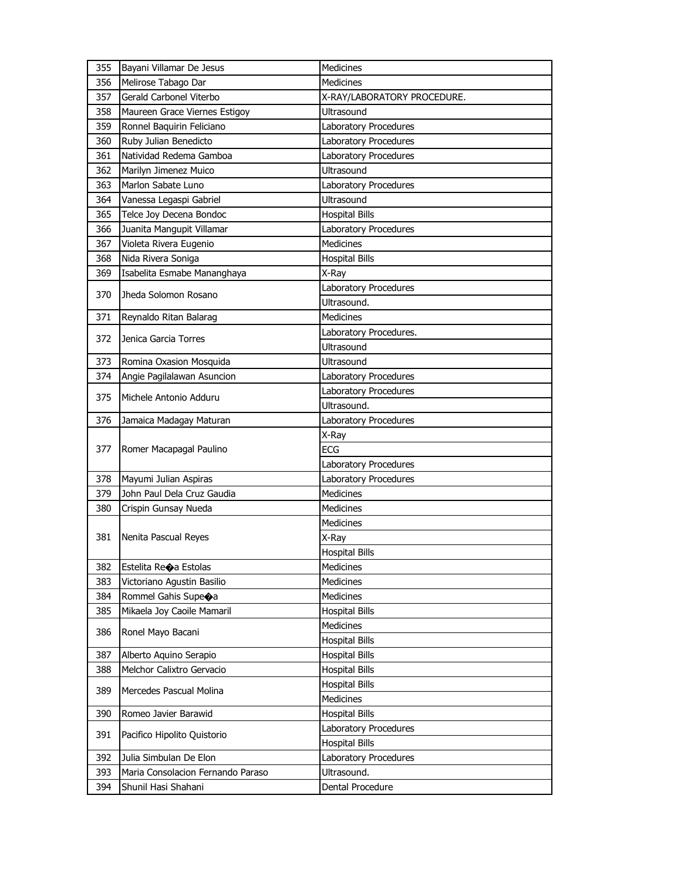| 355 | Bayani Villamar De Jesus | Medicines |
|---|---|---|
| 356 | Melirose Tabago Dar | Medicines |
| 357 | Gerald Carbonel Viterbo | X-RAY/LABORATORY PROCEDURE. |
| 358 | Maureen Grace Viernes Estigoy | Ultrasound |
| 359 | Ronnel Baquirin Feliciano | Laboratory Procedures |
| 360 | Ruby Julian Benedicto | Laboratory Procedures |
| 361 | Natividad Redema Gamboa | Laboratory Procedures |
| 362 | Marilyn Jimenez Muico | Ultrasound |
| 363 | Marlon Sabate Luno | Laboratory Procedures |
| 364 | Vanessa Legaspi Gabriel | Ultrasound |
| 365 | Telce Joy Decena Bondoc | Hospital Bills |
| 366 | Juanita Mangupit Villamar | Laboratory Procedures |
| 367 | Violeta Rivera Eugenio | Medicines |
| 368 | Nida Rivera Soniga | Hospital Bills |
| 369 | Isabelita Esmabe Mananghaya | X-Ray |
| 370 | Jheda Solomon Rosano | Laboratory Procedures |
| | | Ultrasound. |
| 371 | Reynaldo Ritan Balarag | Medicines |
| 372 | Jenica Garcia Torres | Laboratory Procedures. |
| | | Ultrasound |
| 373 | Romina Oxasion Mosquida | Ultrasound |
| 374 | Angie Pagilalawan Asuncion | Laboratory Procedures |
| 375 | Michele Antonio Adduru | Laboratory Procedures |
| | | Ultrasound. |
| 376 | Jamaica Madagay Maturan | Laboratory Procedures |
| 377 | Romer Macapagal Paulino | X-Ray |
| | | ECG |
| | | Laboratory Procedures |
| 378 | Mayumi Julian Aspiras | Laboratory Procedures |
| 379 | John Paul Dela Cruz Gaudia | Medicines |
| 380 | Crispin Gunsay Nueda | Medicines |
| 381 | Nenita Pascual Reyes | Medicines |
| | | X-Ray |
| | | Hospital Bills |
| 382 | Estelita Re�a Estolas | Medicines |
| 383 | Victoriano Agustin Basilio | Medicines |
| 384 | Rommel Gahis Supe�a | Medicines |
| 385 | Mikaela Joy Caoile Mamaril | Hospital Bills |
| 386 | Ronel Mayo Bacani | Medicines |
| | | Hospital Bills |
| 387 | Alberto Aquino Serapio | Hospital Bills |
| 388 | Melchor Calixtro Gervacio | Hospital Bills |
| 389 | Mercedes Pascual Molina | Hospital Bills |
| | | Medicines |
| 390 | Romeo Javier Barawid | Hospital Bills |
| 391 | Pacifico Hipolito Quistorio | Laboratory Procedures |
| | | Hospital Bills |
| 392 | Julia Simbulan De Elon | Laboratory Procedures |
| 393 | Maria Consolacion Fernando Paraso | Ultrasound. |
| 394 | Shunil Hasi Shahani | Dental Procedure |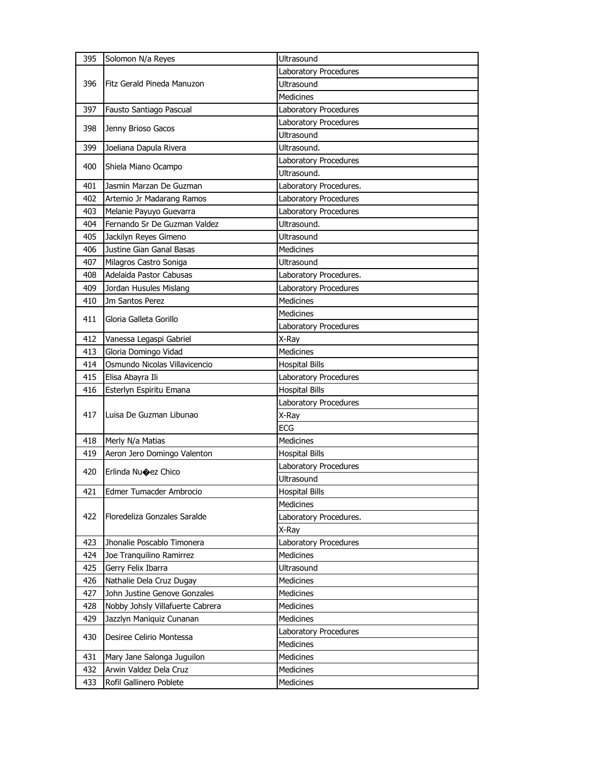| 395 | Solomon N/a Reyes | Ultrasound |
|---|---|---|
| 396 | Fitz Gerald Pineda Manuzon | Laboratory Procedures |
| | | Ultrasound |
| | | Medicines |
| 397 | Fausto Santiago Pascual | Laboratory Procedures |
| 398 | Jenny Brioso Gacos | Laboratory Procedures |
| | | Ultrasound |
| 399 | Joeliana Dapula Rivera | Ultrasound. |
| 400 | Shiela Miano Ocampo | Laboratory Procedures |
| | | Ultrasound. |
| 401 | Jasmin Marzan De Guzman | Laboratory Procedures. |
| 402 | Artemio Jr Madarang Ramos | Laboratory Procedures |
| 403 | Melanie Payuyo Guevarra | Laboratory Procedures |
| 404 | Fernando Sr De Guzman Valdez | Ultrasound. |
| 405 | Jackilyn Reyes Gimeno | Ultrasound |
| 406 | Justine Gian Ganal Basas | Medicines |
| 407 | Milagros Castro Soniga | Ultrasound |
| 408 | Adelaida Pastor Cabusas | Laboratory Procedures. |
| 409 | Jordan Husules Mislang | Laboratory Procedures |
| 410 | Jm Santos Perez | Medicines |
| 411 | Gloria Galleta Gorillo | Medicines |
| | | Laboratory Procedures |
| 412 | Vanessa Legaspi Gabriel | X-Ray |
| 413 | Gloria Domingo Vidad | Medicines |
| 414 | Osmundo Nicolas Villavicencio | Hospital Bills |
| 415 | Elisa Abayra Ili | Laboratory Procedures |
| 416 | Esterlyn Espiritu Emana | Hospital Bills |
| 417 | Luisa De Guzman Libunao | Laboratory Procedures |
| | | X-Ray |
| | | ECG |
| 418 | Merly N/a Matias | Medicines |
| 419 | Aeron Jero Domingo Valenton | Hospital Bills |
| 420 | Erlinda Nu�ez Chico | Laboratory Procedures |
| | | Ultrasound |
| 421 | Edmer Tumacder Ambrocio | Hospital Bills |
| 422 | Floredeliza Gonzales Saralde | Medicines |
| | | Laboratory Procedures. |
| | | X-Ray |
| 423 | Jhonalie Poscablo Timonera | Laboratory Procedures |
| 424 | Joe Tranquilino Ramirrez | Medicines |
| 425 | Gerry Felix Ibarra | Ultrasound |
| 426 | Nathalie Dela Cruz Dugay | Medicines |
| 427 | John Justine Genove Gonzales | Medicines |
| 428 | Nobby Johsly Villafuerte Cabrera | Medicines |
| 429 | Jazzlyn Maniquiz Cunanan | Medicines |
| 430 | Desiree Celirio Montessa | Laboratory Procedures |
| | | Medicines |
| 431 | Mary Jane Salonga Juguilon | Medicines |
| 432 | Arwin Valdez Dela Cruz | Medicines |
| 433 | Rofil Gallinero Poblete | Medicines |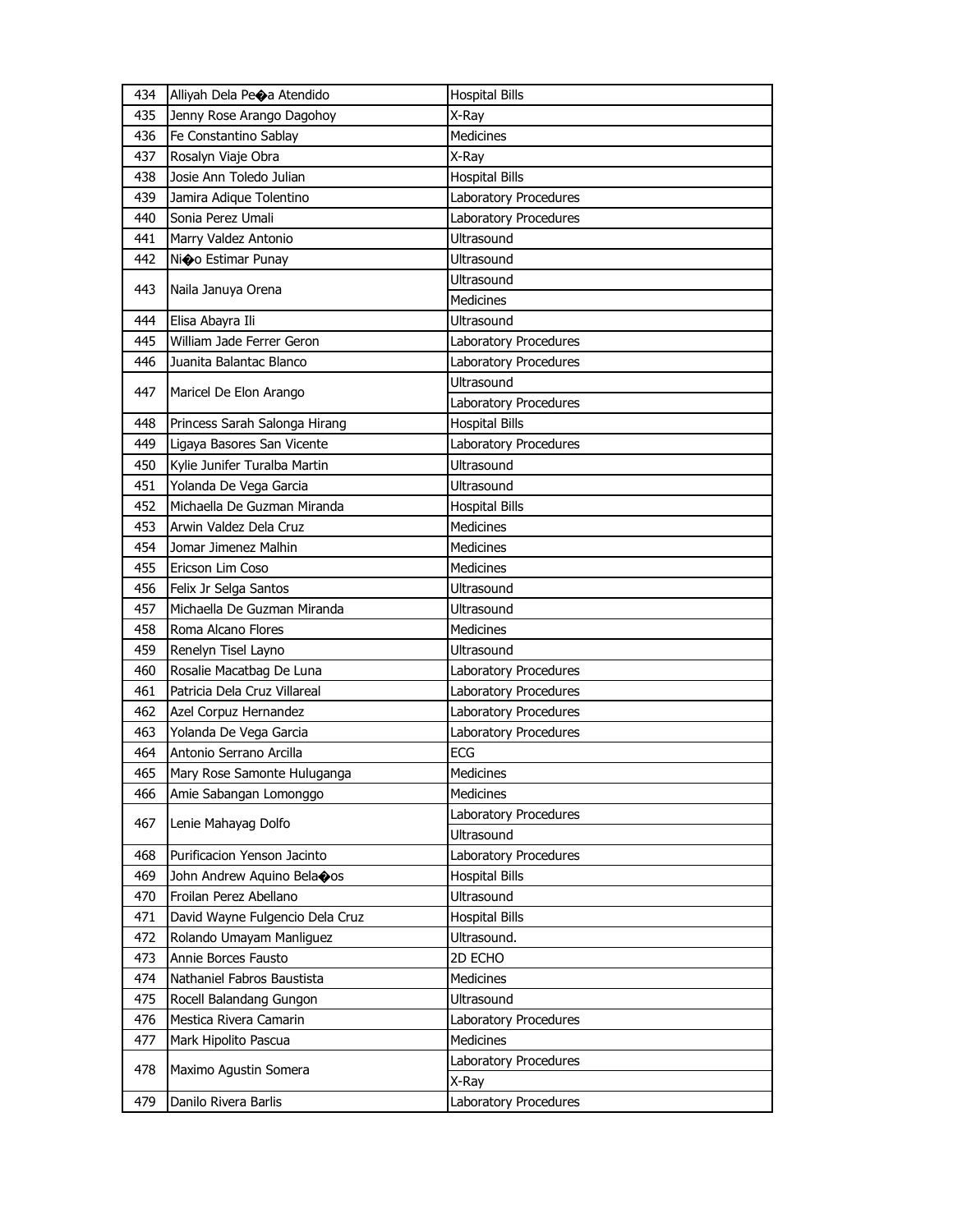| | | |
|---|---|---|
| 434 | Alliyah Dela Pe�a Atendido | Hospital Bills |
| 435 | Jenny Rose Arango Dagohoy | X-Ray |
| 436 | Fe Constantino Sablay | Medicines |
| 437 | Rosalyn Viaje Obra | X-Ray |
| 438 | Josie Ann Toledo Julian | Hospital Bills |
| 439 | Jamira Adique Tolentino | Laboratory Procedures |
| 440 | Sonia Perez Umali | Laboratory Procedures |
| 441 | Marry Valdez Antonio | Ultrasound |
| 442 | Ni�o Estimar Punay | Ultrasound |
| 443 | Naila Januya Orena | Ultrasound |
| | | Medicines |
| 444 | Elisa Abayra Ili | Ultrasound |
| 445 | William Jade Ferrer Geron | Laboratory Procedures |
| 446 | Juanita Balantac Blanco | Laboratory Procedures |
| 447 | Maricel De Elon Arango | Ultrasound |
| | | Laboratory Procedures |
| 448 | Princess Sarah Salonga Hirang | Hospital Bills |
| 449 | Ligaya Basores San Vicente | Laboratory Procedures |
| 450 | Kylie Junifer Turalba Martin | Ultrasound |
| 451 | Yolanda De Vega Garcia | Ultrasound |
| 452 | Michaella De Guzman Miranda | Hospital Bills |
| 453 | Arwin Valdez Dela Cruz | Medicines |
| 454 | Jomar Jimenez Malhin | Medicines |
| 455 | Ericson Lim Coso | Medicines |
| 456 | Felix Jr Selga Santos | Ultrasound |
| 457 | Michaella De Guzman Miranda | Ultrasound |
| 458 | Roma Alcano Flores | Medicines |
| 459 | Renelyn Tisel Layno | Ultrasound |
| 460 | Rosalie Macatbag De Luna | Laboratory Procedures |
| 461 | Patricia Dela Cruz Villareal | Laboratory Procedures |
| 462 | Azel Corpuz Hernandez | Laboratory Procedures |
| 463 | Yolanda De Vega Garcia | Laboratory Procedures |
| 464 | Antonio Serrano Arcilla | ECG |
| 465 | Mary Rose Samonte Huluganga | Medicines |
| 466 | Amie Sabangan Lomonggo | Medicines |
| 467 | Lenie Mahayag Dolfo | Laboratory Procedures |
| | | Ultrasound |
| 468 | Purificacion Yenson Jacinto | Laboratory Procedures |
| 469 | John Andrew Aquino Bela�os | Hospital Bills |
| 470 | Froilan Perez Abellano | Ultrasound |
| 471 | David Wayne Fulgencio Dela Cruz | Hospital Bills |
| 472 | Rolando Umayam Manliguez | Ultrasound. |
| 473 | Annie Borces Fausto | 2D ECHO |
| 474 | Nathaniel Fabros Baustista | Medicines |
| 475 | Rocell Balandang Gungon | Ultrasound |
| 476 | Mestica Rivera Camarin | Laboratory Procedures |
| 477 | Mark Hipolito Pascua | Medicines |
| 478 | Maximo Agustin Somera | Laboratory Procedures |
| | | X-Ray |
| 479 | Danilo Rivera Barlis | Laboratory Procedures |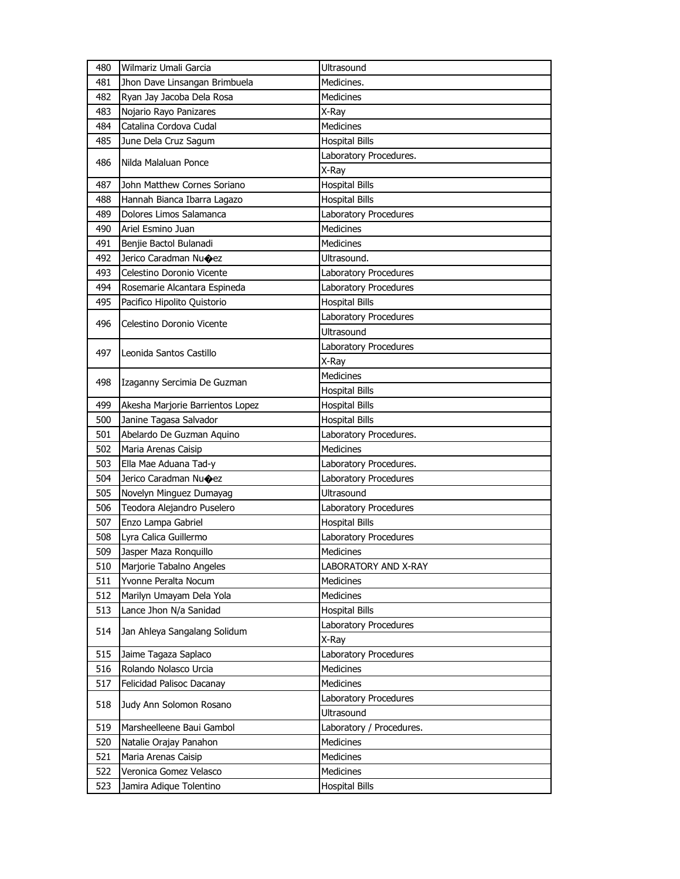| | | |
|---|---|---|
| 480 | Wilmariz Umali Garcia | Ultrasound |
| 481 | Jhon Dave Linsangan Brimbuela | Medicines. |
| 482 | Ryan Jay Jacoba Dela Rosa | Medicines |
| 483 | Nojario Rayo Panizares | X-Ray |
| 484 | Catalina Cordova Cudal | Medicines |
| 485 | June Dela Cruz Sagum | Hospital Bills |
| 486 | Nilda Malaluan Ponce | Laboratory Procedures. |
| | | X-Ray |
| 487 | John Matthew Cornes Soriano | Hospital Bills |
| 488 | Hannah Bianca Ibarra Lagazo | Hospital Bills |
| 489 | Dolores Limos Salamanca | Laboratory Procedures |
| 490 | Ariel Esmino Juan | Medicines |
| 491 | Benjie Bactol Bulanadi | Medicines |
| 492 | Jerico Caradman Nu�ez | Ultrasound. |
| 493 | Celestino Doronio Vicente | Laboratory Procedures |
| 494 | Rosemarie Alcantara Espineda | Laboratory Procedures |
| 495 | Pacifico Hipolito Quistorio | Hospital Bills |
| 496 | Celestino Doronio Vicente | Laboratory Procedures |
| | | Ultrasound |
| 497 | Leonida Santos Castillo | Laboratory Procedures |
| | | X-Ray |
| 498 | Izaganny Sercimia De Guzman | Medicines |
| | | Hospital Bills |
| 499 | Akesha Marjorie Barrientos Lopez | Hospital Bills |
| 500 | Janine Tagasa Salvador | Hospital Bills |
| 501 | Abelardo De Guzman Aquino | Laboratory Procedures. |
| 502 | Maria Arenas Caisip | Medicines |
| 503 | Ella Mae Aduana Tad-y | Laboratory Procedures. |
| 504 | Jerico Caradman Nu�ez | Laboratory Procedures |
| 505 | Novelyn Minguez Dumayag | Ultrasound |
| 506 | Teodora Alejandro Puselero | Laboratory Procedures |
| 507 | Enzo Lampa Gabriel | Hospital Bills |
| 508 | Lyra Calica Guillermo | Laboratory Procedures |
| 509 | Jasper Maza Ronquillo | Medicines |
| 510 | Marjorie Tabalno Angeles | LABORATORY AND X-RAY |
| 511 | Yvonne Peralta Nocum | Medicines |
| 512 | Marilyn Umayam Dela Yola | Medicines |
| 513 | Lance Jhon N/a Sanidad | Hospital Bills |
| 514 | Jan Ahleya Sangalang Solidum | Laboratory Procedures |
| | | X-Ray |
| 515 | Jaime Tagaza Saplaco | Laboratory Procedures |
| 516 | Rolando Nolasco Urcia | Medicines |
| 517 | Felicidad Palisoc Dacanay | Medicines |
| 518 | Judy Ann Solomon Rosano | Laboratory Procedures |
| | | Ultrasound |
| 519 | Marsheelleene Baui Gambol | Laboratory / Procedures. |
| 520 | Natalie Orajay Panahon | Medicines |
| 521 | Maria Arenas Caisip | Medicines |
| 522 | Veronica Gomez Velasco | Medicines |
| 523 | Jamira Adique Tolentino | Hospital Bills |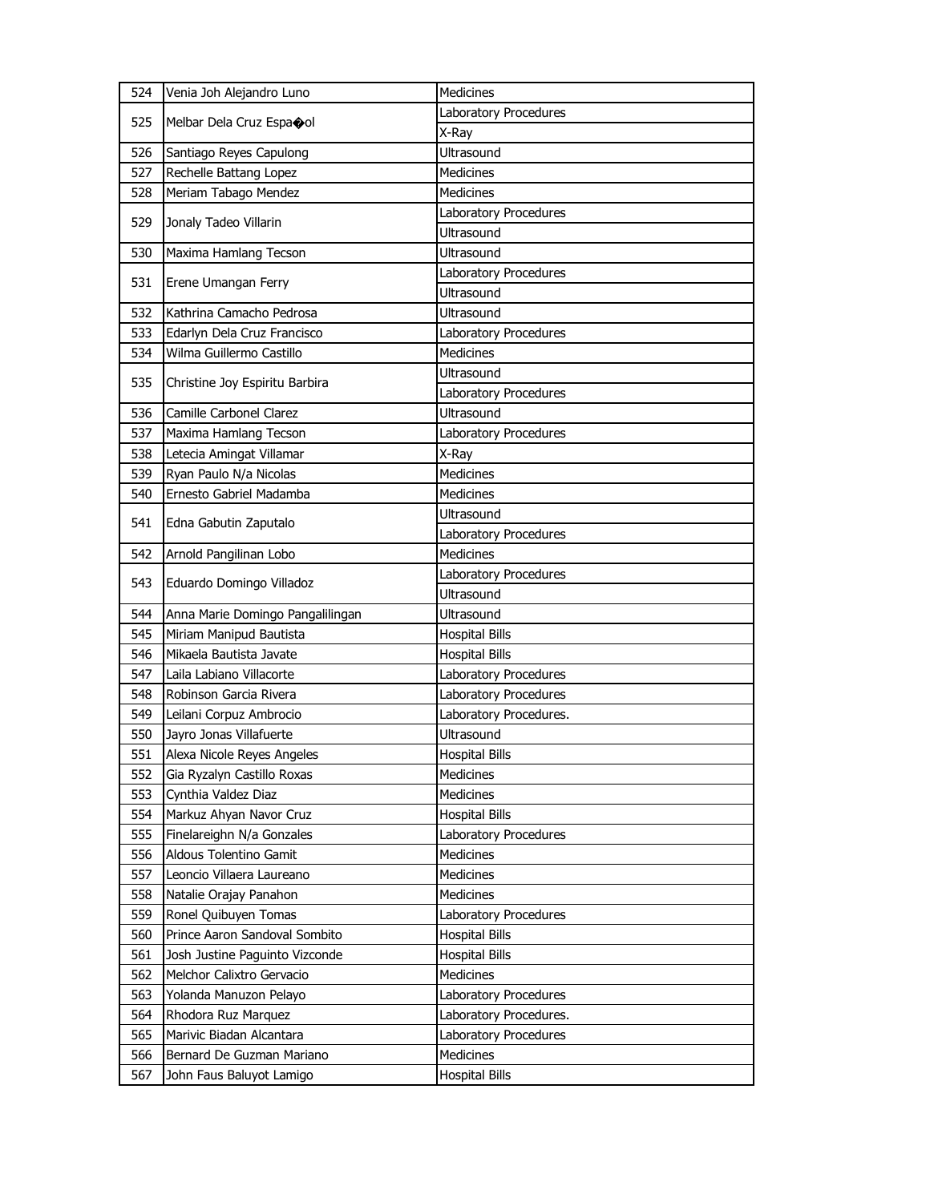| 524 | Venia Joh Alejandro Luno | Medicines |
|---|---|---|
| 525 | Melbar Dela Cruz Espa�ol | Laboratory Procedures |
| | | X-Ray |
| 526 | Santiago Reyes Capulong | Ultrasound |
| 527 | Rechelle Battang Lopez | Medicines |
| 528 | Meriam Tabago Mendez | Medicines |
| 529 | Jonaly Tadeo Villarin | Laboratory Procedures |
| | | Ultrasound |
| 530 | Maxima Hamlang Tecson | Ultrasound |
| 531 | Erene Umangan Ferry | Laboratory Procedures |
| | | Ultrasound |
| 532 | Kathrina Camacho Pedrosa | Ultrasound |
| 533 | Edarlyn Dela Cruz Francisco | Laboratory Procedures |
| 534 | Wilma Guillermo Castillo | Medicines |
| 535 | Christine Joy Espiritu Barbira | Ultrasound |
| | | Laboratory Procedures |
| 536 | Camille Carbonel Clarez | Ultrasound |
| 537 | Maxima Hamlang Tecson | Laboratory Procedures |
| 538 | Letecia Amingat Villamar | X-Ray |
| 539 | Ryan Paulo N/a Nicolas | Medicines |
| 540 | Ernesto Gabriel Madamba | Medicines |
| 541 | Edna Gabutin Zaputalo | Ultrasound |
| | | Laboratory Procedures |
| 542 | Arnold Pangilinan Lobo | Medicines |
| 543 | Eduardo Domingo Villadoz | Laboratory Procedures |
| | | Ultrasound |
| 544 | Anna Marie Domingo Pangalilingan | Ultrasound |
| 545 | Miriam Manipud Bautista | Hospital Bills |
| 546 | Mikaela Bautista Javate | Hospital Bills |
| 547 | Laila Labiano Villacorte | Laboratory Procedures |
| 548 | Robinson Garcia Rivera | Laboratory Procedures |
| 549 | Leilani Corpuz Ambrocio | Laboratory Procedures. |
| 550 | Jayro Jonas Villafuerte | Ultrasound |
| 551 | Alexa Nicole Reyes Angeles | Hospital Bills |
| 552 | Gia Ryzalyn Castillo Roxas | Medicines |
| 553 | Cynthia Valdez Diaz | Medicines |
| 554 | Markuz Ahyan Navor Cruz | Hospital Bills |
| 555 | Finelareighn N/a Gonzales | Laboratory Procedures |
| 556 | Aldous Tolentino Gamit | Medicines |
| 557 | Leoncio Villaera Laureano | Medicines |
| 558 | Natalie Orajay Panahon | Medicines |
| 559 | Ronel Quibuyen Tomas | Laboratory Procedures |
| 560 | Prince Aaron Sandoval Sombito | Hospital Bills |
| 561 | Josh Justine Paguinto Vizconde | Hospital Bills |
| 562 | Melchor Calixtro Gervacio | Medicines |
| 563 | Yolanda Manuzon Pelayo | Laboratory Procedures |
| 564 | Rhodora Ruz Marquez | Laboratory Procedures. |
| 565 | Marivic Biadan Alcantara | Laboratory Procedures |
| 566 | Bernard De Guzman Mariano | Medicines |
| 567 | John Faus Baluyot Lamigo | Hospital Bills |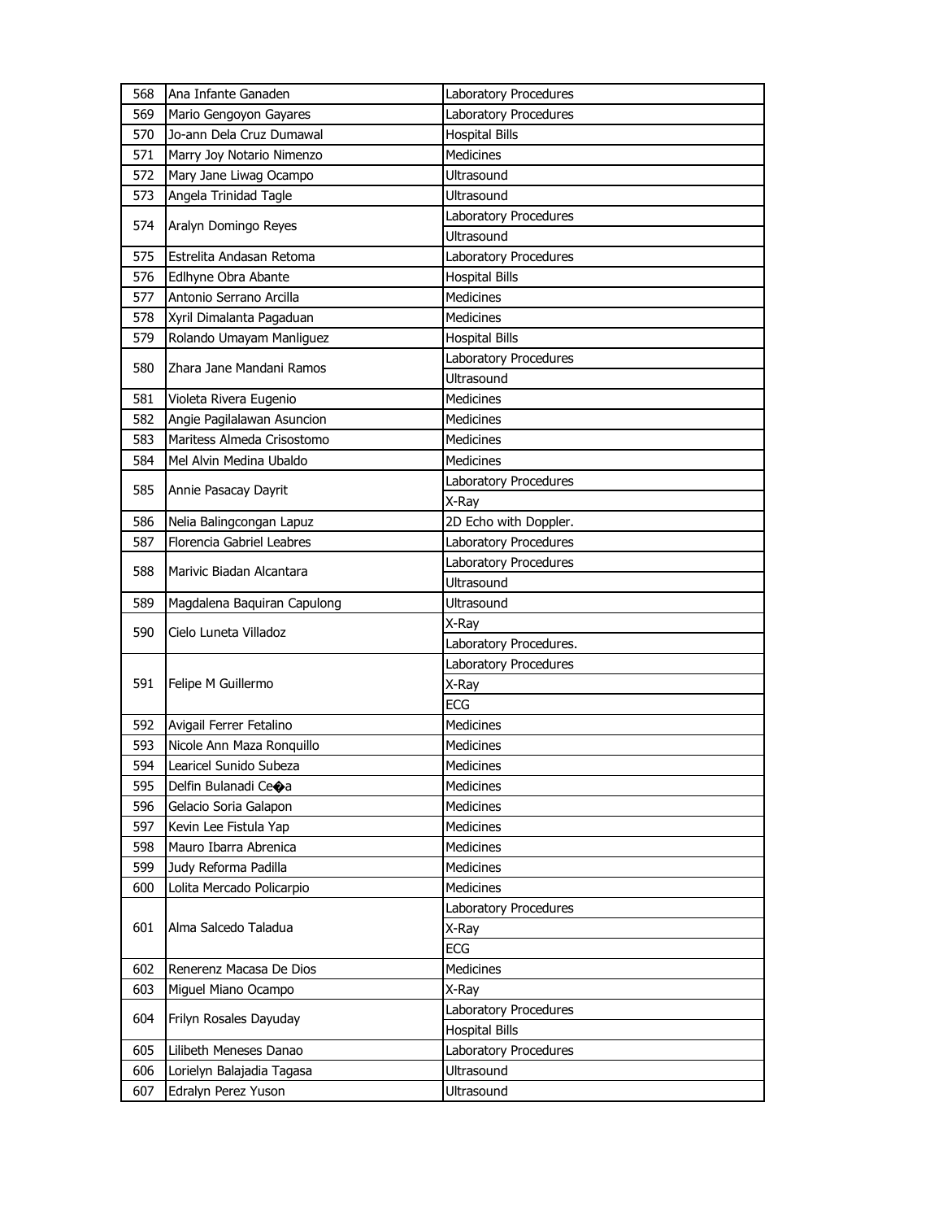| 568 | Ana Infante Ganaden | Laboratory Procedures |
|---|---|---|
| 569 | Mario Gengoyon Gayares | Laboratory Procedures |
| 570 | Jo-ann Dela Cruz Dumawal | Hospital Bills |
| 571 | Marry Joy Notario Nimenzo | Medicines |
| 572 | Mary Jane Liwag Ocampo | Ultrasound |
| 573 | Angela Trinidad Tagle | Ultrasound |
| 574 | Aralyn Domingo Reyes | Laboratory Procedures |
| | | Ultrasound |
| 575 | Estrelita Andasan Retoma | Laboratory Procedures |
| 576 | Edlhyne Obra Abante | Hospital Bills |
| 577 | Antonio Serrano Arcilla | Medicines |
| 578 | Xyril Dimalanta Pagaduan | Medicines |
| 579 | Rolando Umayam Manliguez | Hospital Bills |
| 580 | Zhara Jane Mandani Ramos | Laboratory Procedures |
| | | Ultrasound |
| 581 | Violeta Rivera Eugenio | Medicines |
| 582 | Angie Pagilalawan Asuncion | Medicines |
| 583 | Maritess Almeda Crisostomo | Medicines |
| 584 | Mel Alvin Medina Ubaldo | Medicines |
| 585 | Annie Pasacay Dayrit | Laboratory Procedures |
| | | X-Ray |
| 586 | Nelia Balingcongan Lapuz | 2D Echo with Doppler. |
| 587 | Florencia Gabriel Leabres | Laboratory Procedures |
| 588 | Marivic Biadan Alcantara | Laboratory Procedures |
| | | Ultrasound |
| 589 | Magdalena Baquiran Capulong | Ultrasound |
| 590 | Cielo Luneta Villadoz | X-Ray |
| | | Laboratory Procedures. |
| 591 | Felipe M Guillermo | Laboratory Procedures |
| | | X-Ray |
| | | ECG |
| 592 | Avigail Ferrer Fetalino | Medicines |
| 593 | Nicole Ann Maza Ronquillo | Medicines |
| 594 | Learicel Sunido Subeza | Medicines |
| 595 | Delfin Bulanadi Ce�a | Medicines |
| 596 | Gelacio Soria Galapon | Medicines |
| 597 | Kevin Lee Fistula Yap | Medicines |
| 598 | Mauro Ibarra Abrenica | Medicines |
| 599 | Judy Reforma Padilla | Medicines |
| 600 | Lolita Mercado Policarpio | Medicines |
| 601 | Alma Salcedo Taladua | Laboratory Procedures |
| | | X-Ray |
| | | ECG |
| 602 | Renerenz Macasa De Dios | Medicines |
| 603 | Miguel Miano Ocampo | X-Ray |
| 604 | Frilyn Rosales Dayuday | Laboratory Procedures |
| | | Hospital Bills |
| 605 | Lilibeth Meneses Danao | Laboratory Procedures |
| 606 | Lorielyn Balajadia Tagasa | Ultrasound |
| 607 | Edralyn Perez Yuson | Ultrasound |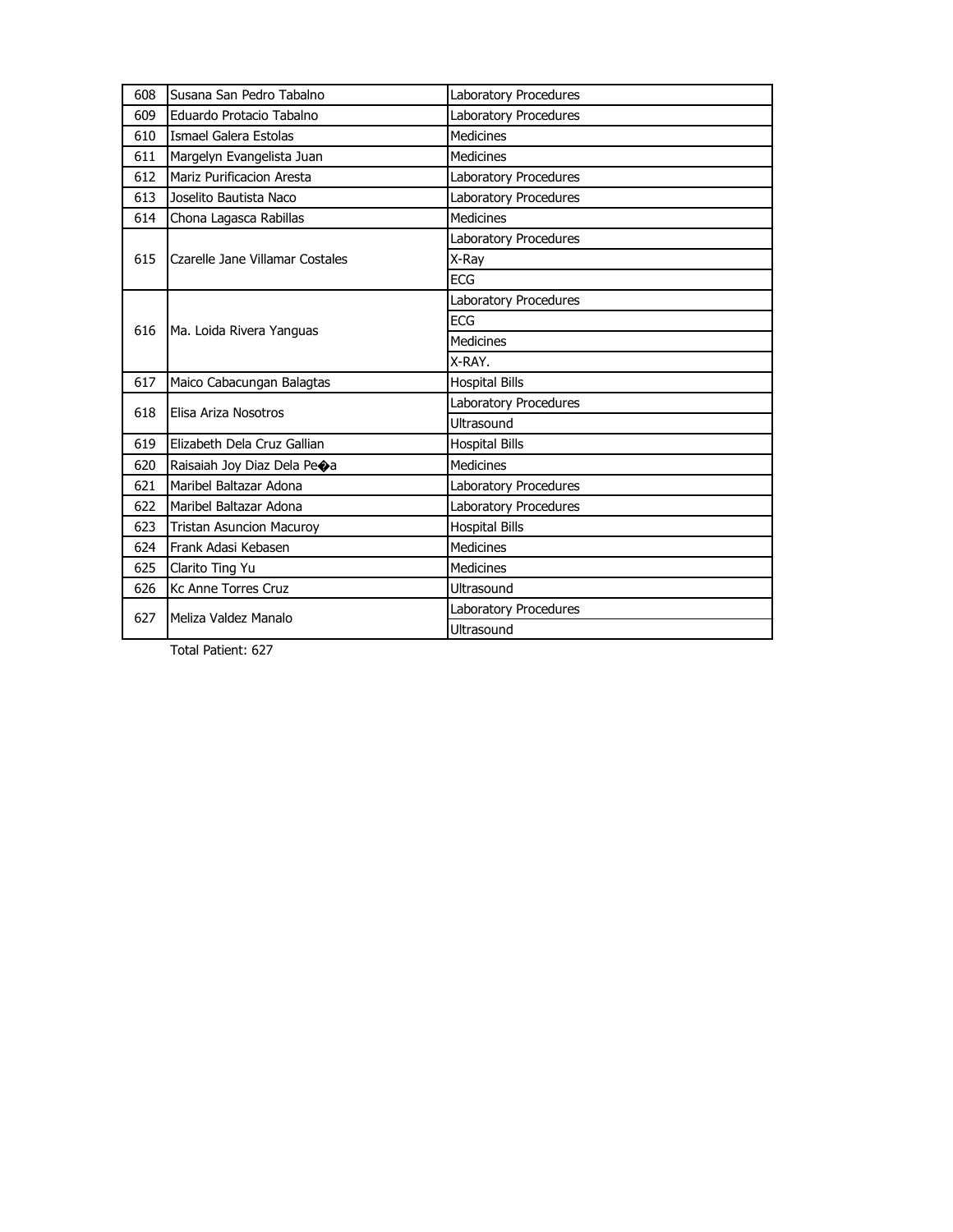| | | |
|---|---|---|
| 608 | Susana San Pedro Tabalno | Laboratory Procedures |
| 609 | Eduardo Protacio Tabalno | Laboratory Procedures |
| 610 | Ismael Galera Estolas | Medicines |
| 611 | Margelyn Evangelista Juan | Medicines |
| 612 | Mariz Purificacion Aresta | Laboratory Procedures |
| 613 | Joselito Bautista Naco | Laboratory Procedures |
| 614 | Chona Lagasca Rabillas | Medicines |
| 615 | Czarelle Jane Villamar Costales | Laboratory Procedures |
| | | X-Ray |
| | | ECG |
| 616 | Ma. Loida Rivera Yanguas | Laboratory Procedures |
| | | ECG |
| | | Medicines |
| | | X-RAY. |
| 617 | Maico Cabacungan Balagtas | Hospital Bills |
| 618 | Elisa Ariza Nosotros | Laboratory Procedures |
| | | Ultrasound |
| 619 | Elizabeth Dela Cruz Gallian | Hospital Bills |
| 620 | Raisaiah Joy Diaz Dela Pe�a | Medicines |
| 621 | Maribel Baltazar Adona | Laboratory Procedures |
| 622 | Maribel Baltazar Adona | Laboratory Procedures |
| 623 | Tristan Asuncion Macuroy | Hospital Bills |
| 624 | Frank Adasi Kebasen | Medicines |
| 625 | Clarito Ting Yu | Medicines |
| 626 | Kc Anne Torres Cruz | Ultrasound |
| 627 | Meliza Valdez Manalo | Laboratory Procedures |
| | | Ultrasound |

Total Patient: 627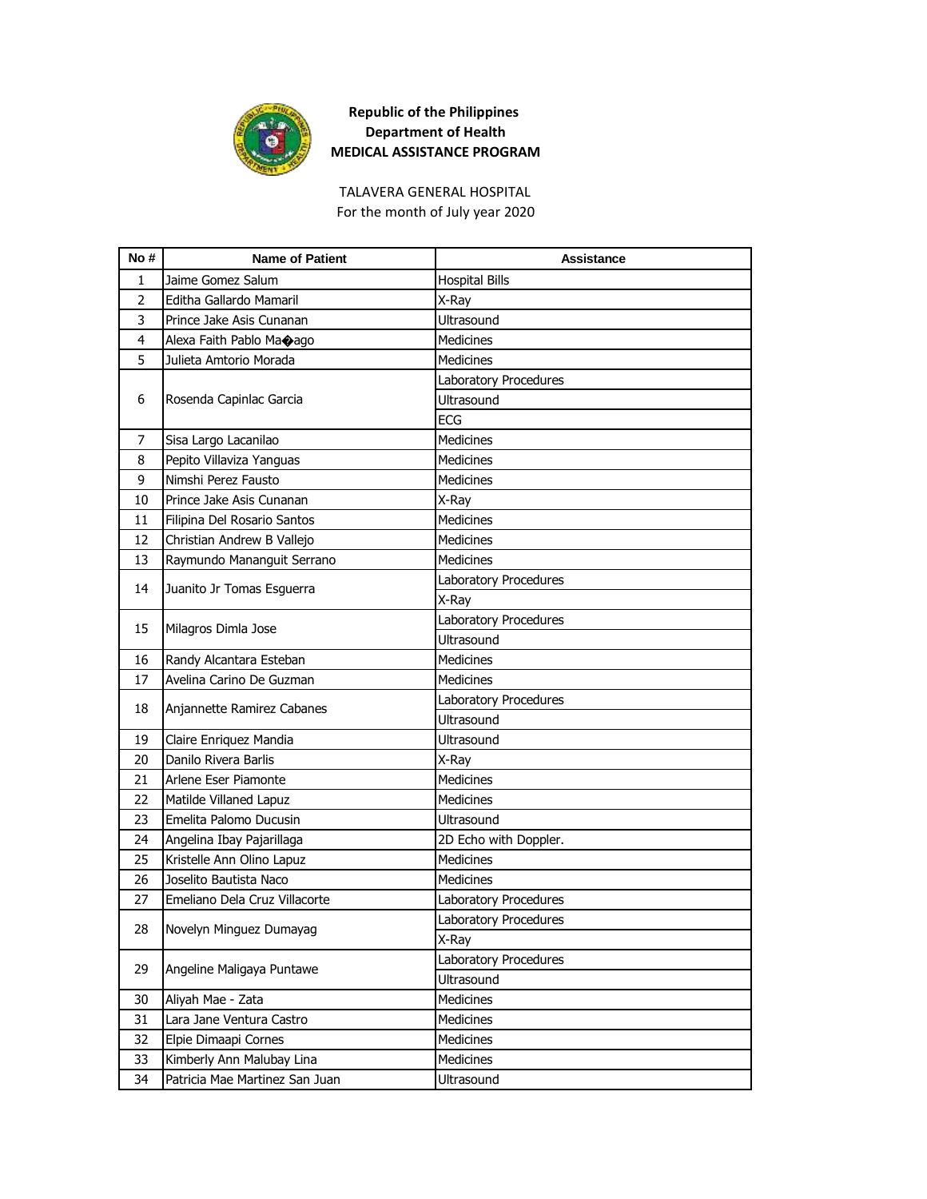**Republic of the Philippines**
**Department of Health**
**MEDICAL ASSISTANCE PROGRAM**

TALAVERA GENERAL HOSPITAL
For the month of July year 2020

| No # | Name of Patient | Assistance |
|---|---|---|
| 1 | Jaime Gomez Salum | Hospital Bills |
| 2 | Editha Gallardo Mamaril | X-Ray |
| 3 | Prince Jake Asis Cunanan | Ultrasound |
| 4 | Alexa Faith Pablo Ma�ago | Medicines |
| 5 | Julieta Amtorio Morada | Medicines |
| 6 | Rosenda Capinlac Garcia | Laboratory Procedures |
| | | Ultrasound |
| | | ECG |
| 7 | Sisa Largo Lacanilao | Medicines |
| 8 | Pepito Villaviza Yanguas | Medicines |
| 9 | Nimshi Perez Fausto | Medicines |
| 10 | Prince Jake Asis Cunanan | X-Ray |
| 11 | Filipina Del Rosario Santos | Medicines |
| 12 | Christian Andrew B Vallejo | Medicines |
| 13 | Raymundo Mananguit Serrano | Medicines |
| 14 | Juanito Jr Tomas Esguerra | Laboratory Procedures |
| | | X-Ray |
| 15 | Milagros Dimla Jose | Laboratory Procedures |
| | | Ultrasound |
| 16 | Randy Alcantara Esteban | Medicines |
| 17 | Avelina Carino De Guzman | Medicines |
| 18 | Anjannette Ramirez Cabanes | Laboratory Procedures |
| | | Ultrasound |
| 19 | Claire Enriquez Mandia | Ultrasound |
| 20 | Danilo Rivera Barlis | X-Ray |
| 21 | Arlene Eser Piamonte | Medicines |
| 22 | Matilde Villaned Lapuz | Medicines |
| 23 | Emelita Palomo Ducusin | Ultrasound |
| 24 | Angelina Ibay Pajarillaga | 2D Echo with Doppler. |
| 25 | Kristelle Ann Olino Lapuz | Medicines |
| 26 | Joselito Bautista Naco | Medicines |
| 27 | Emeliano Dela Cruz Villacorte | Laboratory Procedures |
| 28 | Novelyn Minguez Dumayag | Laboratory Procedures |
| | | X-Ray |
| 29 | Angeline Maligaya Puntawe | Laboratory Procedures |
| | | Ultrasound |
| 30 | Aliyah Mae - Zata | Medicines |
| 31 | Lara Jane Ventura Castro | Medicines |
| 32 | Elpie Dimaapi Cornes | Medicines |
| 33 | Kimberly Ann Malubay Lina | Medicines |
| 34 | Patricia Mae Martinez San Juan | Ultrasound |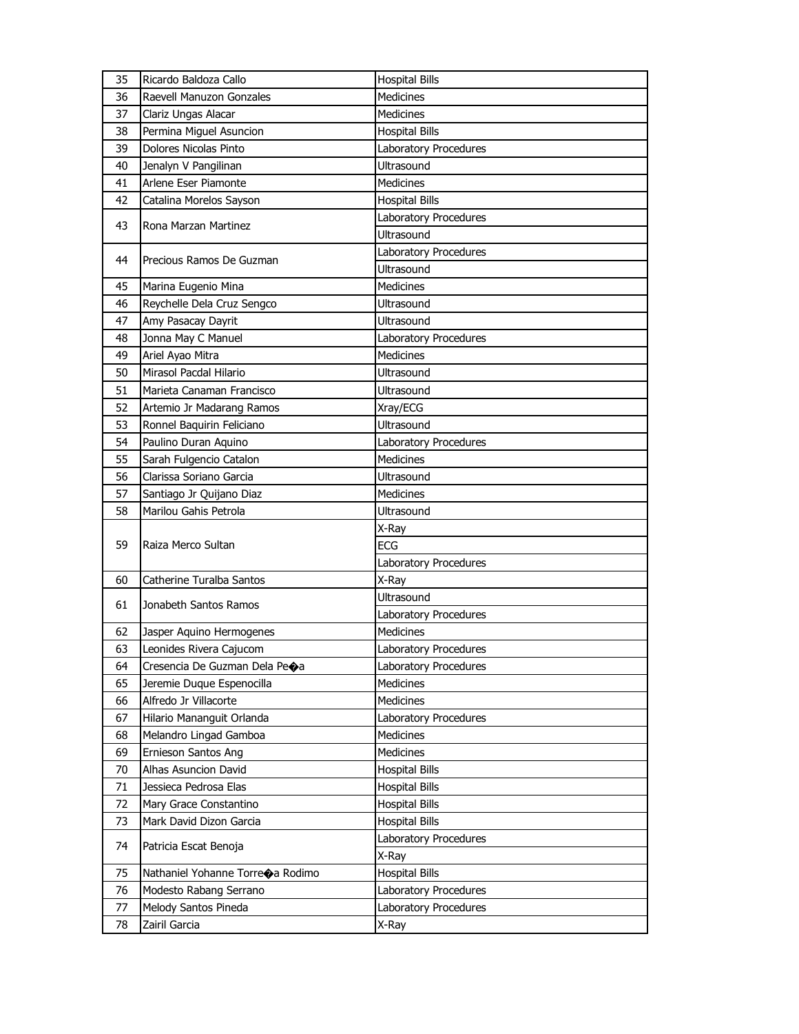| 35 | Ricardo Baldoza Callo | Hospital Bills |
|---|---|---|
| 36 | Raevell Manuzon Gonzales | Medicines |
| 37 | Clariz Ungas Alacar | Medicines |
| 38 | Permina Miguel Asuncion | Hospital Bills |
| 39 | Dolores Nicolas Pinto | Laboratory Procedures |
| 40 | Jenalyn V Pangilinan | Ultrasound |
| 41 | Arlene Eser Piamonte | Medicines |
| 42 | Catalina Morelos Sayson | Hospital Bills |
| 43 | Rona Marzan Martinez | Laboratory Procedures |
| | | Ultrasound |
| 44 | Precious Ramos De Guzman | Laboratory Procedures |
| | | Ultrasound |
| 45 | Marina Eugenio Mina | Medicines |
| 46 | Reychelle Dela Cruz Sengco | Ultrasound |
| 47 | Amy Pasacay Dayrit | Ultrasound |
| 48 | Jonna May C Manuel | Laboratory Procedures |
| 49 | Ariel Ayao Mitra | Medicines |
| 50 | Mirasol Pacdal Hilario | Ultrasound |
| 51 | Marieta Canaman Francisco | Ultrasound |
| 52 | Artemio Jr Madarang Ramos | Xray/ECG |
| 53 | Ronnel Baquirin Feliciano | Ultrasound |
| 54 | Paulino Duran Aquino | Laboratory Procedures |
| 55 | Sarah Fulgencio Catalon | Medicines |
| 56 | Clarissa Soriano Garcia | Ultrasound |
| 57 | Santiago Jr Quijano Diaz | Medicines |
| 58 | Marilou Gahis Petrola | Ultrasound |
| 59 | Raiza Merco Sultan | X-Ray |
| | | ECG |
| | | Laboratory Procedures |
| 60 | Catherine Turalba Santos | X-Ray |
| 61 | Jonabeth Santos Ramos | Ultrasound |
| | | Laboratory Procedures |
| 62 | Jasper Aquino Hermogenes | Medicines |
| 63 | Leonides Rivera Cajucom | Laboratory Procedures |
| 64 | Cresencia De Guzman Dela Pe�a | Laboratory Procedures |
| 65 | Jeremie Duque Espenocilla | Medicines |
| 66 | Alfredo Jr Villacorte | Medicines |
| 67 | Hilario Mananguit Orlanda | Laboratory Procedures |
| 68 | Melandro Lingad Gamboa | Medicines |
| 69 | Ernieson Santos Ang | Medicines |
| 70 | Alhas Asuncion David | Hospital Bills |
| 71 | Jessieca Pedrosa Elas | Hospital Bills |
| 72 | Mary Grace Constantino | Hospital Bills |
| 73 | Mark David Dizon Garcia | Hospital Bills |
| 74 | Patricia Escat Benoja | Laboratory Procedures |
| | | X-Ray |
| 75 | Nathaniel Yohanne Torre�a Rodimo | Hospital Bills |
| 76 | Modesto Rabang Serrano | Laboratory Procedures |
| 77 | Melody Santos Pineda | Laboratory Procedures |
| 78 | Zairil Garcia | X-Ray |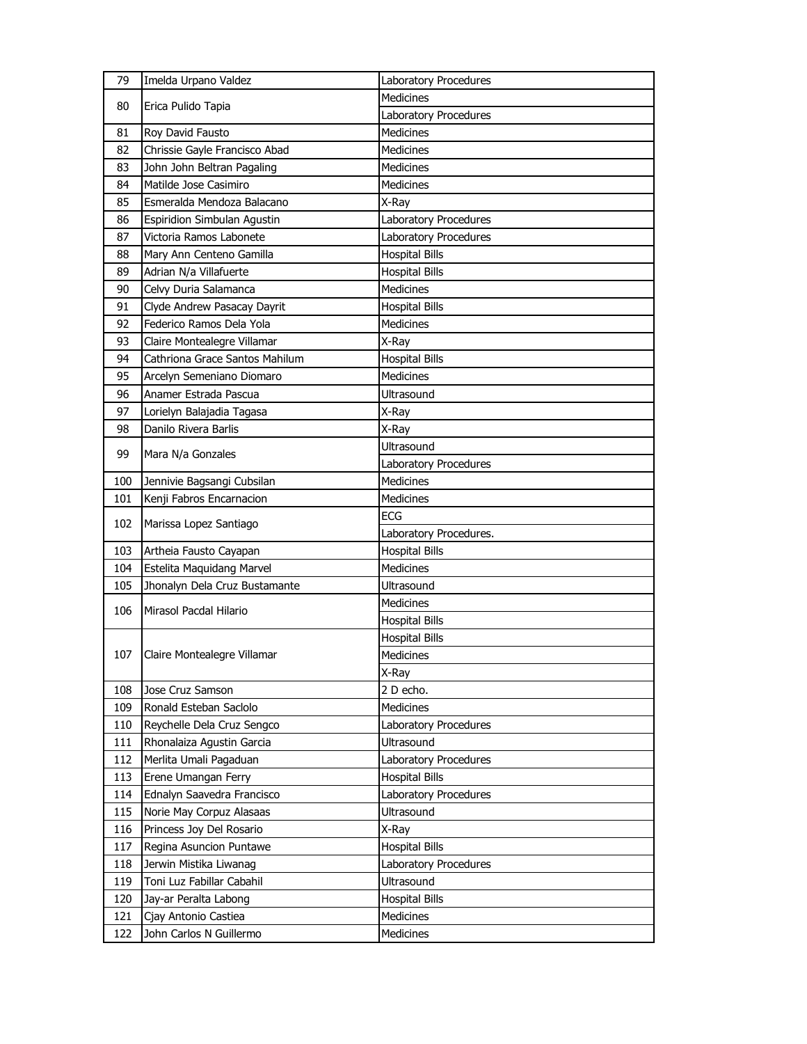| | | |
|---|---|---|
| 79 | Imelda Urpano Valdez | Laboratory Procedures |
| 80 | Erica Pulido Tapia | Medicines |
| | | Laboratory Procedures |
| 81 | Roy David Fausto | Medicines |
| 82 | Chrissie Gayle Francisco Abad | Medicines |
| 83 | John John Beltran Pagaling | Medicines |
| 84 | Matilde Jose Casimiro | Medicines |
| 85 | Esmeralda Mendoza Balacano | X-Ray |
| 86 | Espiridion Simbulan Agustin | Laboratory Procedures |
| 87 | Victoria Ramos Labonete | Laboratory Procedures |
| 88 | Mary Ann Centeno Gamilla | Hospital Bills |
| 89 | Adrian N/a Villafuerte | Hospital Bills |
| 90 | Celvy Duria Salamanca | Medicines |
| 91 | Clyde Andrew Pasacay Dayrit | Hospital Bills |
| 92 | Federico Ramos Dela Yola | Medicines |
| 93 | Claire Montealegre Villamar | X-Ray |
| 94 | Cathriona Grace Santos Mahilum | Hospital Bills |
| 95 | Arcelyn Semeniano Diomaro | Medicines |
| 96 | Anamer Estrada Pascua | Ultrasound |
| 97 | Lorielyn Balajadia Tagasa | X-Ray |
| 98 | Danilo Rivera Barlis | X-Ray |
| 99 | Mara N/a Gonzales | Ultrasound |
| | | Laboratory Procedures |
| 100 | Jennivie Bagsangi Cubsilan | Medicines |
| 101 | Kenji Fabros Encarnacion | Medicines |
| 102 | Marissa Lopez Santiago | ECG |
| | | Laboratory Procedures. |
| 103 | Artheia Fausto Cayapan | Hospital Bills |
| 104 | Estelita Maquidang Marvel | Medicines |
| 105 | Jhonalyn Dela Cruz Bustamante | Ultrasound |
| 106 | Mirasol Pacdal Hilario | Medicines |
| | | Hospital Bills |
| 107 | Claire Montealegre Villamar | Hospital Bills |
| | | Medicines |
| | | X-Ray |
| 108 | Jose Cruz Samson | 2 D echo. |
| 109 | Ronald Esteban Saclolo | Medicines |
| 110 | Reychelle Dela Cruz Sengco | Laboratory Procedures |
| 111 | Rhonalaiza Agustin Garcia | Ultrasound |
| 112 | Merlita Umali Pagaduan | Laboratory Procedures |
| 113 | Erene Umangan Ferry | Hospital Bills |
| 114 | Ednalyn Saavedra Francisco | Laboratory Procedures |
| 115 | Norie May Corpuz Alasaas | Ultrasound |
| 116 | Princess Joy Del Rosario | X-Ray |
| 117 | Regina Asuncion Puntawe | Hospital Bills |
| 118 | Jerwin Mistika Liwanag | Laboratory Procedures |
| 119 | Toni Luz Fabillar Cabahil | Ultrasound |
| 120 | Jay-ar Peralta Labong | Hospital Bills |
| 121 | Cjay Antonio Castiea | Medicines |
| 122 | John Carlos N Guillermo | Medicines |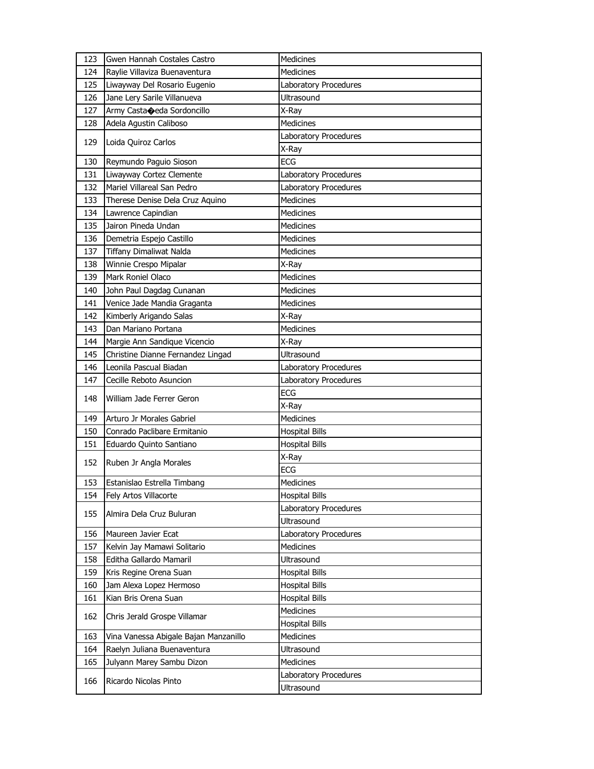| | | |
|---|---|---|
| 123 | Gwen Hannah Costales Castro | Medicines |
| 124 | Raylie Villaviza Buenaventura | Medicines |
| 125 | Liwayway Del Rosario Eugenio | Laboratory Procedures |
| 126 | Jane Lery Sarile Villanueva | Ultrasound |
| 127 | Army Casta�eda Sordoncillo | X-Ray |
| 128 | Adela Agustin Caliboso | Medicines |
| 129 | Loida Quiroz Carlos | Laboratory Procedures |
| | | X-Ray |
| 130 | Reymundo Paguio Sioson | ECG |
| 131 | Liwayway Cortez Clemente | Laboratory Procedures |
| 132 | Mariel Villareal San Pedro | Laboratory Procedures |
| 133 | Therese Denise Dela Cruz Aquino | Medicines |
| 134 | Lawrence Capindian | Medicines |
| 135 | Jairon Pineda Undan | Medicines |
| 136 | Demetria Espejo Castillo | Medicines |
| 137 | Tiffany Dimaliwat Nalda | Medicines |
| 138 | Winnie Crespo Mipalar | X-Ray |
| 139 | Mark Roniel Olaco | Medicines |
| 140 | John Paul Dagdag Cunanan | Medicines |
| 141 | Venice Jade Mandia Graganta | Medicines |
| 142 | Kimberly Arigando Salas | X-Ray |
| 143 | Dan Mariano Portana | Medicines |
| 144 | Margie Ann Sandique Vicencio | X-Ray |
| 145 | Christine Dianne Fernandez Lingad | Ultrasound |
| 146 | Leonila Pascual Biadan | Laboratory Procedures |
| 147 | Cecille Reboto Asuncion | Laboratory Procedures |
| 148 | William Jade Ferrer Geron | ECG |
| | | X-Ray |
| 149 | Arturo Jr Morales Gabriel | Medicines |
| 150 | Conrado Paclibare Ermitanio | Hospital Bills |
| 151 | Eduardo Quinto Santiano | Hospital Bills |
| 152 | Ruben Jr Angla Morales | X-Ray |
| | | ECG |
| 153 | Estanislao Estrella Timbang | Medicines |
| 154 | Fely Artos Villacorte | Hospital Bills |
| 155 | Almira Dela Cruz Buluran | Laboratory Procedures |
| | | Ultrasound |
| 156 | Maureen Javier Ecat | Laboratory Procedures |
| 157 | Kelvin Jay Mamawi Solitario | Medicines |
| 158 | Editha Gallardo Mamaril | Ultrasound |
| 159 | Kris Regine Orena Suan | Hospital Bills |
| 160 | Jam Alexa Lopez Hermoso | Hospital Bills |
| 161 | Kian Bris Orena Suan | Hospital Bills |
| 162 | Chris Jerald Grospe Villamar | Medicines |
| | | Hospital Bills |
| 163 | Vina Vanessa Abigale Bajan Manzanillo | Medicines |
| 164 | Raelyn Juliana Buenaventura | Ultrasound |
| 165 | Julyann Marey Sambu Dizon | Medicines |
| 166 | Ricardo Nicolas Pinto | Laboratory Procedures |
| | | Ultrasound |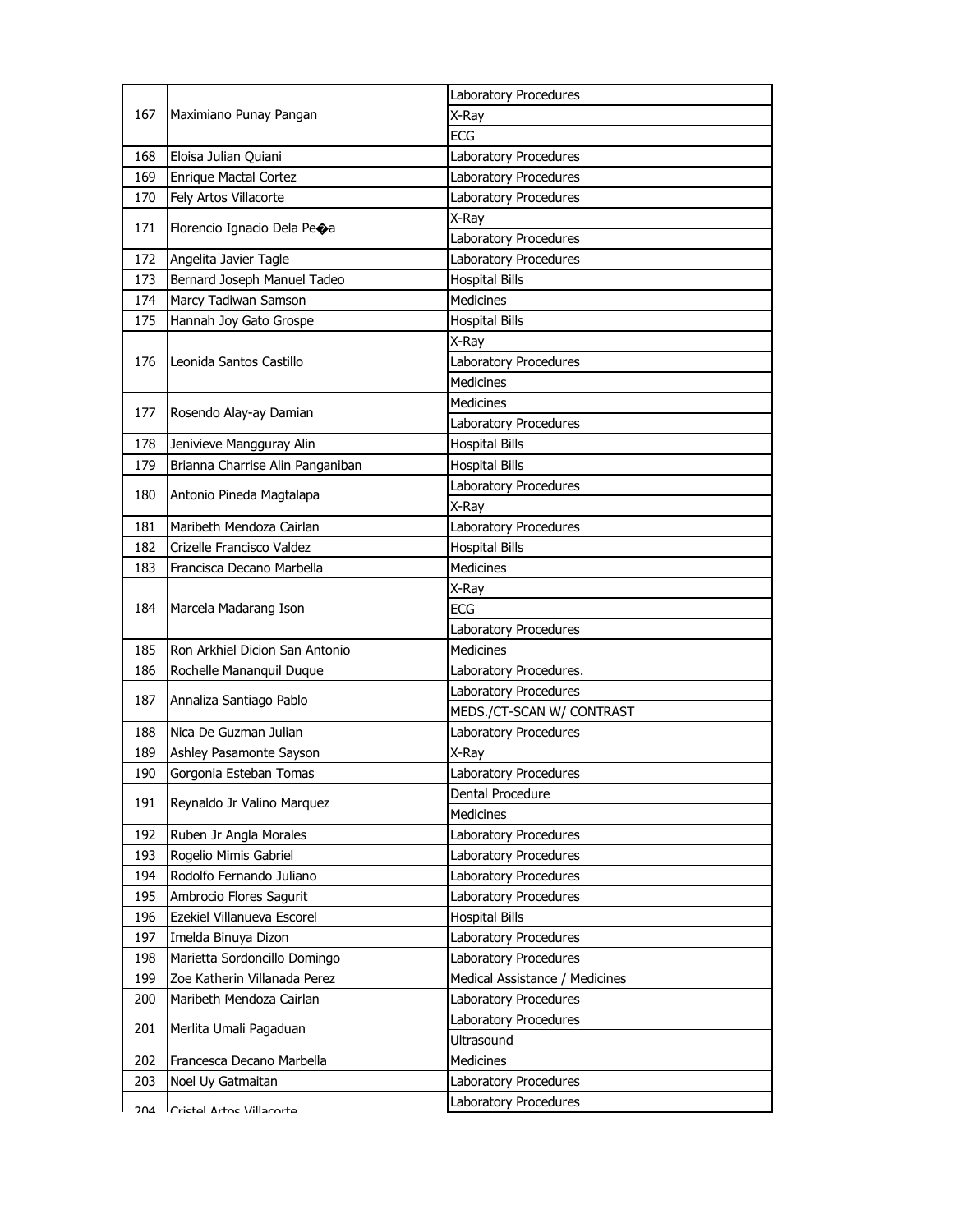| | | |
|---|---|---|
| 167 | Maximiano Punay Pangan | Laboratory Procedures |
| | | X-Ray |
| | | ECG |
| 168 | Eloisa Julian Quiani | Laboratory Procedures |
| 169 | Enrique Mactal Cortez | Laboratory Procedures |
| 170 | Fely Artos Villacorte | Laboratory Procedures |
| 171 | Florencio Ignacio Dela Pe�a | X-Ray |
| | | Laboratory Procedures |
| 172 | Angelita Javier Tagle | Laboratory Procedures |
| 173 | Bernard Joseph Manuel Tadeo | Hospital Bills |
| 174 | Marcy Tadiwan Samson | Medicines |
| 175 | Hannah Joy Gato Grospe | Hospital Bills |
| 176 | Leonida Santos Castillo | X-Ray |
| | | Laboratory Procedures |
| | | Medicines |
| 177 | Rosendo Alay-ay Damian | Medicines |
| | | Laboratory Procedures |
| 178 | Jenivieve Mangguray Alin | Hospital Bills |
| 179 | Brianna Charrise Alin Panganiban | Hospital Bills |
| 180 | Antonio Pineda Magtalapa | Laboratory Procedures |
| | | X-Ray |
| 181 | Maribeth Mendoza Cairlan | Laboratory Procedures |
| 182 | Crizelle Francisco Valdez | Hospital Bills |
| 183 | Francisca Decano Marbella | Medicines |
| 184 | Marcela Madarang Ison | X-Ray |
| | | ECG |
| | | Laboratory Procedures |
| 185 | Ron Arkhiel Dicion San Antonio | Medicines |
| 186 | Rochelle Mananquil Duque | Laboratory Procedures. |
| 187 | Annaliza Santiago Pablo | Laboratory Procedures |
| | | MEDS./CT-SCAN W/ CONTRAST |
| 188 | Nica De Guzman Julian | Laboratory Procedures |
| 189 | Ashley Pasamonte Sayson | X-Ray |
| 190 | Gorgonia Esteban Tomas | Laboratory Procedures |
| 191 | Reynaldo Jr Valino Marquez | Dental Procedure |
| | | Medicines |
| 192 | Ruben Jr Angla Morales | Laboratory Procedures |
| 193 | Rogelio Mimis Gabriel | Laboratory Procedures |
| 194 | Rodolfo Fernando Juliano | Laboratory Procedures |
| 195 | Ambrocio Flores Sagurit | Laboratory Procedures |
| 196 | Ezekiel Villanueva Escorel | Hospital Bills |
| 197 | Imelda Binuya Dizon | Laboratory Procedures |
| 198 | Marietta Sordoncillo Domingo | Laboratory Procedures |
| 199 | Zoe Katherin Villanada Perez | Medical Assistance / Medicines |
| 200 | Maribeth Mendoza Cairlan | Laboratory Procedures |
| 201 | Merlita Umali Pagaduan | Laboratory Procedures |
| | | Ultrasound |
| 202 | Francesca Decano Marbella | Medicines |
| 203 | Noel Uy Gatmaitan | Laboratory Procedures |
| 204 | Cristel Artos Villacorte | Laboratory Procedures |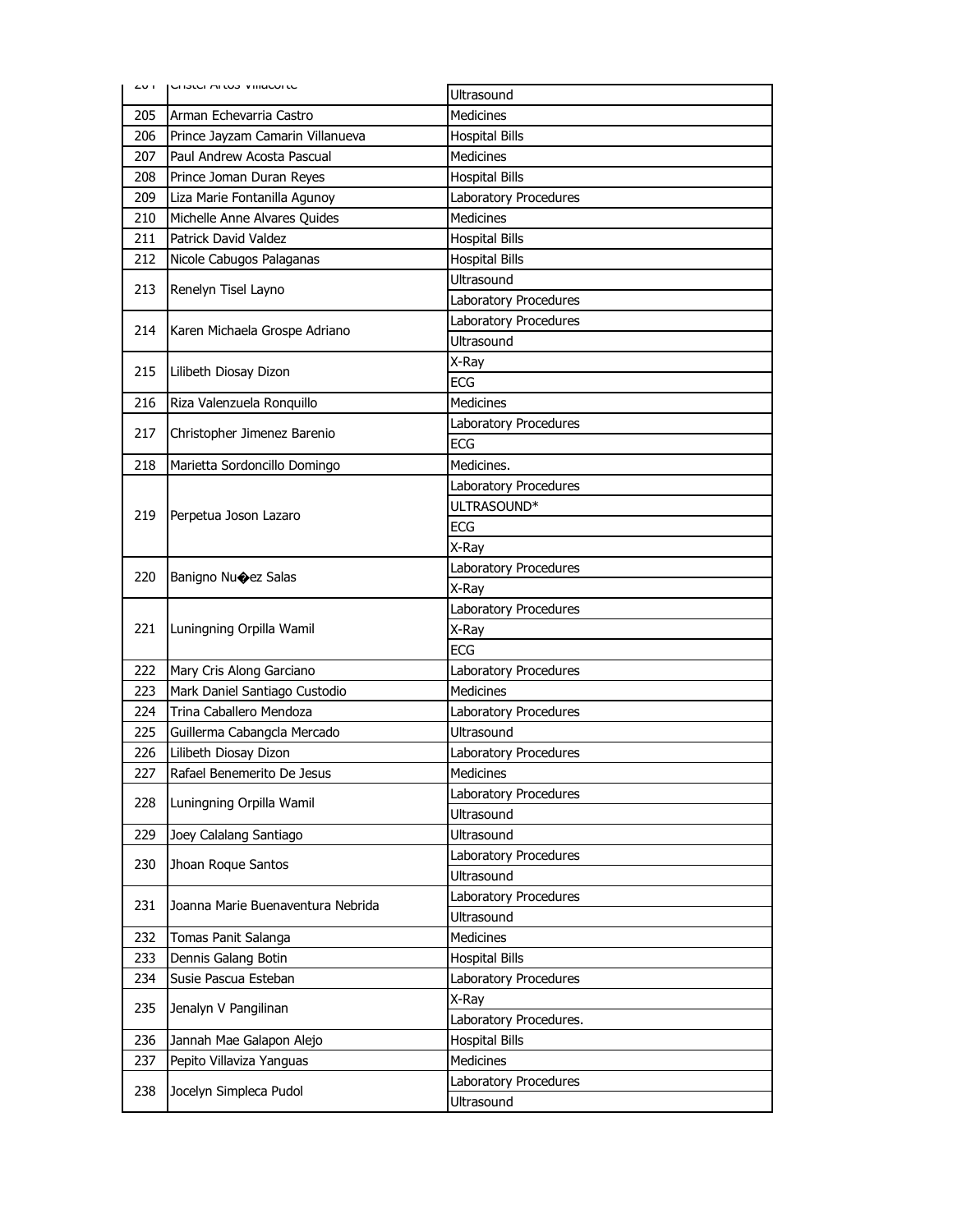| | | |
|---|---|---|
| 204 | Cristel Artos Villacorte | Ultrasound |
| 205 | Arman Echevarria Castro | Medicines |
| 206 | Prince Jayzam Camarin Villanueva | Hospital Bills |
| 207 | Paul Andrew Acosta Pascual | Medicines |
| 208 | Prince Joman Duran Reyes | Hospital Bills |
| 209 | Liza Marie Fontanilla Agunoy | Laboratory Procedures |
| 210 | Michelle Anne Alvares Quides | Medicines |
| 211 | Patrick David Valdez | Hospital Bills |
| 212 | Nicole Cabugos Palaganas | Hospital Bills |
| 213 | Renelyn Tisel Layno | Ultrasound |
| | | Laboratory Procedures |
| 214 | Karen Michaela Grospe Adriano | Laboratory Procedures |
| | | Ultrasound |
| 215 | Lilibeth Diosay Dizon | X-Ray |
| | | ECG |
| 216 | Riza Valenzuela Ronquillo | Medicines |
| 217 | Christopher Jimenez Barenio | Laboratory Procedures |
| | | ECG |
| 218 | Marietta Sordoncillo Domingo | Medicines. |
| 219 | Perpetua Joson Lazaro | Laboratory Procedures |
| | | ULTRASOUND* |
| | | ECG |
| | | X-Ray |
| 220 | Banigno Nu�ez Salas | Laboratory Procedures |
| | | X-Ray |
| 221 | Luningning Orpilla Wamil | Laboratory Procedures |
| | | X-Ray |
| | | ECG |
| 222 | Mary Cris Along Garciano | Laboratory Procedures |
| 223 | Mark Daniel Santiago Custodio | Medicines |
| 224 | Trina Caballero Mendoza | Laboratory Procedures |
| 225 | Guillerma Cabangcla Mercado | Ultrasound |
| 226 | Lilibeth Diosay Dizon | Laboratory Procedures |
| 227 | Rafael Benemerito De Jesus | Medicines |
| 228 | Luningning Orpilla Wamil | Laboratory Procedures |
| | | Ultrasound |
| 229 | Joey Calalang Santiago | Ultrasound |
| 230 | Jhoan Roque Santos | Laboratory Procedures |
| | | Ultrasound |
| 231 | Joanna Marie Buenaventura Nebrida | Laboratory Procedures |
| | | Ultrasound |
| 232 | Tomas Panit Salanga | Medicines |
| 233 | Dennis Galang Botin | Hospital Bills |
| 234 | Susie Pascua Esteban | Laboratory Procedures |
| 235 | Jenalyn V Pangilinan | X-Ray |
| | | Laboratory Procedures. |
| 236 | Jannah Mae Galapon Alejo | Hospital Bills |
| 237 | Pepito Villaviza Yanguas | Medicines |
| 238 | Jocelyn Simpleca Pudol | Laboratory Procedures |
| | | Ultrasound |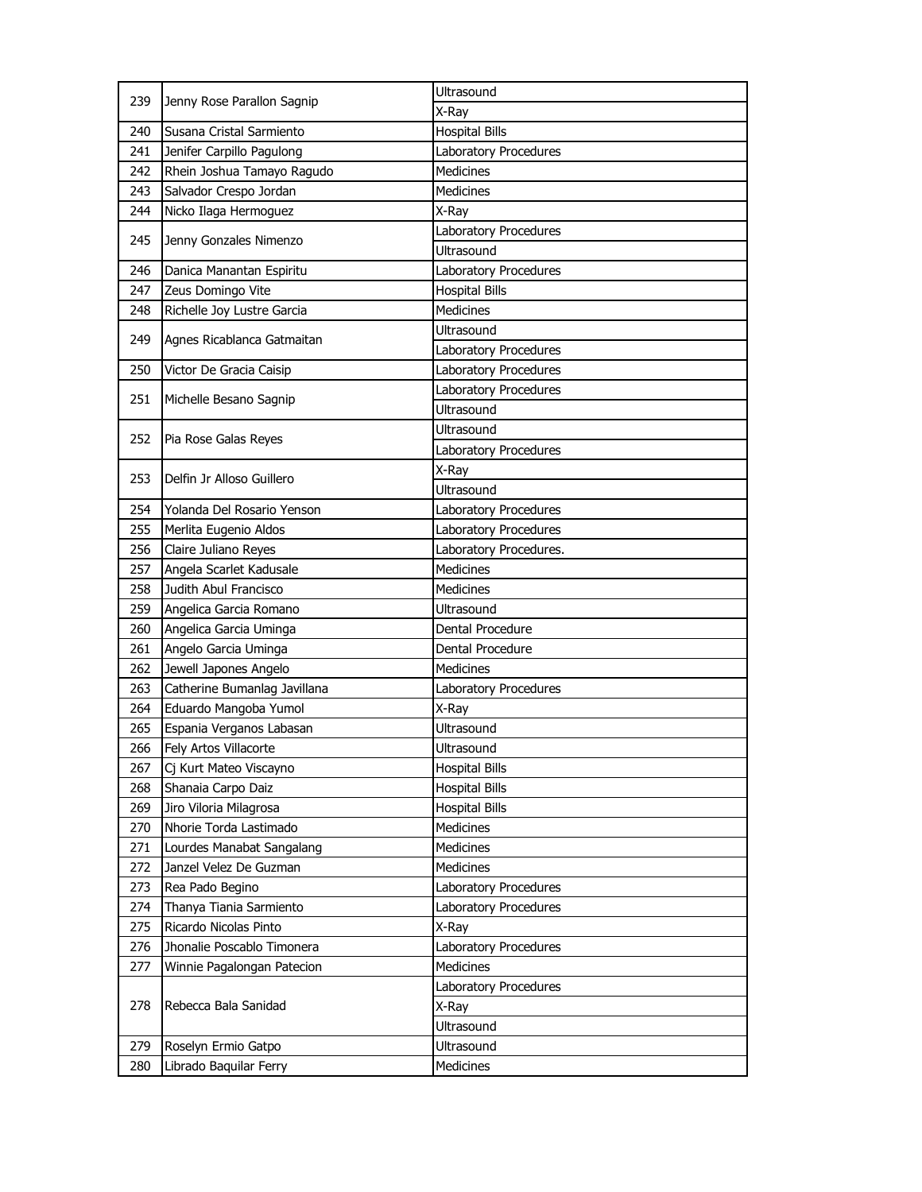| | | |
|---|---|---|
| 239 | Jenny Rose Parallon Sagnip | Ultrasound |
| | | X-Ray |
| 240 | Susana Cristal Sarmiento | Hospital Bills |
| 241 | Jenifer Carpillo Pagulong | Laboratory Procedures |
| 242 | Rhein Joshua Tamayo Ragudo | Medicines |
| 243 | Salvador Crespo Jordan | Medicines |
| 244 | Nicko Ilaga Hermoguez | X-Ray |
| 245 | Jenny Gonzales Nimenzo | Laboratory Procedures |
| | | Ultrasound |
| 246 | Danica Manantan Espiritu | Laboratory Procedures |
| 247 | Zeus Domingo Vite | Hospital Bills |
| 248 | Richelle Joy Lustre Garcia | Medicines |
| 249 | Agnes Ricablanca Gatmaitan | Ultrasound |
| | | Laboratory Procedures |
| 250 | Victor De Gracia Caisip | Laboratory Procedures |
| 251 | Michelle Besano Sagnip | Laboratory Procedures |
| | | Ultrasound |
| 252 | Pia Rose Galas Reyes | Ultrasound |
| | | Laboratory Procedures |
| 253 | Delfin Jr Alloso Guillero | X-Ray |
| | | Ultrasound |
| 254 | Yolanda Del Rosario Yenson | Laboratory Procedures |
| 255 | Merlita Eugenio Aldos | Laboratory Procedures |
| 256 | Claire Juliano Reyes | Laboratory Procedures. |
| 257 | Angela Scarlet Kadusale | Medicines |
| 258 | Judith Abul Francisco | Medicines |
| 259 | Angelica Garcia Romano | Ultrasound |
| 260 | Angelica Garcia Uminga | Dental Procedure |
| 261 | Angelo Garcia Uminga | Dental Procedure |
| 262 | Jewell Japones Angelo | Medicines |
| 263 | Catherine Bumanlag Javillana | Laboratory Procedures |
| 264 | Eduardo Mangoba Yumol | X-Ray |
| 265 | Espania Verganos Labasan | Ultrasound |
| 266 | Fely Artos Villacorte | Ultrasound |
| 267 | Cj Kurt Mateo Viscayno | Hospital Bills |
| 268 | Shanaia Carpo Daiz | Hospital Bills |
| 269 | Jiro Viloria Milagrosa | Hospital Bills |
| 270 | Nhorie Torda Lastimado | Medicines |
| 271 | Lourdes Manabat Sangalang | Medicines |
| 272 | Janzel Velez De Guzman | Medicines |
| 273 | Rea Pado Begino | Laboratory Procedures |
| 274 | Thanya Tiania Sarmiento | Laboratory Procedures |
| 275 | Ricardo Nicolas Pinto | X-Ray |
| 276 | Jhonalie Poscablo Timonera | Laboratory Procedures |
| 277 | Winnie Pagalongan Patecion | Medicines |
| 278 | Rebecca Bala Sanidad | Laboratory Procedures |
| | | X-Ray |
| | | Ultrasound |
| 279 | Roselyn Ermio Gatpo | Ultrasound |
| 280 | Librado Baquilar Ferry | Medicines |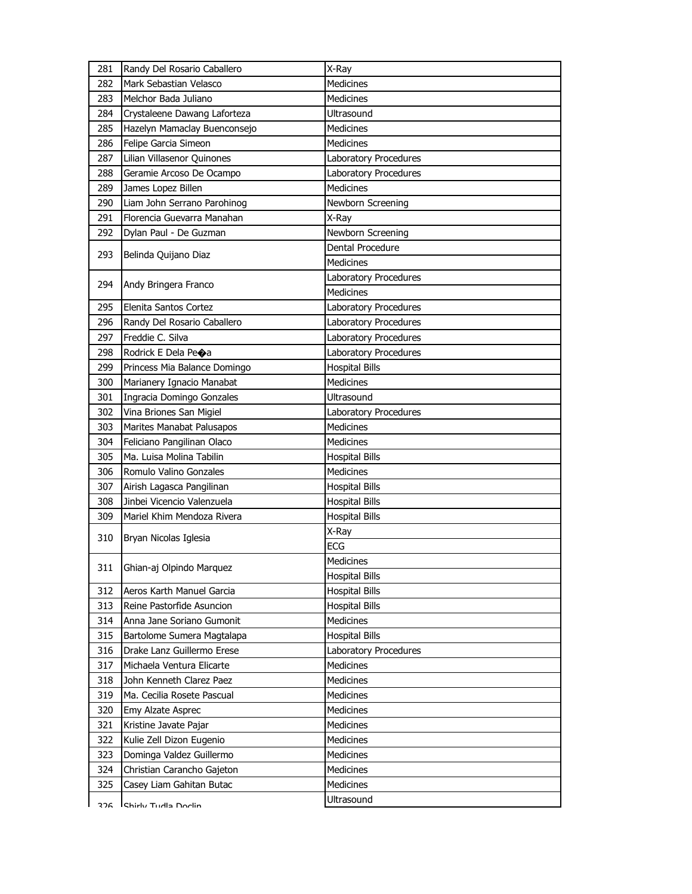| | | |
|---|---|---|
| 281 | Randy Del Rosario Caballero | X-Ray |
| 282 | Mark Sebastian Velasco | Medicines |
| 283 | Melchor Bada Juliano | Medicines |
| 284 | Crystaleene Dawang Laforteza | Ultrasound |
| 285 | Hazelyn Mamaclay Buenconsejo | Medicines |
| 286 | Felipe Garcia Simeon | Medicines |
| 287 | Lilian Villasenor Quinones | Laboratory Procedures |
| 288 | Geramie Arcoso De Ocampo | Laboratory Procedures |
| 289 | James Lopez Billen | Medicines |
| 290 | Liam John Serrano Parohinog | Newborn Screening |
| 291 | Florencia Guevarra Manahan | X-Ray |
| 292 | Dylan Paul - De Guzman | Newborn Screening |
| 293 | Belinda Quijano Diaz | Dental Procedure |
| | | Medicines |
| 294 | Andy Bringera Franco | Laboratory Procedures |
| | | Medicines |
| 295 | Elenita Santos Cortez | Laboratory Procedures |
| 296 | Randy Del Rosario Caballero | Laboratory Procedures |
| 297 | Freddie C. Silva | Laboratory Procedures |
| 298 | Rodrick E Dela Pe�a | Laboratory Procedures |
| 299 | Princess Mia Balance Domingo | Hospital Bills |
| 300 | Marianery Ignacio Manabat | Medicines |
| 301 | Ingracia Domingo Gonzales | Ultrasound |
| 302 | Vina Briones San Migiel | Laboratory Procedures |
| 303 | Marites Manabat Palusapos | Medicines |
| 304 | Feliciano Pangilinan Olaco | Medicines |
| 305 | Ma. Luisa Molina Tabilin | Hospital Bills |
| 306 | Romulo Valino Gonzales | Medicines |
| 307 | Airish Lagasca Pangilinan | Hospital Bills |
| 308 | Jinbei Vicencio Valenzuela | Hospital Bills |
| 309 | Mariel Khim Mendoza Rivera | Hospital Bills |
| 310 | Bryan Nicolas Iglesia | X-Ray |
| | | ECG |
| 311 | Ghian-aj Olpindo Marquez | Medicines |
| | | Hospital Bills |
| 312 | Aeros Karth Manuel Garcia | Hospital Bills |
| 313 | Reine Pastorfide Asuncion | Hospital Bills |
| 314 | Anna Jane Soriano Gumonit | Medicines |
| 315 | Bartolome Sumera Magtalapa | Hospital Bills |
| 316 | Drake Lanz Guillermo Erese | Laboratory Procedures |
| 317 | Michaela Ventura Elicarte | Medicines |
| 318 | John Kenneth Clarez Paez | Medicines |
| 319 | Ma. Cecilia Rosete Pascual | Medicines |
| 320 | Emy Alzate Asprec | Medicines |
| 321 | Kristine Javate Pajar | Medicines |
| 322 | Kulie Zell Dizon Eugenio | Medicines |
| 323 | Dominga Valdez Guillermo | Medicines |
| 324 | Christian Carancho Gajeton | Medicines |
| 325 | Casey Liam Gahitan Butac | Medicines |
| 326 | Shirly Tudla Doclin | Ultrasound |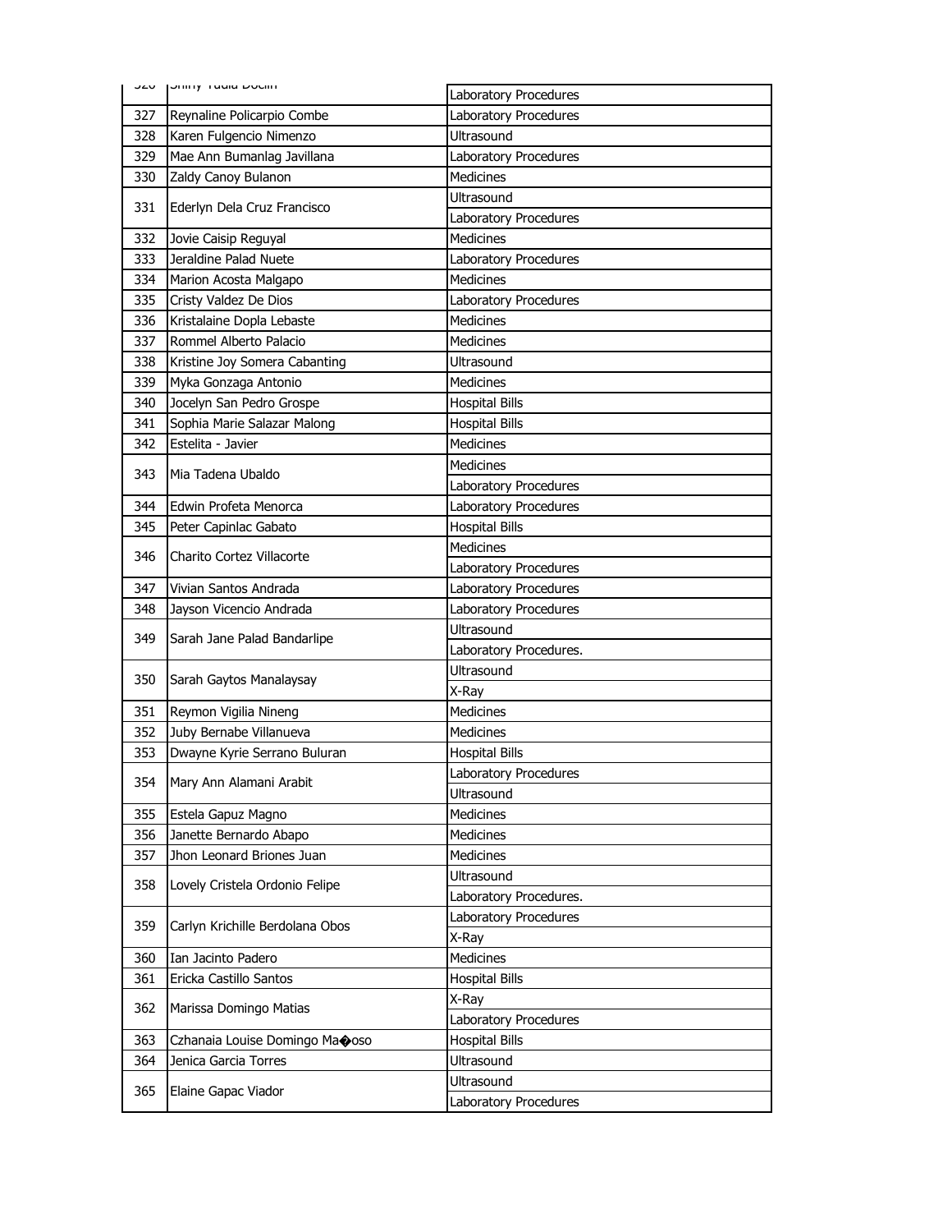| 326 | Shiny Yudia Doclin | Laboratory Procedures |
|---|---|---|
| 327 | Reynaline Policarpio Combe | Laboratory Procedures |
| 328 | Karen Fulgencio Nimenzo | Ultrasound |
| 329 | Mae Ann Bumanlag Javillana | Laboratory Procedures |
| 330 | Zaldy Canoy Bulanon | Medicines |
| 331 | Ederlyn Dela Cruz Francisco | Ultrasound |
| | | Laboratory Procedures |
| 332 | Jovie Caisip Reguyal | Medicines |
| 333 | Jeraldine Palad Nuete | Laboratory Procedures |
| 334 | Marion Acosta Malgapo | Medicines |
| 335 | Cristy Valdez De Dios | Laboratory Procedures |
| 336 | Kristalaine Dopla Lebaste | Medicines |
| 337 | Rommel Alberto Palacio | Medicines |
| 338 | Kristine Joy Somera Cabanting | Ultrasound |
| 339 | Myka Gonzaga Antonio | Medicines |
| 340 | Jocelyn San Pedro Grospe | Hospital Bills |
| 341 | Sophia Marie Salazar Malong | Hospital Bills |
| 342 | Estelita - Javier | Medicines |
| 343 | Mia Tadena Ubaldo | Medicines |
| | | Laboratory Procedures |
| 344 | Edwin Profeta Menorca | Laboratory Procedures |
| 345 | Peter Capinlac Gabato | Hospital Bills |
| 346 | Charito Cortez Villacorte | Medicines |
| | | Laboratory Procedures |
| 347 | Vivian Santos Andrada | Laboratory Procedures |
| 348 | Jayson Vicencio Andrada | Laboratory Procedures |
| 349 | Sarah Jane Palad Bandarlipe | Ultrasound |
| | | Laboratory Procedures. |
| 350 | Sarah Gaytos Manalaysay | Ultrasound |
| | | X-Ray |
| 351 | Reymon Vigilia Nineng | Medicines |
| 352 | Juby Bernabe Villanueva | Medicines |
| 353 | Dwayne Kyrie Serrano Buluran | Hospital Bills |
| 354 | Mary Ann Alamani Arabit | Laboratory Procedures |
| | | Ultrasound |
| 355 | Estela Gapuz Magno | Medicines |
| 356 | Janette Bernardo Abapo | Medicines |
| 357 | Jhon Leonard Briones Juan | Medicines |
| 358 | Lovely Cristela Ordonio Felipe | Ultrasound |
| | | Laboratory Procedures. |
| 359 | Carlyn Krichille Berdolana Obos | Laboratory Procedures |
| | | X-Ray |
| 360 | Ian Jacinto Padero | Medicines |
| 361 | Ericka Castillo Santos | Hospital Bills |
| 362 | Marissa Domingo Matias | X-Ray |
| | | Laboratory Procedures |
| 363 | Czhanaia Louise Domingo Ma�oso | Hospital Bills |
| 364 | Jenica Garcia Torres | Ultrasound |
| 365 | Elaine Gapac Viador | Ultrasound |
| | | Laboratory Procedures |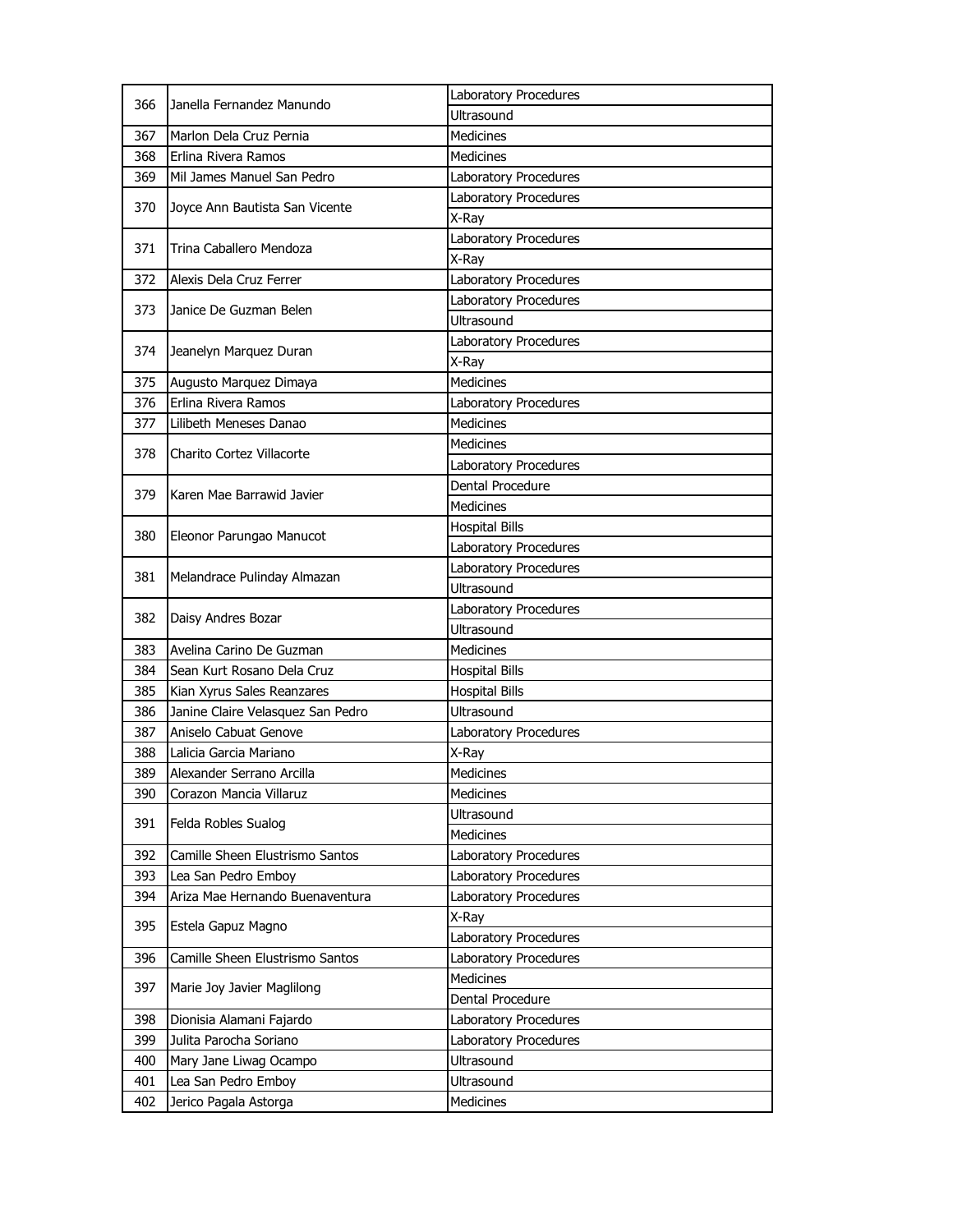| | | |
|---|---|---|
| 366 | Janella Fernandez Manundo | Laboratory Procedures |
| | | Ultrasound |
| 367 | Marlon Dela Cruz Pernia | Medicines |
| 368 | Erlina Rivera Ramos | Medicines |
| 369 | Mil James Manuel San Pedro | Laboratory Procedures |
| 370 | Joyce Ann Bautista San Vicente | Laboratory Procedures |
| | | X-Ray |
| 371 | Trina Caballero Mendoza | Laboratory Procedures |
| | | X-Ray |
| 372 | Alexis Dela Cruz Ferrer | Laboratory Procedures |
| 373 | Janice De Guzman Belen | Laboratory Procedures |
| | | Ultrasound |
| 374 | Jeanelyn Marquez Duran | Laboratory Procedures |
| | | X-Ray |
| 375 | Augusto Marquez Dimaya | Medicines |
| 376 | Erlina Rivera Ramos | Laboratory Procedures |
| 377 | Lilibeth Meneses Danao | Medicines |
| 378 | Charito Cortez Villacorte | Medicines |
| | | Laboratory Procedures |
| 379 | Karen Mae Barrawid Javier | Dental Procedure |
| | | Medicines |
| 380 | Eleonor Parungao Manucot | Hospital Bills |
| | | Laboratory Procedures |
| 381 | Melandrace Pulinday Almazan | Laboratory Procedures |
| | | Ultrasound |
| 382 | Daisy Andres Bozar | Laboratory Procedures |
| | | Ultrasound |
| 383 | Avelina Carino De Guzman | Medicines |
| 384 | Sean Kurt Rosano Dela Cruz | Hospital Bills |
| 385 | Kian Xyrus Sales Reanzares | Hospital Bills |
| 386 | Janine Claire Velasquez San Pedro | Ultrasound |
| 387 | Aniselo Cabuat Genove | Laboratory Procedures |
| 388 | Lalicia Garcia Mariano | X-Ray |
| 389 | Alexander Serrano Arcilla | Medicines |
| 390 | Corazon Mancia Villaruz | Medicines |
| 391 | Felda Robles Sualog | Ultrasound |
| | | Medicines |
| 392 | Camille Sheen Elustrismo Santos | Laboratory Procedures |
| 393 | Lea San Pedro Emboy | Laboratory Procedures |
| 394 | Ariza Mae Hernando Buenaventura | Laboratory Procedures |
| 395 | Estela Gapuz Magno | X-Ray |
| | | Laboratory Procedures |
| 396 | Camille Sheen Elustrismo Santos | Laboratory Procedures |
| 397 | Marie Joy Javier Maglilong | Medicines |
| | | Dental Procedure |
| 398 | Dionisia Alamani Fajardo | Laboratory Procedures |
| 399 | Julita Parocha Soriano | Laboratory Procedures |
| 400 | Mary Jane Liwag Ocampo | Ultrasound |
| 401 | Lea San Pedro Emboy | Ultrasound |
| 402 | Jerico Pagala Astorga | Medicines |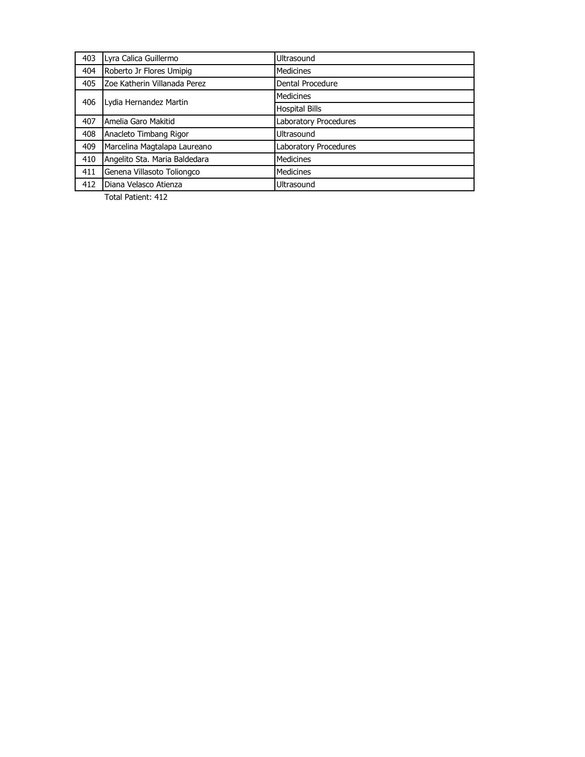| | | |
|---|---|---|
| 403 | Lyra Calica Guillermo | Ultrasound |
| 404 | Roberto Jr Flores Umipig | Medicines |
| 405 | Zoe Katherin Villanada Perez | Dental Procedure |
| 406 | Lydia Hernandez Martin | Medicines |
| | | Hospital Bills |
| 407 | Amelia Garo Makitid | Laboratory Procedures |
| 408 | Anacleto Timbang Rigor | Ultrasound |
| 409 | Marcelina Magtalapa Laureano | Laboratory Procedures |
| 410 | Angelito Sta. Maria Baldedara | Medicines |
| 411 | Genena Villasoto Toliongco | Medicines |
| 412 | Diana Velasco Atienza | Ultrasound |

Total Patient: 412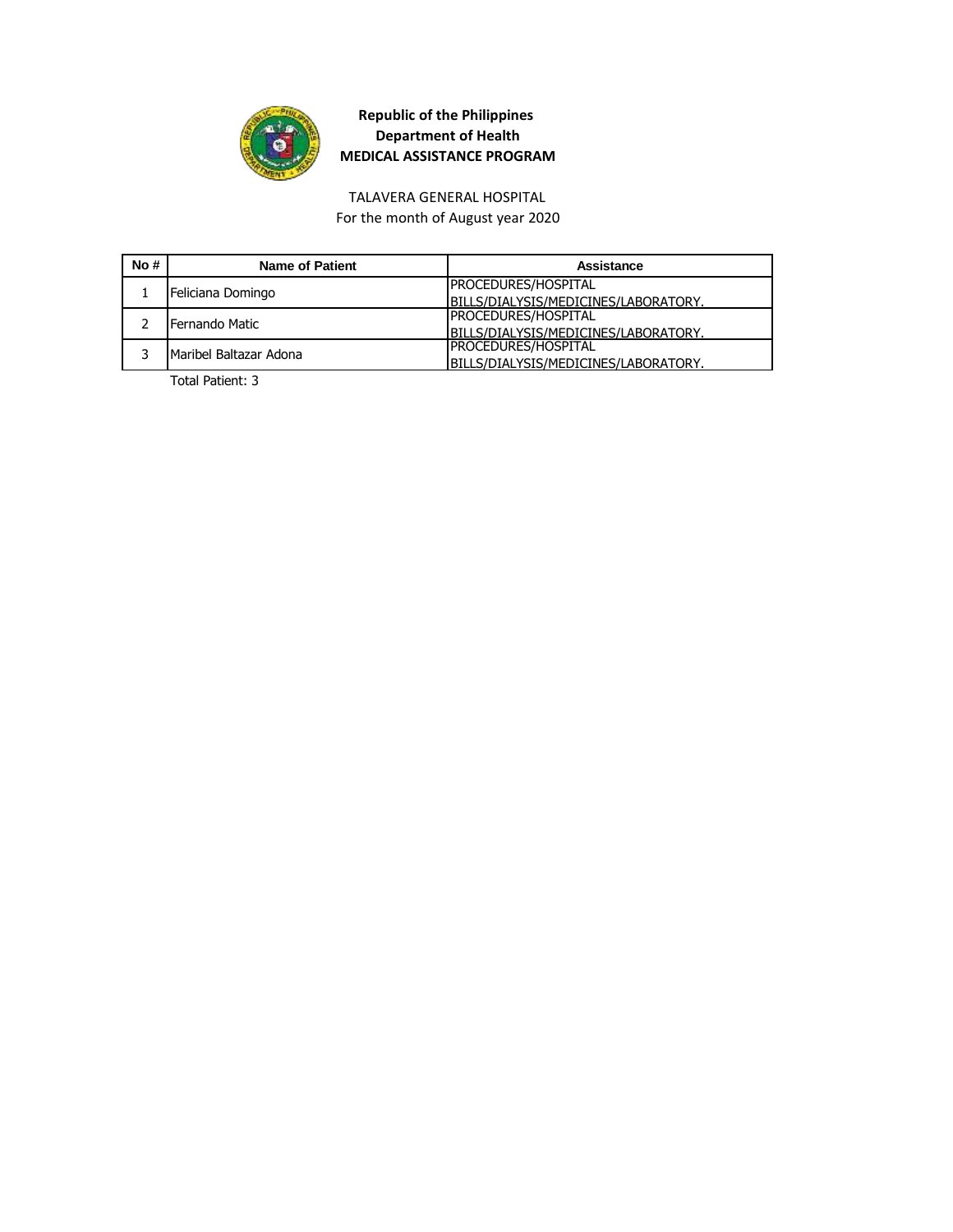**Republic of the Philippines**
**Department of Health**
**MEDICAL ASSISTANCE PROGRAM**

TALAVERA GENERAL HOSPITAL
For the month of August year 2020

| No # | Name of Patient | Assistance |
|---|---|---|
| 1 | Feliciana Domingo | PROCEDURES/HOSPITAL BILLS/DIALYSIS/MEDICINES/LABORATORY. |
| 2 | Fernando Matic | PROCEDURES/HOSPITAL BILLS/DIALYSIS/MEDICINES/LABORATORY. |
| 3 | Maribel Baltazar Adona | PROCEDURES/HOSPITAL BILLS/DIALYSIS/MEDICINES/LABORATORY. |

Total Patient: 3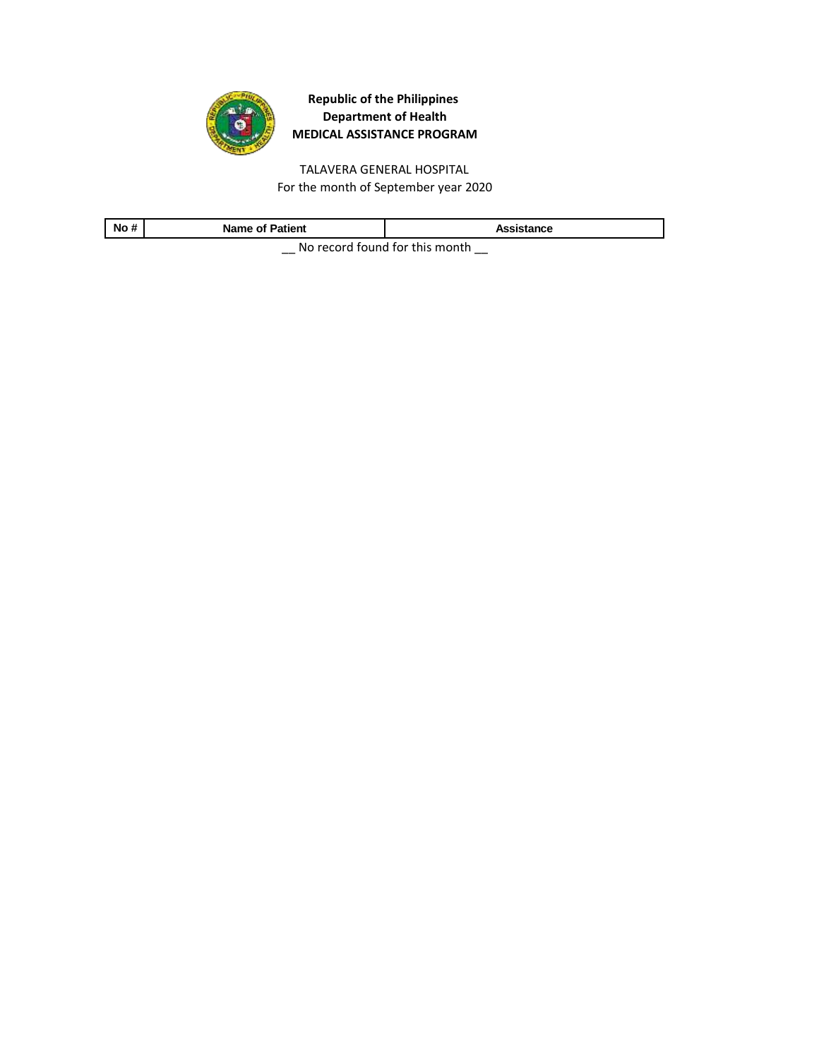**Republic of the Philippines**
**Department of Health**
**MEDICAL ASSISTANCE PROGRAM**

TALAVERA GENERAL HOSPITAL
For the month of September year 2020

| No # | Name of Patient | Assistance |
| --- | --- | --- |

__ No record found for this month __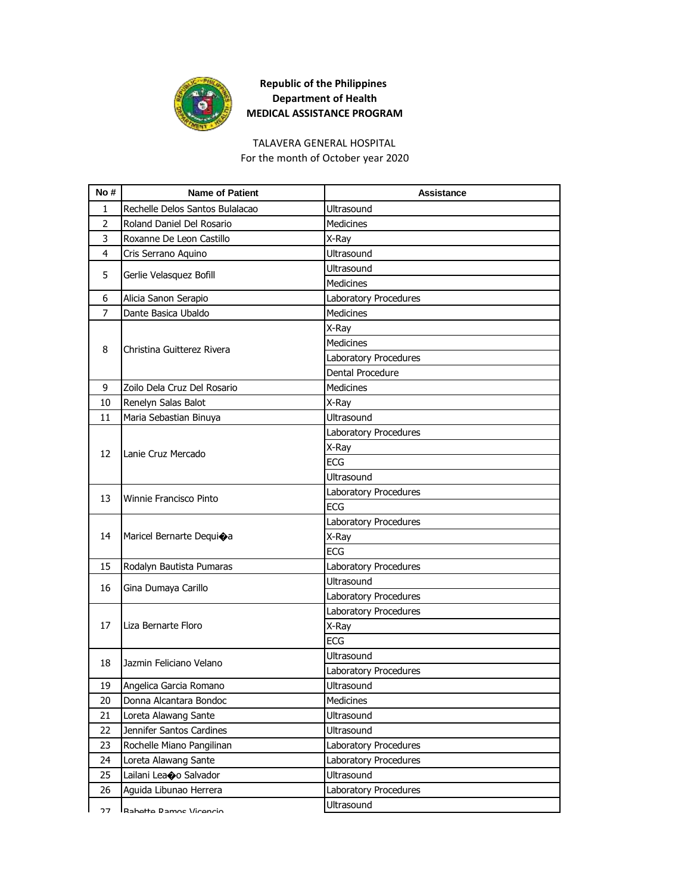**Republic of the Philippines**
**Department of Health**
**MEDICAL ASSISTANCE PROGRAM**

TALAVERA GENERAL HOSPITAL
For the month of October year 2020

| No # | Name of Patient | Assistance |
|---|---|---|
| 1 | Rechelle Delos Santos Bulalacao | Ultrasound |
| 2 | Roland Daniel Del Rosario | Medicines |
| 3 | Roxanne De Leon Castillo | X-Ray |
| 4 | Cris Serrano Aquino | Ultrasound |
| 5 | Gerlie Velasquez Bofill | Ultrasound |
| | | Medicines |
| 6 | Alicia Sanon Serapio | Laboratory Procedures |
| 7 | Dante Basica Ubaldo | Medicines |
| 8 | Christina Guitterez Rivera | X-Ray |
| | | Medicines |
| | | Laboratory Procedures |
| | | Dental Procedure |
| 9 | Zoilo Dela Cruz Del Rosario | Medicines |
| 10 | Renelyn Salas Balot | X-Ray |
| 11 | Maria Sebastian Binuya | Ultrasound |
| 12 | Lanie Cruz Mercado | Laboratory Procedures |
| | | X-Ray |
| | | ECG |
| | | Ultrasound |
| 13 | Winnie Francisco Pinto | Laboratory Procedures |
| | | ECG |
| 14 | Maricel Bernarte Dequi�a | Laboratory Procedures |
| | | X-Ray |
| | | ECG |
| 15 | Rodalyn Bautista Pumaras | Laboratory Procedures |
| 16 | Gina Dumaya Carillo | Ultrasound |
| | | Laboratory Procedures |
| 17 | Liza Bernarte Floro | Laboratory Procedures |
| | | X-Ray |
| | | ECG |
| 18 | Jazmin Feliciano Velano | Ultrasound |
| | | Laboratory Procedures |
| 19 | Angelica Garcia Romano | Ultrasound |
| 20 | Donna Alcantara Bondoc | Medicines |
| 21 | Loreta Alawang Sante | Ultrasound |
| 22 | Jennifer Santos Cardines | Ultrasound |
| 23 | Rochelle Miano Pangilinan | Laboratory Procedures |
| 24 | Loreta Alawang Sante | Laboratory Procedures |
| 25 | Lailani Lea�o Salvador | Ultrasound |
| 26 | Aguida Libunao Herrera | Laboratory Procedures |
| 27 | Babette Ramos Vicencio | Ultrasound |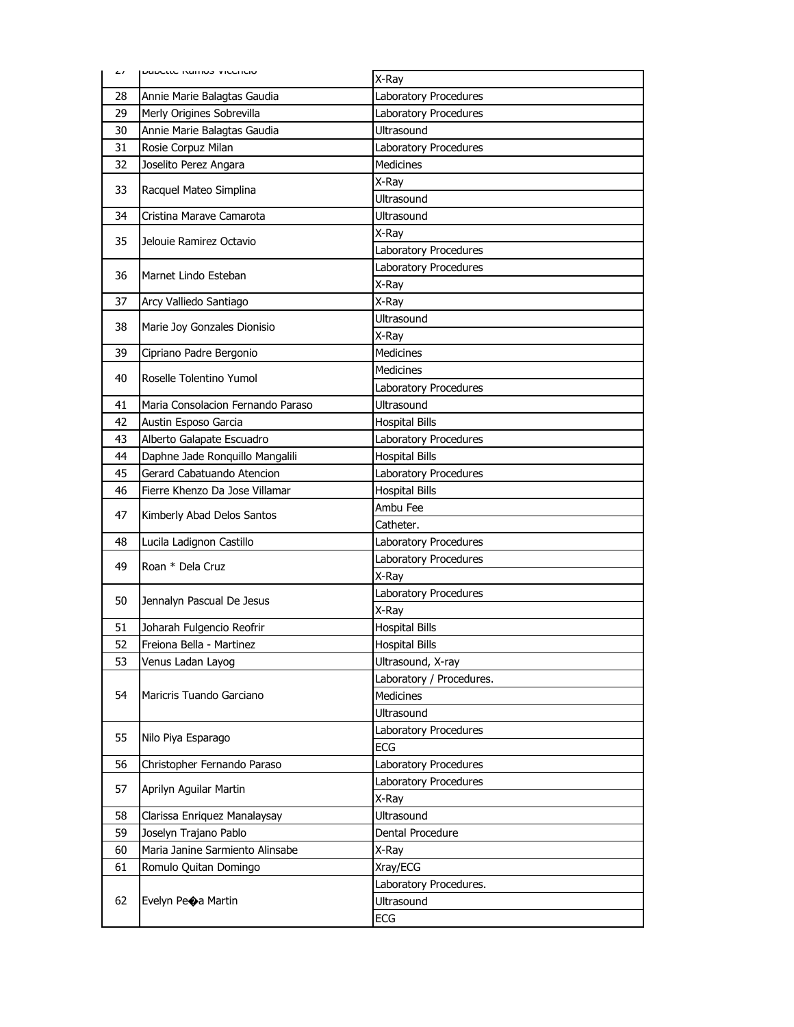| 27 | Babette Ramos Vicencio | X-Ray |
|---|---|---|
| 28 | Annie Marie Balagtas Gaudia | Laboratory Procedures |
| 29 | Merly Origines Sobrevilla | Laboratory Procedures |
| 30 | Annie Marie Balagtas Gaudia | Ultrasound |
| 31 | Rosie Corpuz Milan | Laboratory Procedures |
| 32 | Joselito Perez Angara | Medicines |
| 33 | Racquel Mateo Simplina | X-Ray |
| | | Ultrasound |
| 34 | Cristina Marave Camarota | Ultrasound |
| 35 | Jelouie Ramirez Octavio | X-Ray |
| | | Laboratory Procedures |
| 36 | Marnet Lindo Esteban | Laboratory Procedures |
| | | X-Ray |
| 37 | Arcy Valliedo Santiago | X-Ray |
| 38 | Marie Joy Gonzales Dionisio | Ultrasound |
| | | X-Ray |
| 39 | Cipriano Padre Bergonio | Medicines |
| 40 | Roselle Tolentino Yumol | Medicines |
| | | Laboratory Procedures |
| 41 | Maria Consolacion Fernando Paraso | Ultrasound |
| 42 | Austin Esposo Garcia | Hospital Bills |
| 43 | Alberto Galapate Escuadro | Laboratory Procedures |
| 44 | Daphne Jade Ronquillo Mangalili | Hospital Bills |
| 45 | Gerard Cabatuando Atencion | Laboratory Procedures |
| 46 | Fierre Khenzo Da Jose Villamar | Hospital Bills |
| 47 | Kimberly Abad Delos Santos | Ambu Fee |
| | | Catheter. |
| 48 | Lucila Ladignon Castillo | Laboratory Procedures |
| 49 | Roan * Dela Cruz | Laboratory Procedures |
| | | X-Ray |
| 50 | Jennalyn Pascual De Jesus | Laboratory Procedures |
| | | X-Ray |
| 51 | Joharah Fulgencio Reofrir | Hospital Bills |
| 52 | Freiona Bella - Martinez | Hospital Bills |
| 53 | Venus Ladan Layog | Ultrasound, X-ray |
| 54 | Maricris Tuando Garciano | Laboratory / Procedures. |
| | | Medicines |
| | | Ultrasound |
| 55 | Nilo Piya Esparago | Laboratory Procedures |
| | | ECG |
| 56 | Christopher Fernando Paraso | Laboratory Procedures |
| 57 | Aprilyn Aguilar Martin | Laboratory Procedures |
| | | X-Ray |
| 58 | Clarissa Enriquez Manalaysay | Ultrasound |
| 59 | Joselyn Trajano Pablo | Dental Procedure |
| 60 | Maria Janine Sarmiento Alinsabe | X-Ray |
| 61 | Romulo Quitan Domingo | Xray/ECG |
| 62 | Evelyn Pe�a Martin | Laboratory Procedures. |
| | | Ultrasound |
| | | ECG |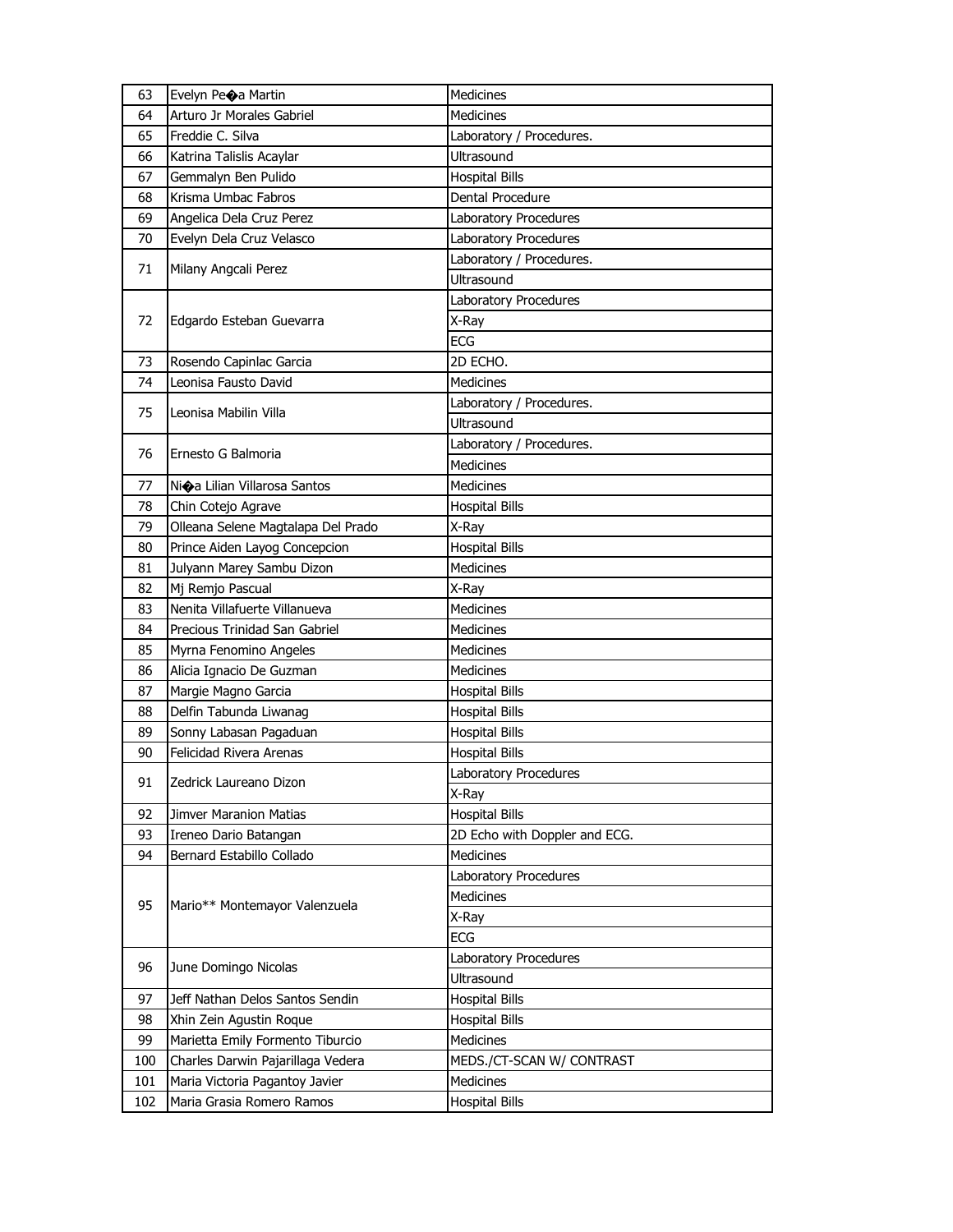| 63 | Evelyn Pe�a Martin | Medicines |
|---|---|---|
| 64 | Arturo Jr Morales Gabriel | Medicines |
| 65 | Freddie C. Silva | Laboratory / Procedures. |
| 66 | Katrina Talislis Acaylar | Ultrasound |
| 67 | Gemmalyn Ben Pulido | Hospital Bills |
| 68 | Krisma Umbac Fabros | Dental Procedure |
| 69 | Angelica Dela Cruz Perez | Laboratory Procedures |
| 70 | Evelyn Dela Cruz Velasco | Laboratory Procedures |
| 71 | Milany Angcali Perez | Laboratory / Procedures. |
| | | Ultrasound |
| 72 | Edgardo Esteban Guevarra | Laboratory Procedures |
| | | X-Ray |
| | | ECG |
| 73 | Rosendo Capinlac Garcia | 2D ECHO. |
| 74 | Leonisa Fausto David | Medicines |
| 75 | Leonisa Mabilin Villa | Laboratory / Procedures. |
| | | Ultrasound |
| 76 | Ernesto G Balmoria | Laboratory / Procedures. |
| | | Medicines |
| 77 | Ni�a Lilian Villarosa Santos | Medicines |
| 78 | Chin Cotejo Agrave | Hospital Bills |
| 79 | Olleana Selene Magtalapa Del Prado | X-Ray |
| 80 | Prince Aiden Layog Concepcion | Hospital Bills |
| 81 | Julyann Marey Sambu Dizon | Medicines |
| 82 | Mj Remjo Pascual | X-Ray |
| 83 | Nenita Villafuerte Villanueva | Medicines |
| 84 | Precious Trinidad San Gabriel | Medicines |
| 85 | Myrna Fenomino Angeles | Medicines |
| 86 | Alicia Ignacio De Guzman | Medicines |
| 87 | Margie Magno Garcia | Hospital Bills |
| 88 | Delfin Tabunda Liwanag | Hospital Bills |
| 89 | Sonny Labasan Pagaduan | Hospital Bills |
| 90 | Felicidad Rivera Arenas | Hospital Bills |
| 91 | Zedrick Laureano Dizon | Laboratory Procedures |
| | | X-Ray |
| 92 | Jimver Maranion Matias | Hospital Bills |
| 93 | Ireneo Dario Batangan | 2D Echo with Doppler and ECG. |
| 94 | Bernard Estabillo Collado | Medicines |
| 95 | Mario** Montemayor Valenzuela | Laboratory Procedures |
| | | Medicines |
| | | X-Ray |
| | | ECG |
| 96 | June Domingo Nicolas | Laboratory Procedures |
| | | Ultrasound |
| 97 | Jeff Nathan Delos Santos Sendin | Hospital Bills |
| 98 | Xhin Zein Agustin Roque | Hospital Bills |
| 99 | Marietta Emily Formento Tiburcio | Medicines |
| 100 | Charles Darwin Pajarillaga Vedera | MEDS./CT-SCAN W/ CONTRAST |
| 101 | Maria Victoria Pagantoy Javier | Medicines |
| 102 | Maria Grasia Romero Ramos | Hospital Bills |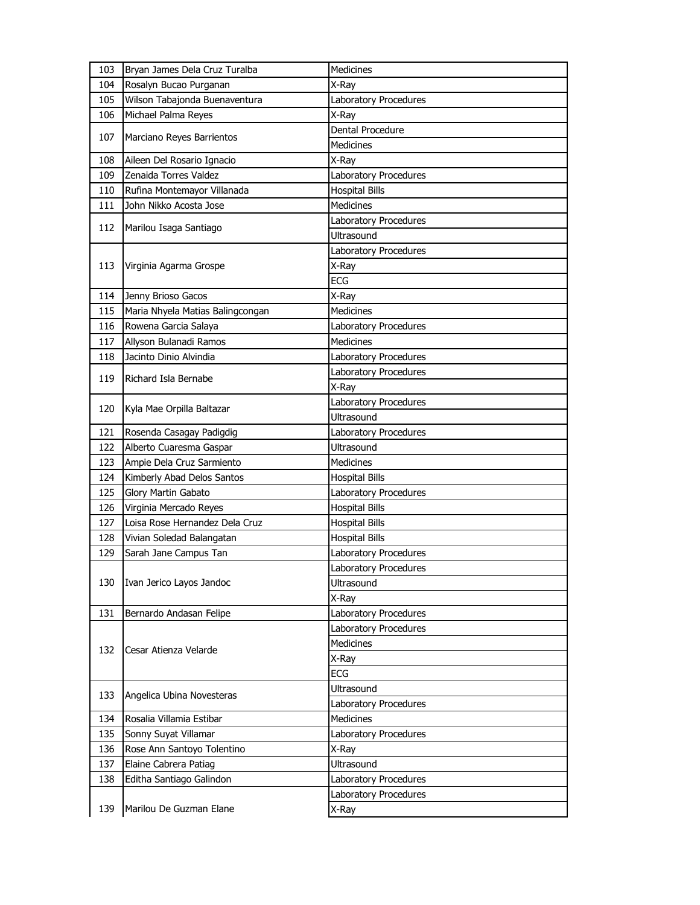| | | |
|---|---|---|
| 103 | Bryan James Dela Cruz Turalba | Medicines |
| 104 | Rosalyn Bucao Purganan | X-Ray |
| 105 | Wilson Tabajonda Buenaventura | Laboratory Procedures |
| 106 | Michael Palma Reyes | X-Ray |
| 107 | Marciano Reyes Barrientos | Dental Procedure |
| | | Medicines |
| 108 | Aileen Del Rosario Ignacio | X-Ray |
| 109 | Zenaida Torres Valdez | Laboratory Procedures |
| 110 | Rufina Montemayor Villanada | Hospital Bills |
| 111 | John Nikko Acosta Jose | Medicines |
| 112 | Marilou Isaga Santiago | Laboratory Procedures |
| | | Ultrasound |
| 113 | Virginia Agarma Grospe | Laboratory Procedures |
| | | X-Ray |
| | | ECG |
| 114 | Jenny Brioso Gacos | X-Ray |
| 115 | Maria Nhyela Matias Balingcongan | Medicines |
| 116 | Rowena Garcia Salaya | Laboratory Procedures |
| 117 | Allyson Bulanadi Ramos | Medicines |
| 118 | Jacinto Dinio Alvindia | Laboratory Procedures |
| 119 | Richard Isla Bernabe | Laboratory Procedures |
| | | X-Ray |
| 120 | Kyla Mae Orpilla Baltazar | Laboratory Procedures |
| | | Ultrasound |
| 121 | Rosenda Casagay Padigdig | Laboratory Procedures |
| 122 | Alberto Cuaresma Gaspar | Ultrasound |
| 123 | Ampie Dela Cruz Sarmiento | Medicines |
| 124 | Kimberly Abad Delos Santos | Hospital Bills |
| 125 | Glory Martin Gabato | Laboratory Procedures |
| 126 | Virginia Mercado Reyes | Hospital Bills |
| 127 | Loisa Rose Hernandez Dela Cruz | Hospital Bills |
| 128 | Vivian Soledad Balangatan | Hospital Bills |
| 129 | Sarah Jane Campus Tan | Laboratory Procedures |
| 130 | Ivan Jerico Layos Jandoc | Laboratory Procedures |
| | | Ultrasound |
| | | X-Ray |
| 131 | Bernardo Andasan Felipe | Laboratory Procedures |
| 132 | Cesar Atienza Velarde | Laboratory Procedures |
| | | Medicines |
| | | X-Ray |
| | | ECG |
| 133 | Angelica Ubina Novesteras | Ultrasound |
| | | Laboratory Procedures |
| 134 | Rosalia Villamia Estibar | Medicines |
| 135 | Sonny Suyat Villamar | Laboratory Procedures |
| 136 | Rose Ann Santoyo Tolentino | X-Ray |
| 137 | Elaine Cabrera Patiag | Ultrasound |
| 138 | Editha Santiago Galindon | Laboratory Procedures |
| 139 | Marilou De Guzman Elane | Laboratory Procedures |
| | | X-Ray |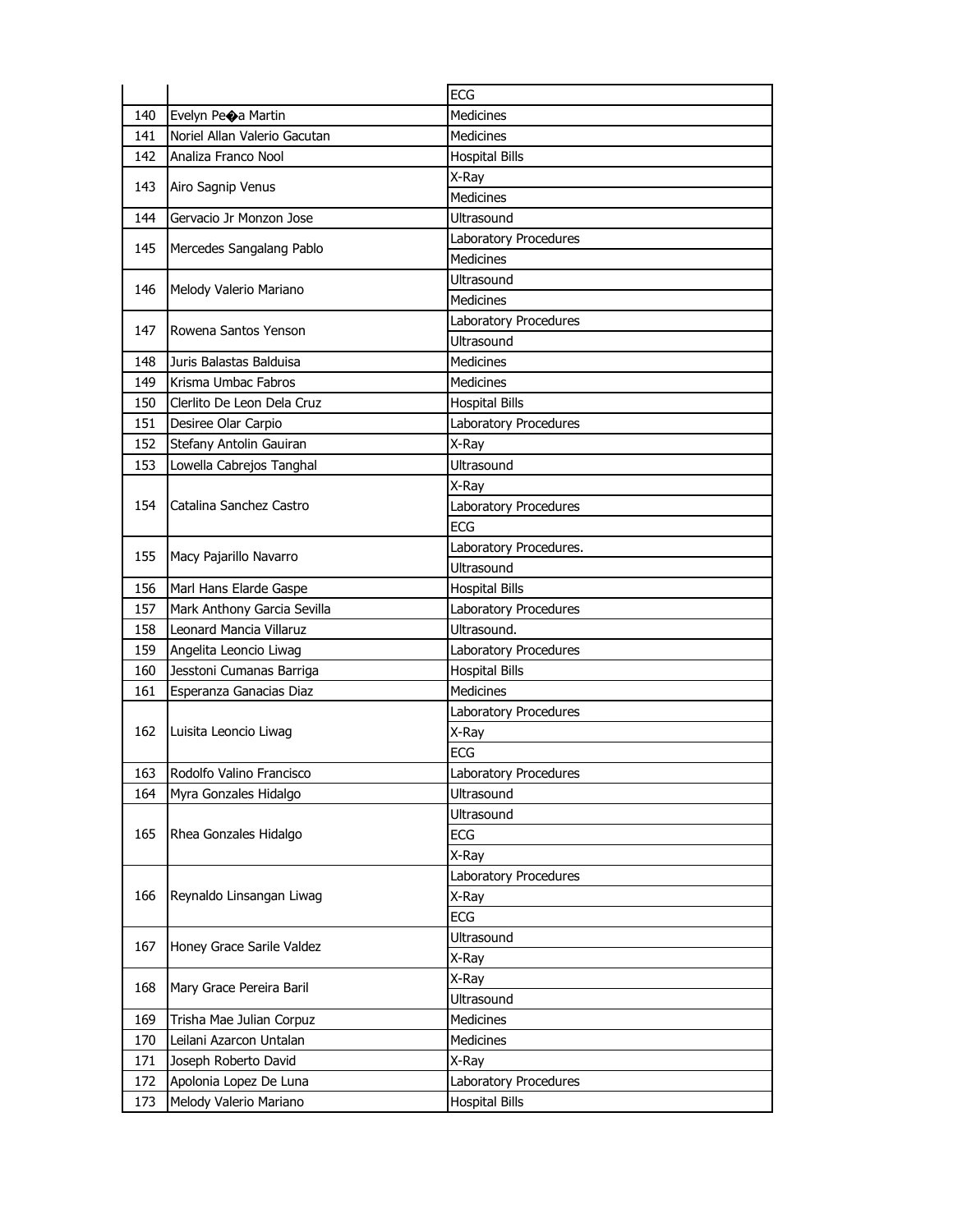| | | |
|---|---|---|
| | | ECG |
| 140 | Evelyn Pe�a Martin | Medicines |
| 141 | Noriel Allan Valerio Gacutan | Medicines |
| 142 | Analiza Franco Nool | Hospital Bills |
| 143 | Airo Sagnip Venus | X-Ray |
| | | Medicines |
| 144 | Gervacio Jr Monzon Jose | Ultrasound |
| 145 | Mercedes Sangalang Pablo | Laboratory Procedures |
| | | Medicines |
| 146 | Melody Valerio Mariano | Ultrasound |
| | | Medicines |
| 147 | Rowena Santos Yenson | Laboratory Procedures |
| | | Ultrasound |
| 148 | Juris Balastas Balduisa | Medicines |
| 149 | Krisma Umbac Fabros | Medicines |
| 150 | Clerlito De Leon Dela Cruz | Hospital Bills |
| 151 | Desiree Olar Carpio | Laboratory Procedures |
| 152 | Stefany Antolin Gauiran | X-Ray |
| 153 | Lowella Cabrejos Tanghal | Ultrasound |
| 154 | Catalina Sanchez Castro | X-Ray |
| | | Laboratory Procedures |
| | | ECG |
| 155 | Macy Pajarillo Navarro | Laboratory Procedures. |
| | | Ultrasound |
| 156 | Marl Hans Elarde Gaspe | Hospital Bills |
| 157 | Mark Anthony Garcia Sevilla | Laboratory Procedures |
| 158 | Leonard Mancia Villaruz | Ultrasound. |
| 159 | Angelita Leoncio Liwag | Laboratory Procedures |
| 160 | Jesstoni Cumanas Barriga | Hospital Bills |
| 161 | Esperanza Ganacias Diaz | Medicines |
| 162 | Luisita Leoncio Liwag | Laboratory Procedures |
| | | X-Ray |
| | | ECG |
| 163 | Rodolfo Valino Francisco | Laboratory Procedures |
| 164 | Myra Gonzales Hidalgo | Ultrasound |
| 165 | Rhea Gonzales Hidalgo | Ultrasound |
| | | ECG |
| | | X-Ray |
| 166 | Reynaldo Linsangan Liwag | Laboratory Procedures |
| | | X-Ray |
| | | ECG |
| 167 | Honey Grace Sarile Valdez | Ultrasound |
| | | X-Ray |
| 168 | Mary Grace Pereira Baril | X-Ray |
| | | Ultrasound |
| 169 | Trisha Mae Julian Corpuz | Medicines |
| 170 | Leilani Azarcon Untalan | Medicines |
| 171 | Joseph Roberto David | X-Ray |
| 172 | Apolonia Lopez De Luna | Laboratory Procedures |
| 173 | Melody Valerio Mariano | Hospital Bills |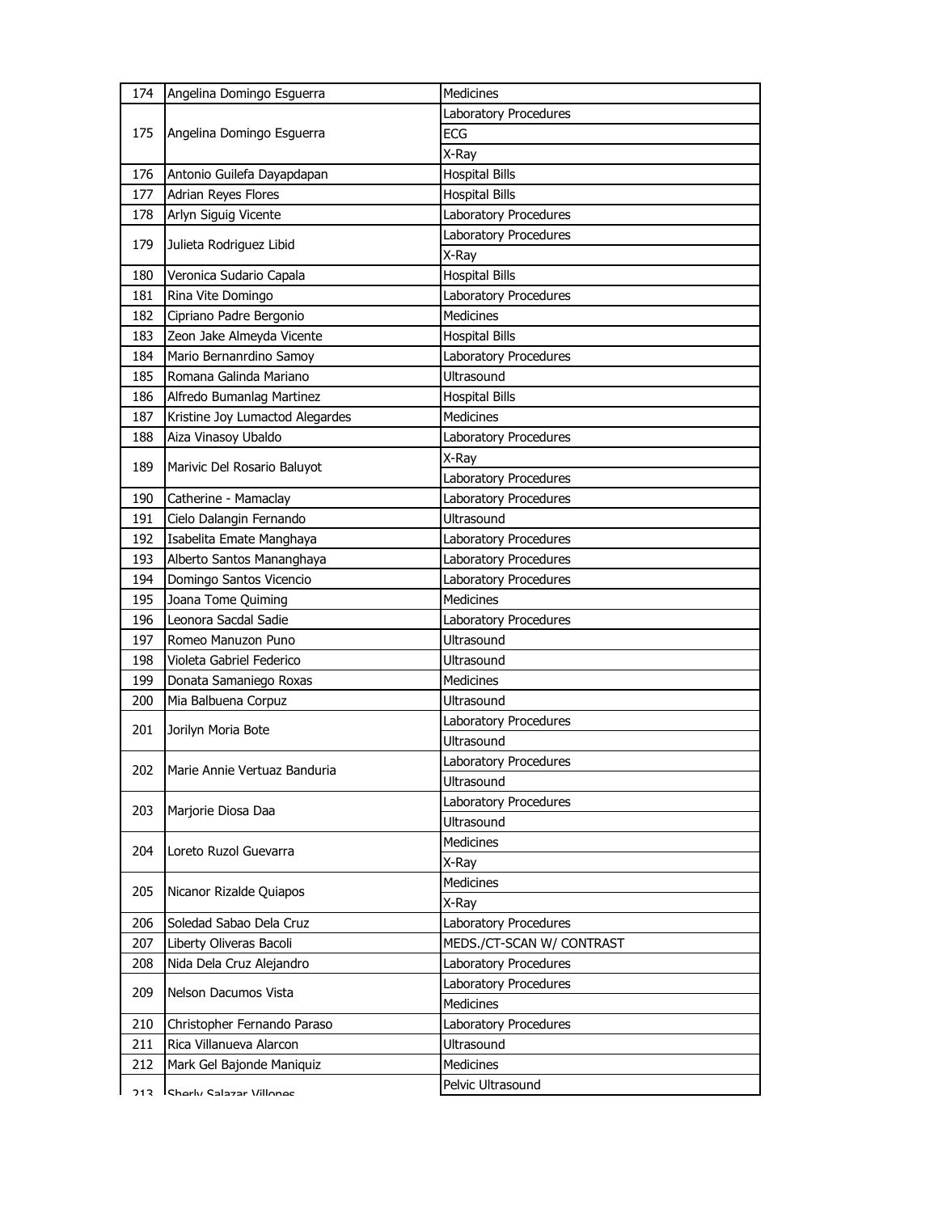| | | |
|---|---|---|
| 174 | Angelina Domingo Esguerra | Medicines |
| 175 | Angelina Domingo Esguerra | Laboratory Procedures |
| | | ECG |
| | | X-Ray |
| 176 | Antonio Guilefa Dayapdapan | Hospital Bills |
| 177 | Adrian Reyes Flores | Hospital Bills |
| 178 | Arlyn Siguig Vicente | Laboratory Procedures |
| 179 | Julieta Rodriguez Libid | Laboratory Procedures |
| | | X-Ray |
| 180 | Veronica Sudario Capala | Hospital Bills |
| 181 | Rina Vite Domingo | Laboratory Procedures |
| 182 | Cipriano Padre Bergonio | Medicines |
| 183 | Zeon Jake Almeyda Vicente | Hospital Bills |
| 184 | Mario Bernanrdino Samoy | Laboratory Procedures |
| 185 | Romana Galinda Mariano | Ultrasound |
| 186 | Alfredo Bumanlag Martinez | Hospital Bills |
| 187 | Kristine Joy Lumactod Alegardes | Medicines |
| 188 | Aiza Vinasoy Ubaldo | Laboratory Procedures |
| 189 | Marivic Del Rosario Baluyot | X-Ray |
| | | Laboratory Procedures |
| 190 | Catherine - Mamaclay | Laboratory Procedures |
| 191 | Cielo Dalangin Fernando | Ultrasound |
| 192 | Isabelita Emate Manghaya | Laboratory Procedures |
| 193 | Alberto Santos Mananghaya | Laboratory Procedures |
| 194 | Domingo Santos Vicencio | Laboratory Procedures |
| 195 | Joana Tome Quiming | Medicines |
| 196 | Leonora Sacdal Sadie | Laboratory Procedures |
| 197 | Romeo Manuzon Puno | Ultrasound |
| 198 | Violeta Gabriel Federico | Ultrasound |
| 199 | Donata Samaniego Roxas | Medicines |
| 200 | Mia Balbuena Corpuz | Ultrasound |
| 201 | Jorilyn Moria Bote | Laboratory Procedures |
| | | Ultrasound |
| 202 | Marie Annie Vertuaz Banduria | Laboratory Procedures |
| | | Ultrasound |
| 203 | Marjorie Diosa Daa | Laboratory Procedures |
| | | Ultrasound |
| 204 | Loreto Ruzol Guevarra | Medicines |
| | | X-Ray |
| 205 | Nicanor Rizalde Quiapos | Medicines |
| | | X-Ray |
| 206 | Soledad Sabao Dela Cruz | Laboratory Procedures |
| 207 | Liberty Oliveras Bacoli | MEDS./CT-SCAN W/ CONTRAST |
| 208 | Nida Dela Cruz Alejandro | Laboratory Procedures |
| 209 | Nelson Dacumos Vista | Laboratory Procedures |
| | | Medicines |
| 210 | Christopher Fernando Paraso | Laboratory Procedures |
| 211 | Rica Villanueva Alarcon | Ultrasound |
| 212 | Mark Gel Bajonde Maniquiz | Medicines |
| 213 | Sherly Salazar Villones | Pelvic Ultrasound |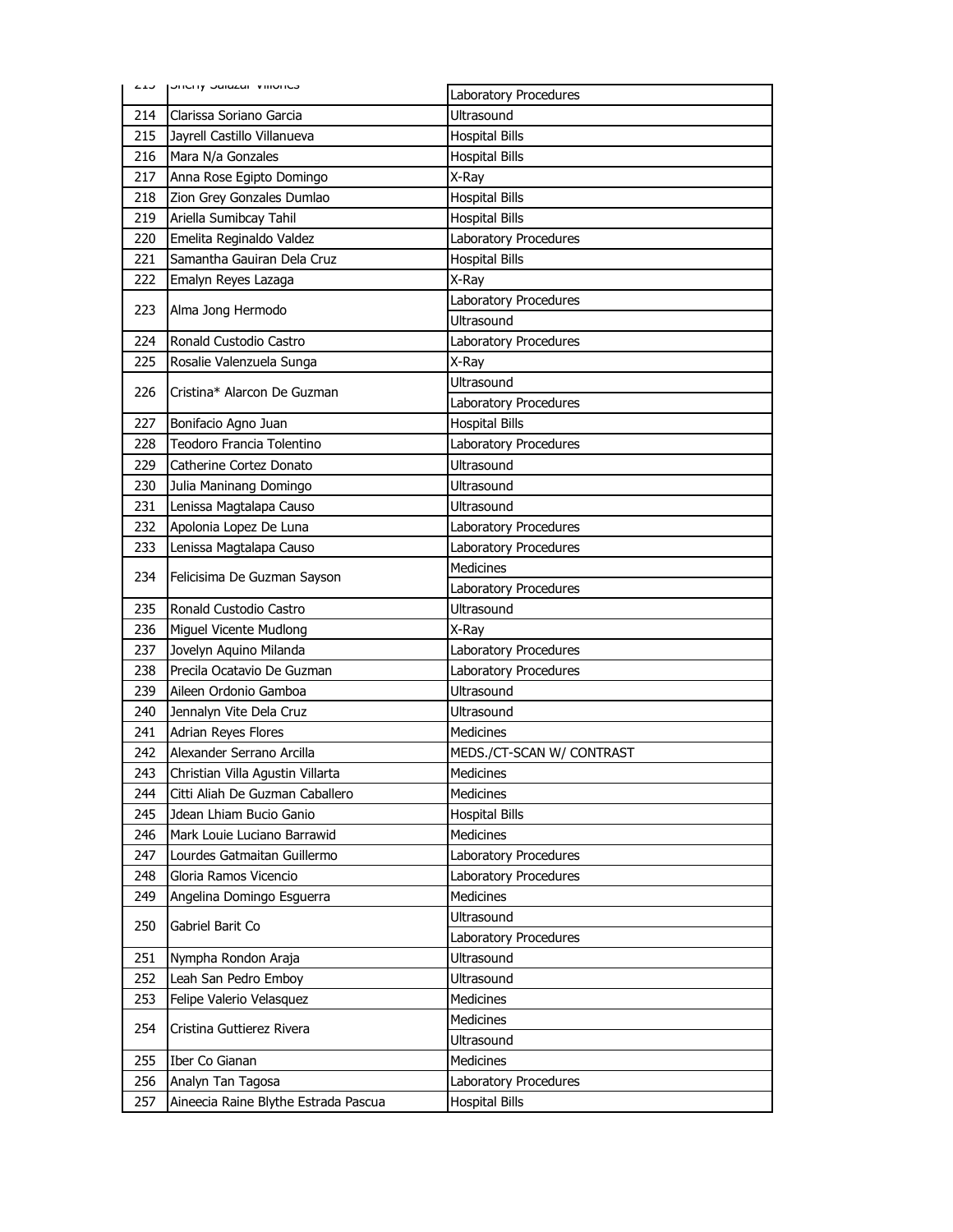| | | |
|---|---|---|
| 213 | Sherly Salazar Villones | Laboratory Procedures |
| 214 | Clarissa Soriano Garcia | Ultrasound |
| 215 | Jayrell Castillo Villanueva | Hospital Bills |
| 216 | Mara N/a Gonzales | Hospital Bills |
| 217 | Anna Rose Egipto Domingo | X-Ray |
| 218 | Zion Grey Gonzales Dumlao | Hospital Bills |
| 219 | Ariella Sumibcay Tahil | Hospital Bills |
| 220 | Emelita Reginaldo Valdez | Laboratory Procedures |
| 221 | Samantha Gauiran Dela Cruz | Hospital Bills |
| 222 | Emalyn Reyes Lazaga | X-Ray |
| 223 | Alma Jong Hermodo | Laboratory Procedures |
| | | Ultrasound |
| 224 | Ronald Custodio Castro | Laboratory Procedures |
| 225 | Rosalie Valenzuela Sunga | X-Ray |
| 226 | Cristina* Alarcon De Guzman | Ultrasound |
| | | Laboratory Procedures |
| 227 | Bonifacio Agno Juan | Hospital Bills |
| 228 | Teodoro Francia Tolentino | Laboratory Procedures |
| 229 | Catherine Cortez Donato | Ultrasound |
| 230 | Julia Maninang Domingo | Ultrasound |
| 231 | Lenissa Magtalapa Causo | Ultrasound |
| 232 | Apolonia Lopez De Luna | Laboratory Procedures |
| 233 | Lenissa Magtalapa Causo | Laboratory Procedures |
| 234 | Felicisima De Guzman Sayson | Medicines |
| | | Laboratory Procedures |
| 235 | Ronald Custodio Castro | Ultrasound |
| 236 | Miguel Vicente Mudlong | X-Ray |
| 237 | Jovelyn Aquino Milanda | Laboratory Procedures |
| 238 | Precila Ocatavio De Guzman | Laboratory Procedures |
| 239 | Aileen Ordonio Gamboa | Ultrasound |
| 240 | Jennalyn Vite Dela Cruz | Ultrasound |
| 241 | Adrian Reyes Flores | Medicines |
| 242 | Alexander Serrano Arcilla | MEDS./CT-SCAN W/ CONTRAST |
| 243 | Christian Villa Agustin Villarta | Medicines |
| 244 | Citti Aliah De Guzman Caballero | Medicines |
| 245 | Jdean Lhiam Bucio Ganio | Hospital Bills |
| 246 | Mark Louie Luciano Barrawid | Medicines |
| 247 | Lourdes Gatmaitan Guillermo | Laboratory Procedures |
| 248 | Gloria Ramos Vicencio | Laboratory Procedures |
| 249 | Angelina Domingo Esguerra | Medicines |
| 250 | Gabriel Barit Co | Ultrasound |
| | | Laboratory Procedures |
| 251 | Nympha Rondon Araja | Ultrasound |
| 252 | Leah San Pedro Emboy | Ultrasound |
| 253 | Felipe Valerio Velasquez | Medicines |
| 254 | Cristina Guttierez Rivera | Medicines |
| | | Ultrasound |
| 255 | Iber Co Gianan | Medicines |
| 256 | Analyn Tan Tagosa | Laboratory Procedures |
| 257 | Aineecia Raine Blythe Estrada Pascua | Hospital Bills |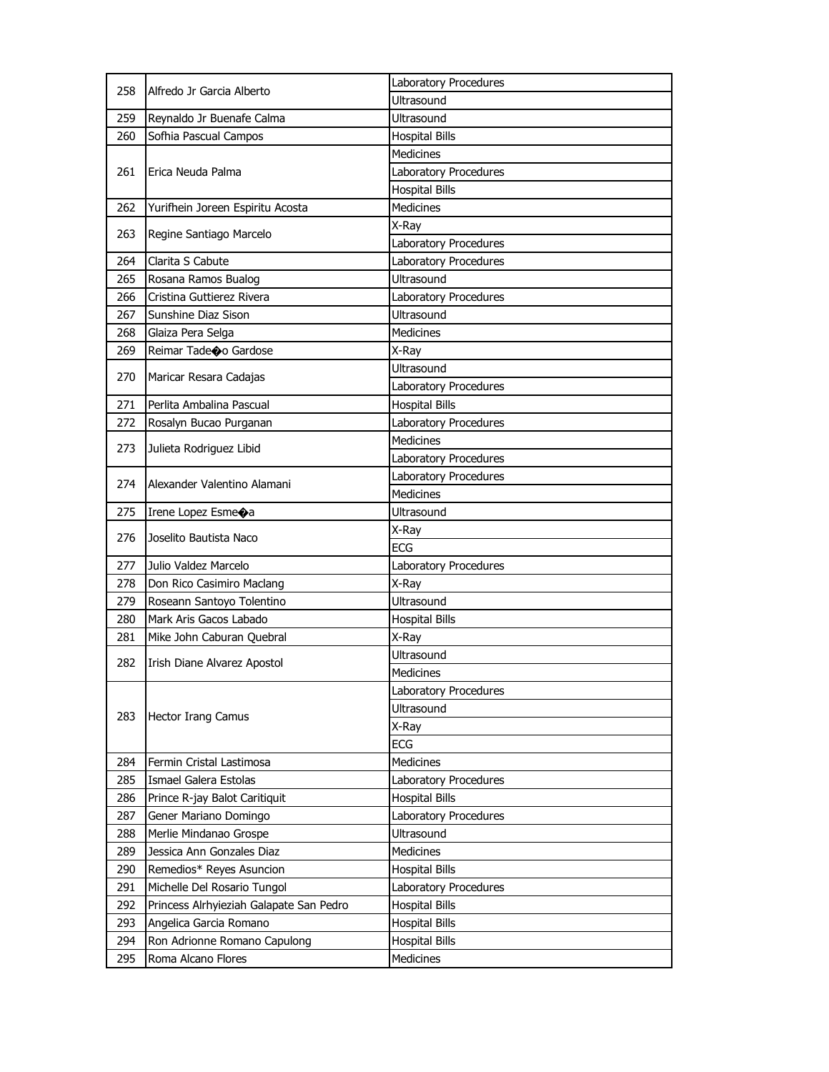| | | |
|---|---|---|
| 258 | Alfredo Jr Garcia Alberto | Laboratory Procedures |
| | | Ultrasound |
| 259 | Reynaldo Jr Buenafe Calma | Ultrasound |
| 260 | Sofhia Pascual Campos | Hospital Bills |
| 261 | Erica Neuda Palma | Medicines |
| | | Laboratory Procedures |
| | | Hospital Bills |
| 262 | Yurifhein Joreen Espiritu Acosta | Medicines |
| 263 | Regine Santiago Marcelo | X-Ray |
| | | Laboratory Procedures |
| 264 | Clarita S Cabute | Laboratory Procedures |
| 265 | Rosana Ramos Bualog | Ultrasound |
| 266 | Cristina Guttierez Rivera | Laboratory Procedures |
| 267 | Sunshine Diaz Sison | Ultrasound |
| 268 | Glaiza Pera Selga | Medicines |
| 269 | Reimar Tade�o Gardose | X-Ray |
| 270 | Maricar Resara Cadajas | Ultrasound |
| | | Laboratory Procedures |
| 271 | Perlita Ambalina Pascual | Hospital Bills |
| 272 | Rosalyn Bucao Purganan | Laboratory Procedures |
| 273 | Julieta Rodriguez Libid | Medicines |
| | | Laboratory Procedures |
| 274 | Alexander Valentino Alamani | Laboratory Procedures |
| | | Medicines |
| 275 | Irene Lopez Esme�a | Ultrasound |
| 276 | Joselito Bautista Naco | X-Ray |
| | | ECG |
| 277 | Julio Valdez Marcelo | Laboratory Procedures |
| 278 | Don Rico Casimiro Maclang | X-Ray |
| 279 | Roseann Santoyo Tolentino | Ultrasound |
| 280 | Mark Aris Gacos Labado | Hospital Bills |
| 281 | Mike John Caburan Quebral | X-Ray |
| 282 | Irish Diane Alvarez Apostol | Ultrasound |
| | | Medicines |
| 283 | Hector Irang Camus | Laboratory Procedures |
| | | Ultrasound |
| | | X-Ray |
| | | ECG |
| 284 | Fermin Cristal Lastimosa | Medicines |
| 285 | Ismael Galera Estolas | Laboratory Procedures |
| 286 | Prince R-jay Balot Caritiquit | Hospital Bills |
| 287 | Gener Mariano Domingo | Laboratory Procedures |
| 288 | Merlie Mindanao Grospe | Ultrasound |
| 289 | Jessica Ann Gonzales Diaz | Medicines |
| 290 | Remedios* Reyes Asuncion | Hospital Bills |
| 291 | Michelle Del Rosario Tungol | Laboratory Procedures |
| 292 | Princess Alrhyieziah Galapate San Pedro | Hospital Bills |
| 293 | Angelica Garcia Romano | Hospital Bills |
| 294 | Ron Adrionne Romano Capulong | Hospital Bills |
| 295 | Roma Alcano Flores | Medicines |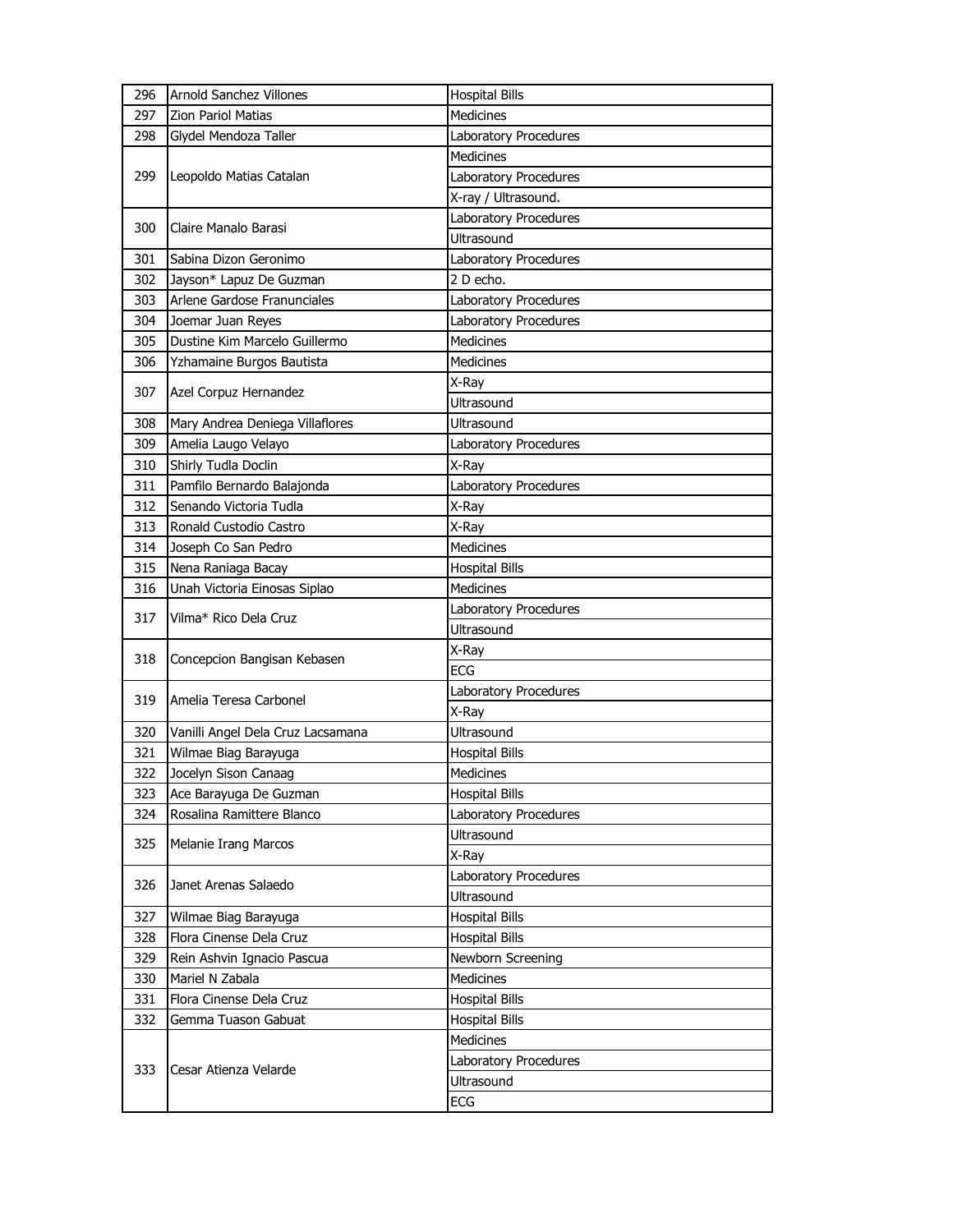| 296 | Arnold Sanchez Villones | Hospital Bills |
|---|---|---|
| 297 | Zion Pariol Matias | Medicines |
| 298 | Glydel Mendoza Taller | Laboratory Procedures |
| 299 | Leopoldo Matias Catalan | Medicines |
| | | Laboratory Procedures |
| | | X-ray / Ultrasound. |
| 300 | Claire Manalo Barasi | Laboratory Procedures |
| | | Ultrasound |
| 301 | Sabina Dizon Geronimo | Laboratory Procedures |
| 302 | Jayson* Lapuz De Guzman | 2 D echo. |
| 303 | Arlene Gardose Franunciales | Laboratory Procedures |
| 304 | Joemar Juan Reyes | Laboratory Procedures |
| 305 | Dustine Kim Marcelo Guillermo | Medicines |
| 306 | Yzhamaine Burgos Bautista | Medicines |
| 307 | Azel Corpuz Hernandez | X-Ray |
| | | Ultrasound |
| 308 | Mary Andrea Deniega Villaflores | Ultrasound |
| 309 | Amelia Laugo Velayo | Laboratory Procedures |
| 310 | Shirly Tudla Doclin | X-Ray |
| 311 | Pamfilo Bernardo Balajonda | Laboratory Procedures |
| 312 | Senando Victoria Tudla | X-Ray |
| 313 | Ronald Custodio Castro | X-Ray |
| 314 | Joseph Co San Pedro | Medicines |
| 315 | Nena Raniaga Bacay | Hospital Bills |
| 316 | Unah Victoria Einosas Siplao | Medicines |
| 317 | Vilma* Rico Dela Cruz | Laboratory Procedures |
| | | Ultrasound |
| 318 | Concepcion Bangisan Kebasen | X-Ray |
| | | ECG |
| 319 | Amelia Teresa Carbonel | Laboratory Procedures |
| | | X-Ray |
| 320 | Vanilli Angel Dela Cruz Lacsamana | Ultrasound |
| 321 | Wilmae Biag Barayuga | Hospital Bills |
| 322 | Jocelyn Sison Canaag | Medicines |
| 323 | Ace Barayuga De Guzman | Hospital Bills |
| 324 | Rosalina Ramittere Blanco | Laboratory Procedures |
| 325 | Melanie Irang Marcos | Ultrasound |
| | | X-Ray |
| 326 | Janet Arenas Salaedo | Laboratory Procedures |
| | | Ultrasound |
| 327 | Wilmae Biag Barayuga | Hospital Bills |
| 328 | Flora Cinense Dela Cruz | Hospital Bills |
| 329 | Rein Ashvin Ignacio Pascua | Newborn Screening |
| 330 | Mariel N Zabala | Medicines |
| 331 | Flora Cinense Dela Cruz | Hospital Bills |
| 332 | Gemma Tuason Gabuat | Hospital Bills |
| 333 | Cesar Atienza Velarde | Medicines |
| | | Laboratory Procedures |
| | | Ultrasound |
| | | ECG |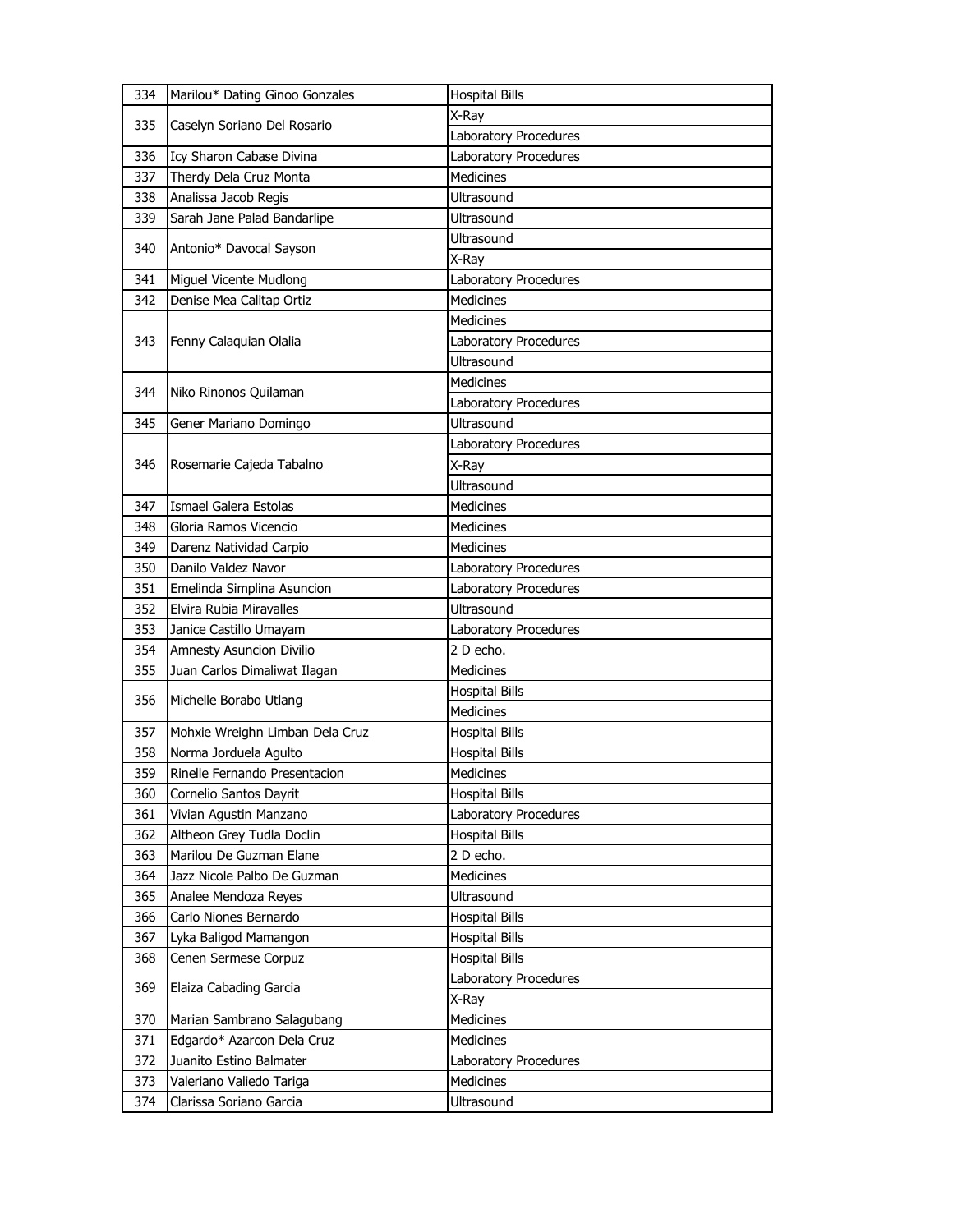| | | |
|---|---|---|
| 334 | Marilou* Dating Ginoo Gonzales | Hospital Bills |
| 335 | Caselyn Soriano Del Rosario | X-Ray |
| | | Laboratory Procedures |
| 336 | Icy Sharon Cabase Divina | Laboratory Procedures |
| 337 | Therdy Dela Cruz Monta | Medicines |
| 338 | Analissa Jacob Regis | Ultrasound |
| 339 | Sarah Jane Palad Bandarlipe | Ultrasound |
| 340 | Antonio* Davocal Sayson | Ultrasound |
| | | X-Ray |
| 341 | Miguel Vicente Mudlong | Laboratory Procedures |
| 342 | Denise Mea Calitap Ortiz | Medicines |
| 343 | Fenny Calaquian Olalia | Medicines |
| | | Laboratory Procedures |
| | | Ultrasound |
| 344 | Niko Rinonos Quilaman | Medicines |
| | | Laboratory Procedures |
| 345 | Gener Mariano Domingo | Ultrasound |
| 346 | Rosemarie Cajeda Tabalno | Laboratory Procedures |
| | | X-Ray |
| | | Ultrasound |
| 347 | Ismael Galera Estolas | Medicines |
| 348 | Gloria Ramos Vicencio | Medicines |
| 349 | Darenz Natividad Carpio | Medicines |
| 350 | Danilo Valdez Navor | Laboratory Procedures |
| 351 | Emelinda Simplina Asuncion | Laboratory Procedures |
| 352 | Elvira Rubia Miravalles | Ultrasound |
| 353 | Janice Castillo Umayam | Laboratory Procedures |
| 354 | Amnesty Asuncion Divilio | 2 D echo. |
| 355 | Juan Carlos Dimaliwat Ilagan | Medicines |
| 356 | Michelle Borabo Utlang | Hospital Bills |
| | | Medicines |
| 357 | Mohxie Wreighn Limban Dela Cruz | Hospital Bills |
| 358 | Norma Jorduela Agulto | Hospital Bills |
| 359 | Rinelle Fernando Presentacion | Medicines |
| 360 | Cornelio Santos Dayrit | Hospital Bills |
| 361 | Vivian Agustin Manzano | Laboratory Procedures |
| 362 | Altheon Grey Tudla Doclin | Hospital Bills |
| 363 | Marilou De Guzman Elane | 2 D echo. |
| 364 | Jazz Nicole Palbo De Guzman | Medicines |
| 365 | Analee Mendoza Reyes | Ultrasound |
| 366 | Carlo Niones Bernardo | Hospital Bills |
| 367 | Lyka Baligod Mamangon | Hospital Bills |
| 368 | Cenen Sermese Corpuz | Hospital Bills |
| 369 | Elaiza Cabading Garcia | Laboratory Procedures |
| | | X-Ray |
| 370 | Marian Sambrano Salagubang | Medicines |
| 371 | Edgardo* Azarcon Dela Cruz | Medicines |
| 372 | Juanito Estino Balmater | Laboratory Procedures |
| 373 | Valeriano Valiedo Tariga | Medicines |
| 374 | Clarissa Soriano Garcia | Ultrasound |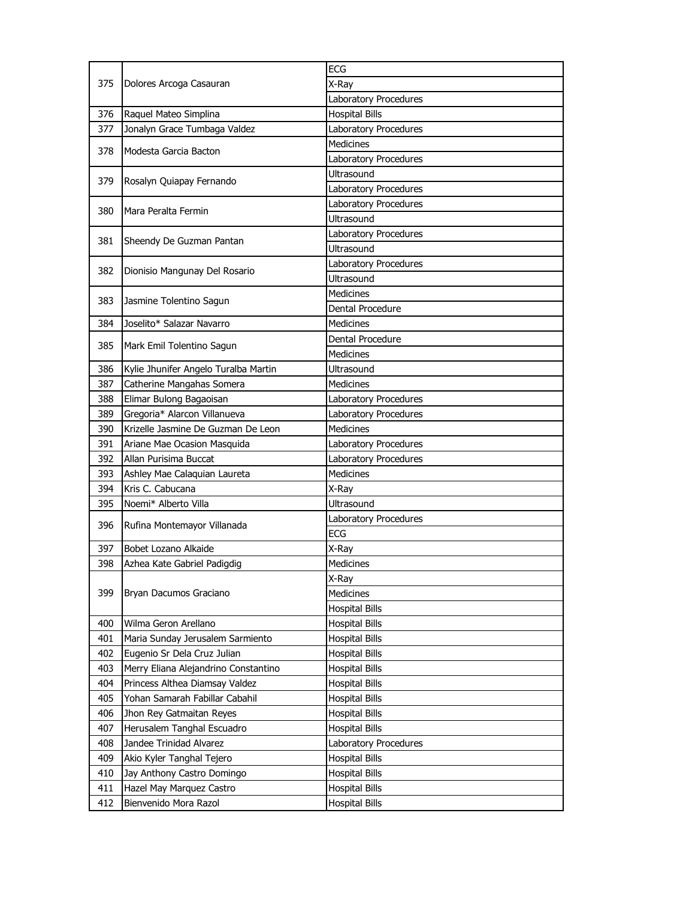| | | |
|---|---|---|
| 375 | Dolores Arcoga Casauran | ECG |
| | | X-Ray |
| | | Laboratory Procedures |
| 376 | Raquel Mateo Simplina | Hospital Bills |
| 377 | Jonalyn Grace Tumbaga Valdez | Laboratory Procedures |
| 378 | Modesta Garcia Bacton | Medicines |
| | | Laboratory Procedures |
| 379 | Rosalyn Quiapay Fernando | Ultrasound |
| | | Laboratory Procedures |
| 380 | Mara Peralta Fermin | Laboratory Procedures |
| | | Ultrasound |
| 381 | Sheendy De Guzman Pantan | Laboratory Procedures |
| | | Ultrasound |
| 382 | Dionisio Mangunay Del Rosario | Laboratory Procedures |
| | | Ultrasound |
| 383 | Jasmine Tolentino Sagun | Medicines |
| | | Dental Procedure |
| 384 | Joselito* Salazar Navarro | Medicines |
| 385 | Mark Emil Tolentino Sagun | Dental Procedure |
| | | Medicines |
| 386 | Kylie Jhunifer Angelo Turalba Martin | Ultrasound |
| 387 | Catherine Mangahas Somera | Medicines |
| 388 | Elimar Bulong Bagaoisan | Laboratory Procedures |
| 389 | Gregoria* Alarcon Villanueva | Laboratory Procedures |
| 390 | Krizelle Jasmine De Guzman De Leon | Medicines |
| 391 | Ariane Mae Ocasion Masquida | Laboratory Procedures |
| 392 | Allan Purisima Buccat | Laboratory Procedures |
| 393 | Ashley Mae Calaquian Laureta | Medicines |
| 394 | Kris C. Cabucana | X-Ray |
| 395 | Noemi* Alberto Villa | Ultrasound |
| 396 | Rufina Montemayor Villanada | Laboratory Procedures |
| | | ECG |
| 397 | Bobet Lozano Alkaide | X-Ray |
| 398 | Azhea Kate Gabriel Padigdig | Medicines |
| 399 | Bryan Dacumos Graciano | X-Ray |
| | | Medicines |
| | | Hospital Bills |
| 400 | Wilma Geron Arellano | Hospital Bills |
| 401 | Maria Sunday Jerusalem Sarmiento | Hospital Bills |
| 402 | Eugenio Sr Dela Cruz Julian | Hospital Bills |
| 403 | Merry Eliana Alejandrino Constantino | Hospital Bills |
| 404 | Princess Althea Diamsay Valdez | Hospital Bills |
| 405 | Yohan Samarah Fabillar Cabahil | Hospital Bills |
| 406 | Jhon Rey Gatmaitan Reyes | Hospital Bills |
| 407 | Herusalem Tanghal Escuadro | Hospital Bills |
| 408 | Jandee Trinidad Alvarez | Laboratory Procedures |
| 409 | Akio Kyler Tanghal Tejero | Hospital Bills |
| 410 | Jay Anthony Castro Domingo | Hospital Bills |
| 411 | Hazel May Marquez Castro | Hospital Bills |
| 412 | Bienvenido Mora Razol | Hospital Bills |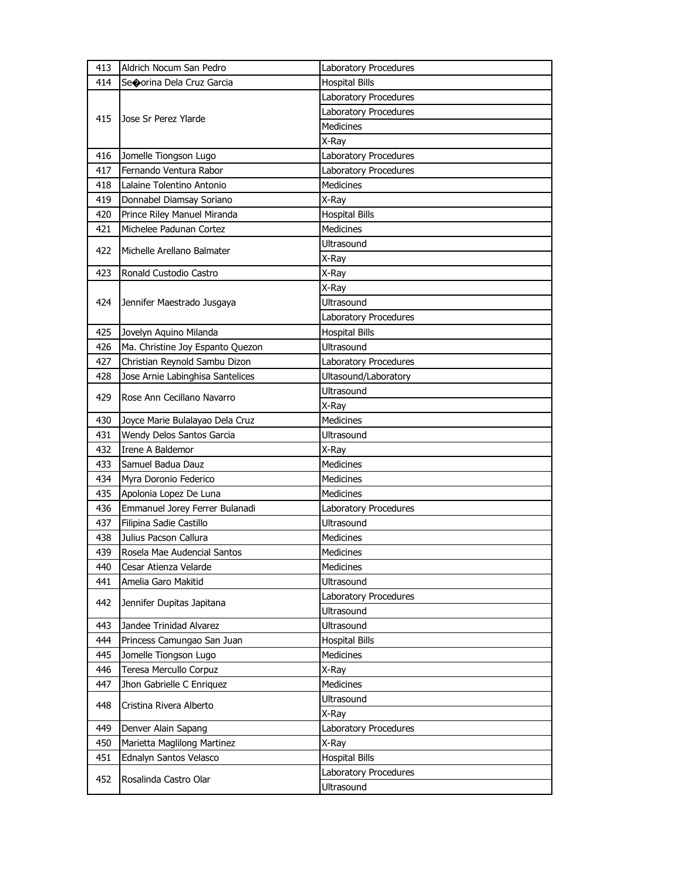| 413 | Aldrich Nocum San Pedro | Laboratory Procedures |
|---|---|---|
| 414 | Se�orina Dela Cruz Garcia | Hospital Bills |
| 415 | Jose Sr Perez Ylarde | Laboratory Procedures |
| | | Laboratory Procedures |
| | | Medicines |
| | | X-Ray |
| 416 | Jomelle Tiongson Lugo | Laboratory Procedures |
| 417 | Fernando Ventura Rabor | Laboratory Procedures |
| 418 | Lalaine Tolentino Antonio | Medicines |
| 419 | Donnabel Diamsay Soriano | X-Ray |
| 420 | Prince Riley Manuel Miranda | Hospital Bills |
| 421 | Michelee Padunan Cortez | Medicines |
| 422 | Michelle Arellano Balmater | Ultrasound |
| | | X-Ray |
| 423 | Ronald Custodio Castro | X-Ray |
| 424 | Jennifer Maestrado Jusgaya | X-Ray |
| | | Ultrasound |
| | | Laboratory Procedures |
| 425 | Jovelyn Aquino Milanda | Hospital Bills |
| 426 | Ma. Christine Joy Espanto Quezon | Ultrasound |
| 427 | Christian Reynold Sambu Dizon | Laboratory Procedures |
| 428 | Jose Arnie Labinghisa Santelices | Ultasound/Laboratory |
| 429 | Rose Ann Cecillano Navarro | Ultrasound |
| | | X-Ray |
| 430 | Joyce Marie Bulalayao Dela Cruz | Medicines |
| 431 | Wendy Delos Santos Garcia | Ultrasound |
| 432 | Irene A Baldemor | X-Ray |
| 433 | Samuel Badua Dauz | Medicines |
| 434 | Myra Doronio Federico | Medicines |
| 435 | Apolonia Lopez De Luna | Medicines |
| 436 | Emmanuel Jorey Ferrer Bulanadi | Laboratory Procedures |
| 437 | Filipina Sadie Castillo | Ultrasound |
| 438 | Julius Pacson Callura | Medicines |
| 439 | Rosela Mae Audencial Santos | Medicines |
| 440 | Cesar Atienza Velarde | Medicines |
| 441 | Amelia Garo Makitid | Ultrasound |
| 442 | Jennifer Dupitas Japitana | Laboratory Procedures |
| | | Ultrasound |
| 443 | Jandee Trinidad Alvarez | Ultrasound |
| 444 | Princess Camungao San Juan | Hospital Bills |
| 445 | Jomelle Tiongson Lugo | Medicines |
| 446 | Teresa Mercullo Corpuz | X-Ray |
| 447 | Jhon Gabrielle C Enriquez | Medicines |
| 448 | Cristina Rivera Alberto | Ultrasound |
| | | X-Ray |
| 449 | Denver Alain Sapang | Laboratory Procedures |
| 450 | Marietta Maglilong Martinez | X-Ray |
| 451 | Ednalyn Santos Velasco | Hospital Bills |
| 452 | Rosalinda Castro Olar | Laboratory Procedures |
| | | Ultrasound |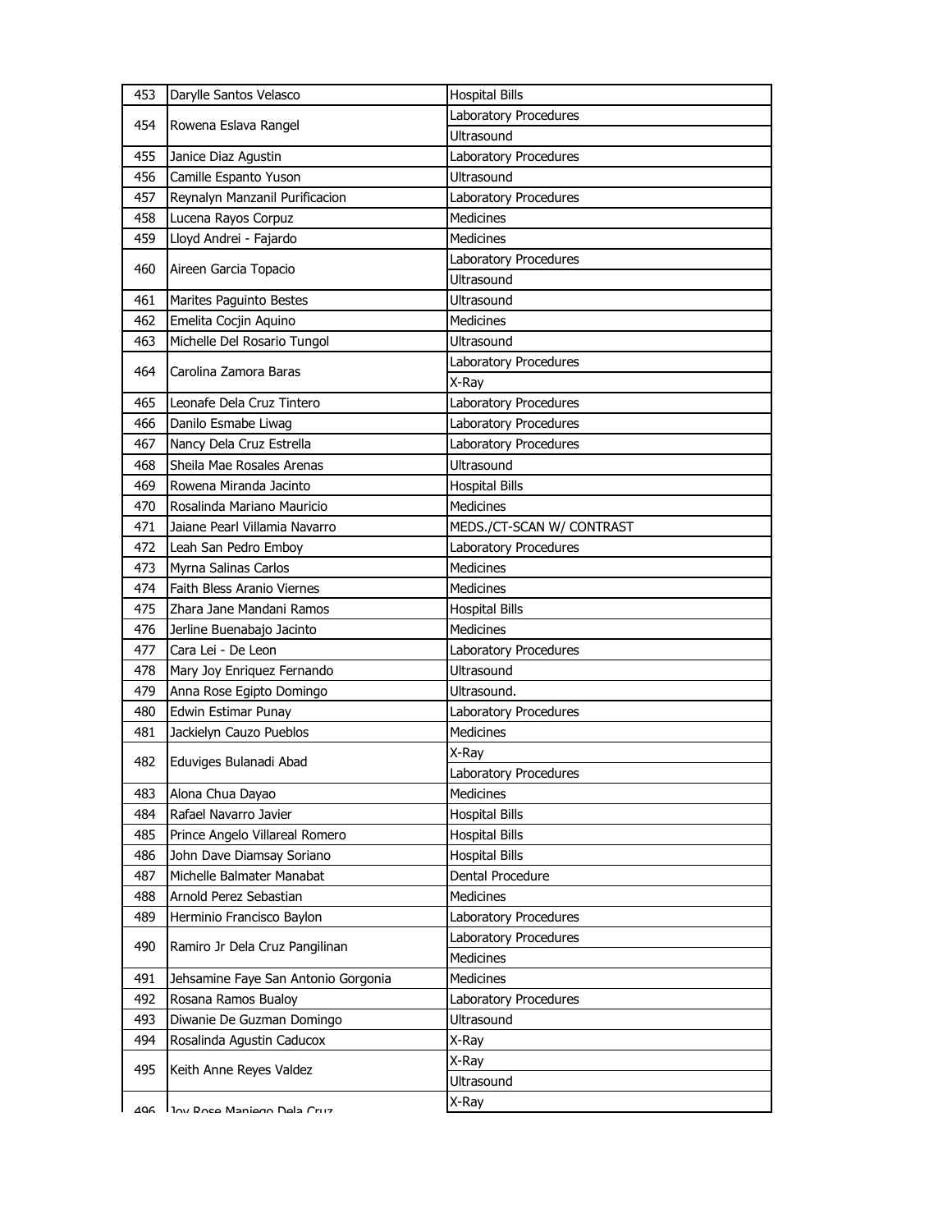| 453 | Darylle Santos Velasco | Hospital Bills |
|---|---|---|
| 454 | Rowena Eslava Rangel | Laboratory Procedures |
| | | Ultrasound |
| 455 | Janice Diaz Agustin | Laboratory Procedures |
| 456 | Camille Espanto Yuson | Ultrasound |
| 457 | Reynalyn Manzanil Purificacion | Laboratory Procedures |
| 458 | Lucena Rayos Corpuz | Medicines |
| 459 | Lloyd Andrei - Fajardo | Medicines |
| 460 | Aireen Garcia Topacio | Laboratory Procedures |
| | | Ultrasound |
| 461 | Marites Paguinto Bestes | Ultrasound |
| 462 | Emelita Cocjin Aquino | Medicines |
| 463 | Michelle Del Rosario Tungol | Ultrasound |
| 464 | Carolina Zamora Baras | Laboratory Procedures |
| | | X-Ray |
| 465 | Leonafe Dela Cruz Tintero | Laboratory Procedures |
| 466 | Danilo Esmabe Liwag | Laboratory Procedures |
| 467 | Nancy Dela Cruz Estrella | Laboratory Procedures |
| 468 | Sheila Mae Rosales Arenas | Ultrasound |
| 469 | Rowena Miranda Jacinto | Hospital Bills |
| 470 | Rosalinda Mariano Mauricio | Medicines |
| 471 | Jaiane Pearl Villamia Navarro | MEDS./CT-SCAN W/ CONTRAST |
| 472 | Leah San Pedro Emboy | Laboratory Procedures |
| 473 | Myrna Salinas Carlos | Medicines |
| 474 | Faith Bless Aranio Viernes | Medicines |
| 475 | Zhara Jane Mandani Ramos | Hospital Bills |
| 476 | Jerline Buenabajo Jacinto | Medicines |
| 477 | Cara Lei - De Leon | Laboratory Procedures |
| 478 | Mary Joy Enriquez Fernando | Ultrasound |
| 479 | Anna Rose Egipto Domingo | Ultrasound. |
| 480 | Edwin Estimar Punay | Laboratory Procedures |
| 481 | Jackielyn Cauzo Pueblos | Medicines |
| 482 | Eduviges Bulanadi Abad | X-Ray |
| | | Laboratory Procedures |
| 483 | Alona Chua Dayao | Medicines |
| 484 | Rafael Navarro Javier | Hospital Bills |
| 485 | Prince Angelo Villareal Romero | Hospital Bills |
| 486 | John Dave Diamsay Soriano | Hospital Bills |
| 487 | Michelle Balmater Manabat | Dental Procedure |
| 488 | Arnold Perez Sebastian | Medicines |
| 489 | Herminio Francisco Baylon | Laboratory Procedures |
| 490 | Ramiro Jr Dela Cruz Pangilinan | Laboratory Procedures |
| | | Medicines |
| 491 | Jehsamine Faye San Antonio Gorgonia | Medicines |
| 492 | Rosana Ramos Bualoy | Laboratory Procedures |
| 493 | Diwanie De Guzman Domingo | Ultrasound |
| 494 | Rosalinda Agustin Caducox | X-Ray |
| 495 | Keith Anne Reyes Valdez | X-Ray |
| | | Ultrasound |
| 496 | Joy Rose Maniego Dela Cruz | X-Ray |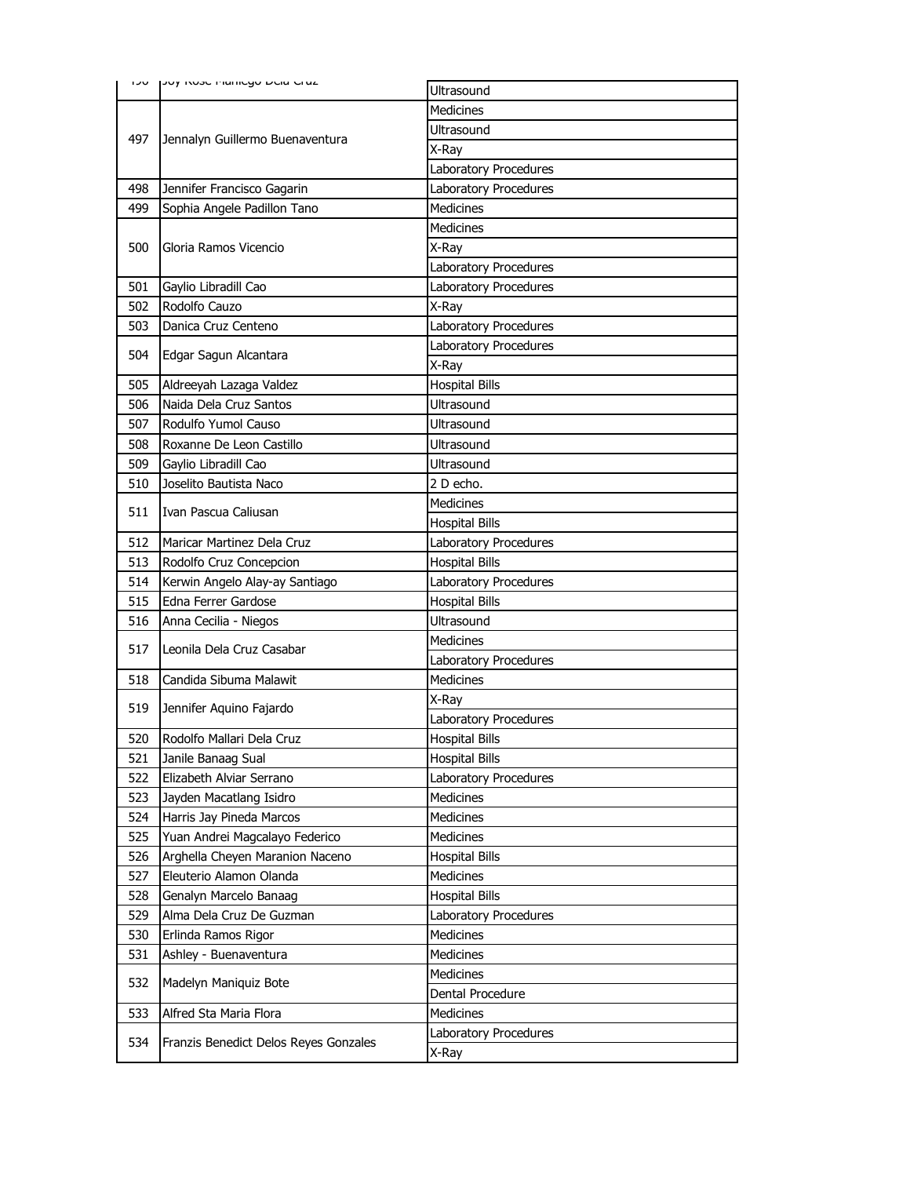| | | |
|---|---|---|
| 496 | Joy Rose Maniego Dela Cruz | Ultrasound |
| 497 | Jennalyn Guillermo Buenaventura | Medicines |
| | | Ultrasound |
| | | X-Ray |
| | | Laboratory Procedures |
| 498 | Jennifer Francisco Gagarin | Laboratory Procedures |
| 499 | Sophia Angele Padillon Tano | Medicines |
| 500 | Gloria Ramos Vicencio | Medicines |
| | | X-Ray |
| | | Laboratory Procedures |
| 501 | Gaylio Libradill Cao | Laboratory Procedures |
| 502 | Rodolfo Cauzo | X-Ray |
| 503 | Danica Cruz Centeno | Laboratory Procedures |
| 504 | Edgar Sagun Alcantara | Laboratory Procedures |
| | | X-Ray |
| 505 | Aldreeyah Lazaga Valdez | Hospital Bills |
| 506 | Naida Dela Cruz Santos | Ultrasound |
| 507 | Rodulfo Yumol Causo | Ultrasound |
| 508 | Roxanne De Leon Castillo | Ultrasound |
| 509 | Gaylio Libradill Cao | Ultrasound |
| 510 | Joselito Bautista Naco | 2 D echo. |
| 511 | Ivan Pascua Caliusan | Medicines |
| | | Hospital Bills |
| 512 | Maricar Martinez Dela Cruz | Laboratory Procedures |
| 513 | Rodolfo Cruz Concepcion | Hospital Bills |
| 514 | Kerwin Angelo Alay-ay Santiago | Laboratory Procedures |
| 515 | Edna Ferrer Gardose | Hospital Bills |
| 516 | Anna Cecilia - Niegos | Ultrasound |
| 517 | Leonila Dela Cruz Casabar | Medicines |
| | | Laboratory Procedures |
| 518 | Candida Sibuma Malawit | Medicines |
| 519 | Jennifer Aquino Fajardo | X-Ray |
| | | Laboratory Procedures |
| 520 | Rodolfo Mallari Dela Cruz | Hospital Bills |
| 521 | Janile Banaag Sual | Hospital Bills |
| 522 | Elizabeth Alviar Serrano | Laboratory Procedures |
| 523 | Jayden Macatlang Isidro | Medicines |
| 524 | Harris Jay Pineda Marcos | Medicines |
| 525 | Yuan Andrei Magcalayo Federico | Medicines |
| 526 | Arghella Cheyen Maranion Naceno | Hospital Bills |
| 527 | Eleuterio Alamon Olanda | Medicines |
| 528 | Genalyn Marcelo Banaag | Hospital Bills |
| 529 | Alma Dela Cruz De Guzman | Laboratory Procedures |
| 530 | Erlinda Ramos Rigor | Medicines |
| 531 | Ashley - Buenaventura | Medicines |
| 532 | Madelyn Maniquiz Bote | Medicines |
| | | Dental Procedure |
| 533 | Alfred Sta Maria Flora | Medicines |
| 534 | Franzis Benedict Delos Reyes Gonzales | Laboratory Procedures |
| | | X-Ray |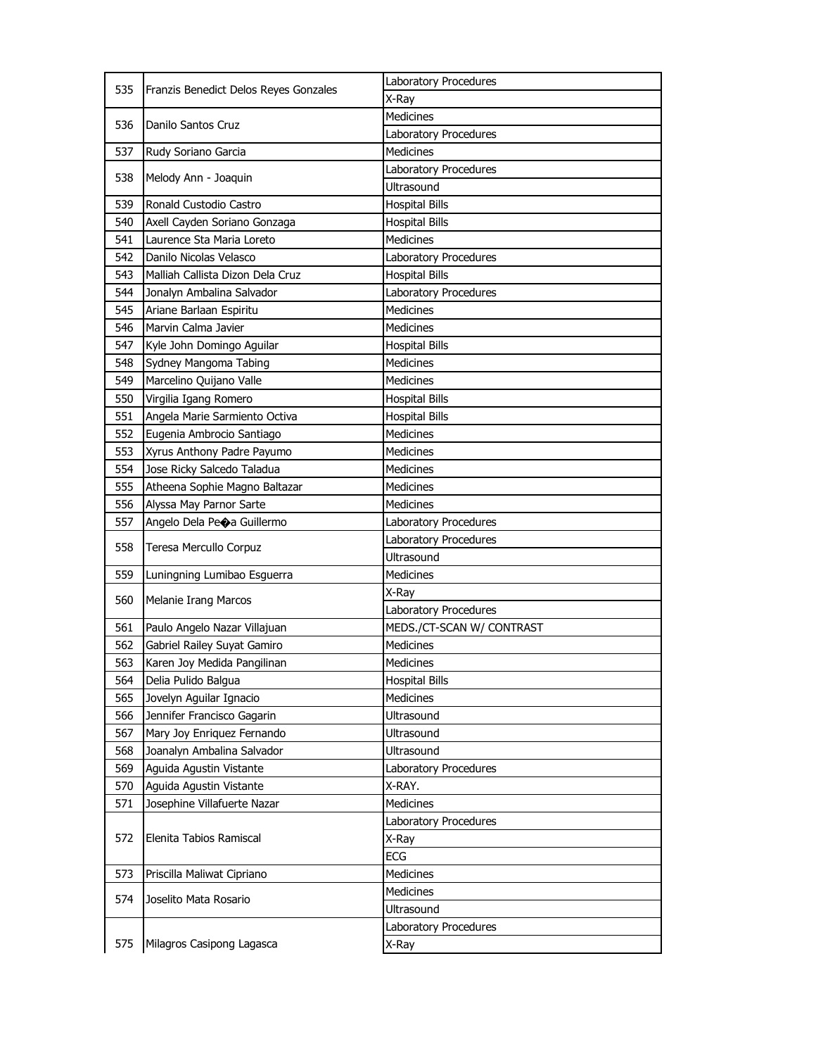| | | |
|---|---|---|
| 535 | Franzis Benedict Delos Reyes Gonzales | Laboratory Procedures |
| | | X-Ray |
| 536 | Danilo Santos Cruz | Medicines |
| | | Laboratory Procedures |
| 537 | Rudy Soriano Garcia | Medicines |
| 538 | Melody Ann - Joaquin | Laboratory Procedures |
| | | Ultrasound |
| 539 | Ronald Custodio Castro | Hospital Bills |
| 540 | Axell Cayden Soriano Gonzaga | Hospital Bills |
| 541 | Laurence Sta Maria Loreto | Medicines |
| 542 | Danilo Nicolas Velasco | Laboratory Procedures |
| 543 | Malliah Callista Dizon Dela Cruz | Hospital Bills |
| 544 | Jonalyn Ambalina Salvador | Laboratory Procedures |
| 545 | Ariane Barlaan Espiritu | Medicines |
| 546 | Marvin Calma Javier | Medicines |
| 547 | Kyle John Domingo Aguilar | Hospital Bills |
| 548 | Sydney Mangoma Tabing | Medicines |
| 549 | Marcelino Quijano Valle | Medicines |
| 550 | Virgilia Igang Romero | Hospital Bills |
| 551 | Angela Marie Sarmiento Octiva | Hospital Bills |
| 552 | Eugenia Ambrocio Santiago | Medicines |
| 553 | Xyrus Anthony Padre Payumo | Medicines |
| 554 | Jose Ricky Salcedo Taladua | Medicines |
| 555 | Atheena Sophie Magno Baltazar | Medicines |
| 556 | Alyssa May Parnor Sarte | Medicines |
| 557 | Angelo Dela Pe�a Guillermo | Laboratory Procedures |
| 558 | Teresa Mercullo Corpuz | Laboratory Procedures |
| | | Ultrasound |
| 559 | Luningning Lumibao Esguerra | Medicines |
| 560 | Melanie Irang Marcos | X-Ray |
| | | Laboratory Procedures |
| 561 | Paulo Angelo Nazar Villajuan | MEDS./CT-SCAN W/ CONTRAST |
| 562 | Gabriel Railey Suyat Gamiro | Medicines |
| 563 | Karen Joy Medida Pangilinan | Medicines |
| 564 | Delia Pulido Balgua | Hospital Bills |
| 565 | Jovelyn Aguilar Ignacio | Medicines |
| 566 | Jennifer Francisco Gagarin | Ultrasound |
| 567 | Mary Joy Enriquez Fernando | Ultrasound |
| 568 | Joanalyn Ambalina Salvador | Ultrasound |
| 569 | Aguida Agustin Vistante | Laboratory Procedures |
| 570 | Aguida Agustin Vistante | X-RAY. |
| 571 | Josephine Villafuerte Nazar | Medicines |
| 572 | Elenita Tabios Ramiscal | Laboratory Procedures |
| | | X-Ray |
| | | ECG |
| 573 | Priscilla Maliwat Cipriano | Medicines |
| 574 | Joselito Mata Rosario | Medicines |
| | | Ultrasound |
| 575 | Milagros Casipong Lagasca | Laboratory Procedures |
| | | X-Ray |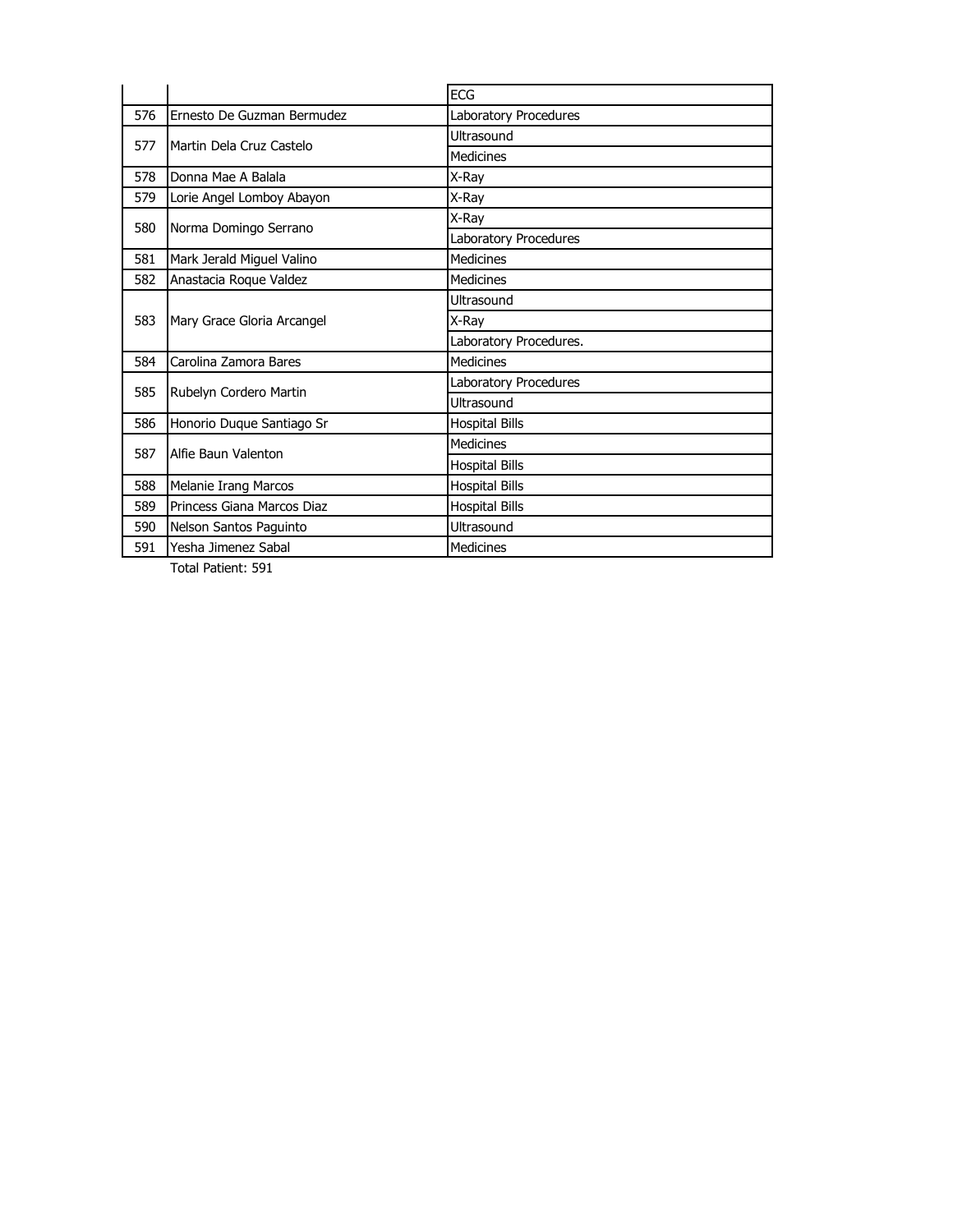| | | |
|---|---|---|
| | | ECG |
| 576 | Ernesto De Guzman Bermudez | Laboratory Procedures |
| 577 | Martin Dela Cruz Castelo | Ultrasound |
| | | Medicines |
| 578 | Donna Mae A Balala | X-Ray |
| 579 | Lorie Angel Lomboy Abayon | X-Ray |
| 580 | Norma Domingo Serrano | X-Ray |
| | | Laboratory Procedures |
| 581 | Mark Jerald Miguel Valino | Medicines |
| 582 | Anastacia Roque Valdez | Medicines |
| 583 | Mary Grace Gloria Arcangel | Ultrasound |
| | | X-Ray |
| | | Laboratory Procedures. |
| 584 | Carolina Zamora Bares | Medicines |
| 585 | Rubelyn Cordero Martin | Laboratory Procedures |
| | | Ultrasound |
| 586 | Honorio Duque Santiago Sr | Hospital Bills |
| 587 | Alfie Baun Valenton | Medicines |
| | | Hospital Bills |
| 588 | Melanie Irang Marcos | Hospital Bills |
| 589 | Princess Giana Marcos Diaz | Hospital Bills |
| 590 | Nelson Santos Paguinto | Ultrasound |
| 591 | Yesha Jimenez Sabal | Medicines |

Total Patient: 591